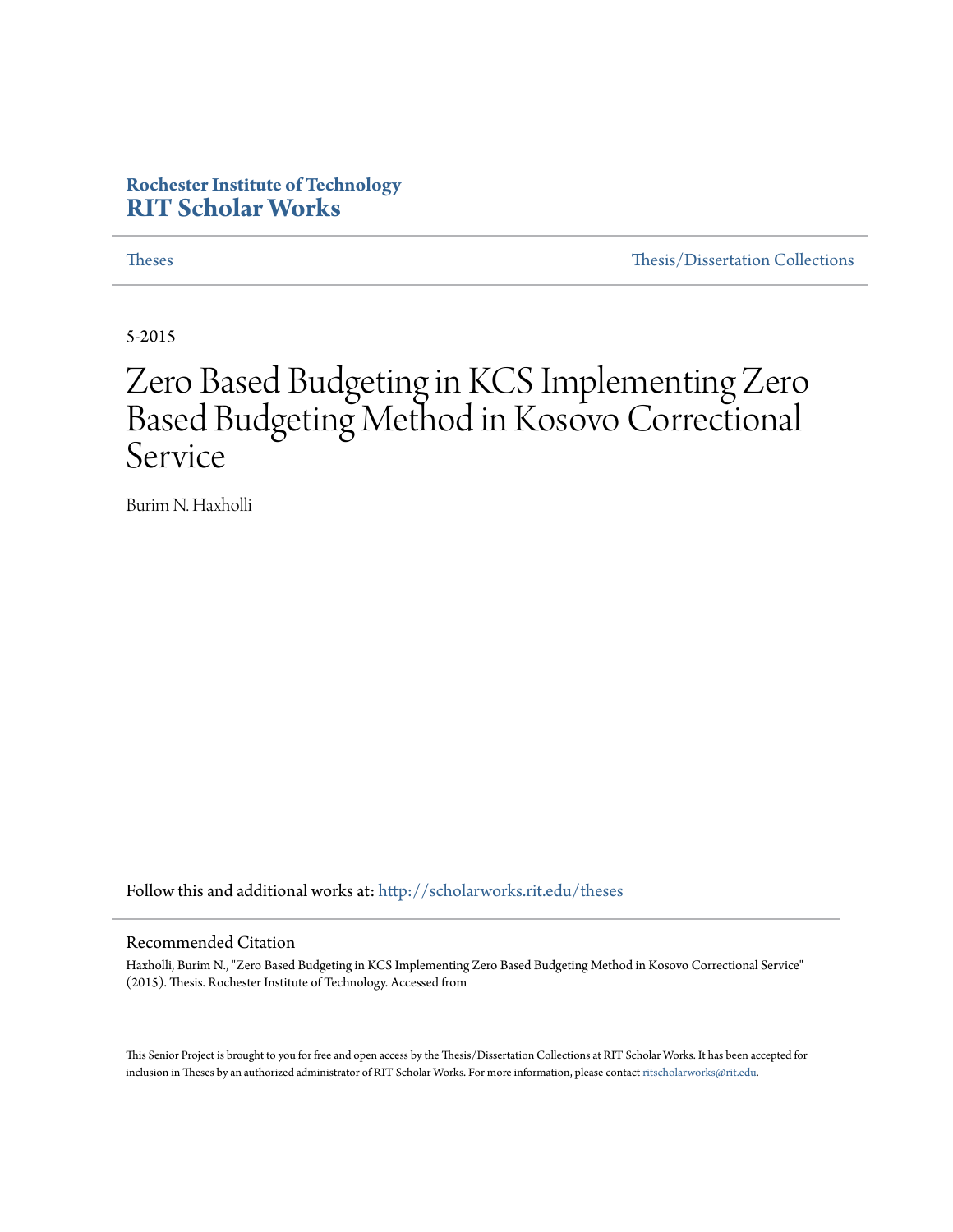Rochester Institute of Technology
**RIT Scholar Works**

Theses | Thesis/Dissertation Collections

5-2015

# Zero Based Budgeting in KCS Implementing Zero Based Budgeting Method in Kosovo Correctional Service

Burim N. Haxholli

Follow this and additional works at: http://scholarworks.rit.edu/theses

## Recommended Citation

Haxholli, Burim N., "Zero Based Budgeting in KCS Implementing Zero Based Budgeting Method in Kosovo Correctional Service" (2015). Thesis. Rochester Institute of Technology. Accessed from

This Senior Project is brought to you for free and open access by the Thesis/Dissertation Collections at RIT Scholar Works. It has been accepted for inclusion in Theses by an authorized administrator of RIT Scholar Works. For more information, please contact ritscholarworks@rit.edu.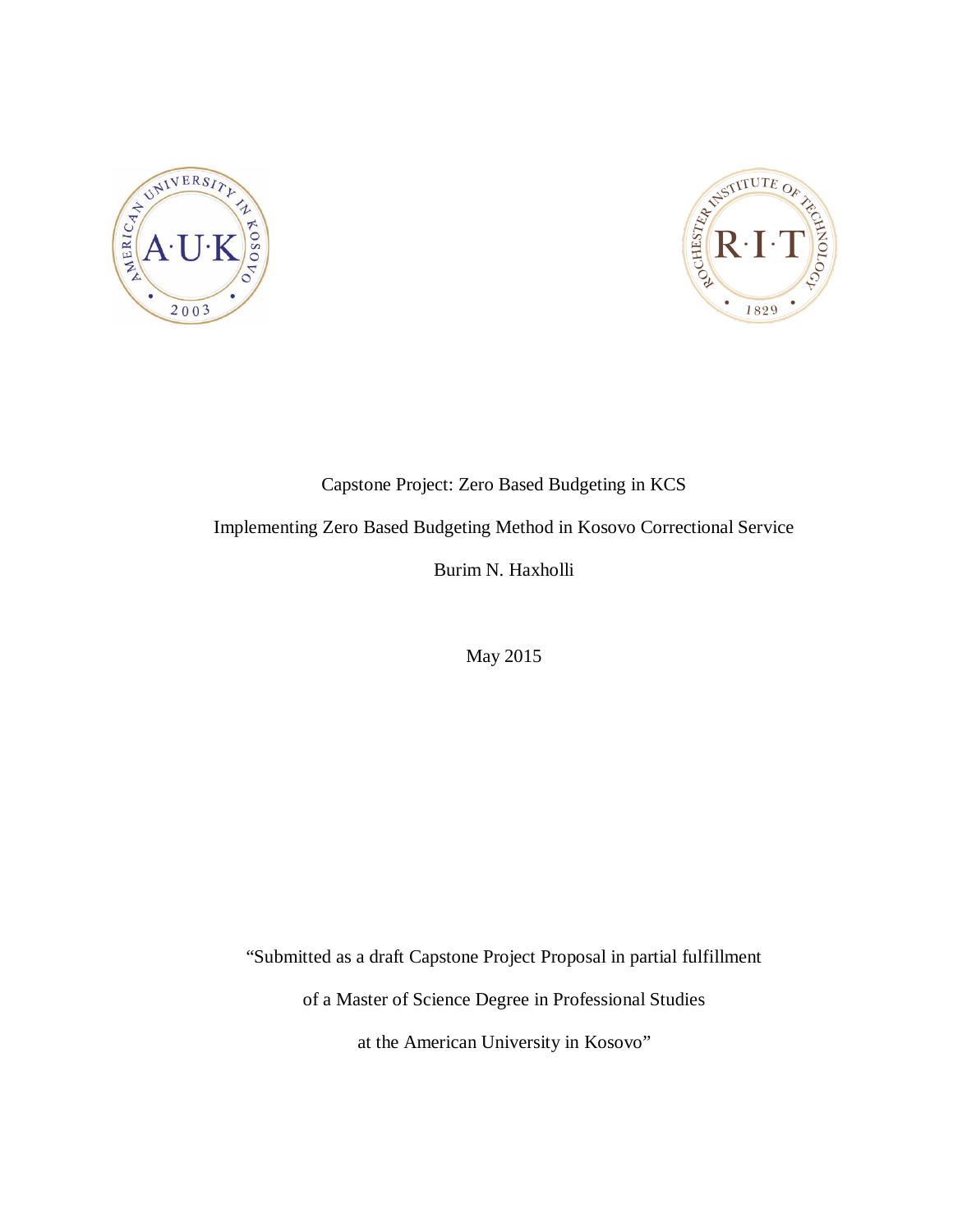Capstone Project: Zero Based Budgeting in KCS

Implementing Zero Based Budgeting Method in Kosovo Correctional Service

Burim N. Haxholli

May 2015

"Submitted as a draft Capstone Project Proposal in partial fulfillment

of a Master of Science Degree in Professional Studies

at the American University in Kosovo"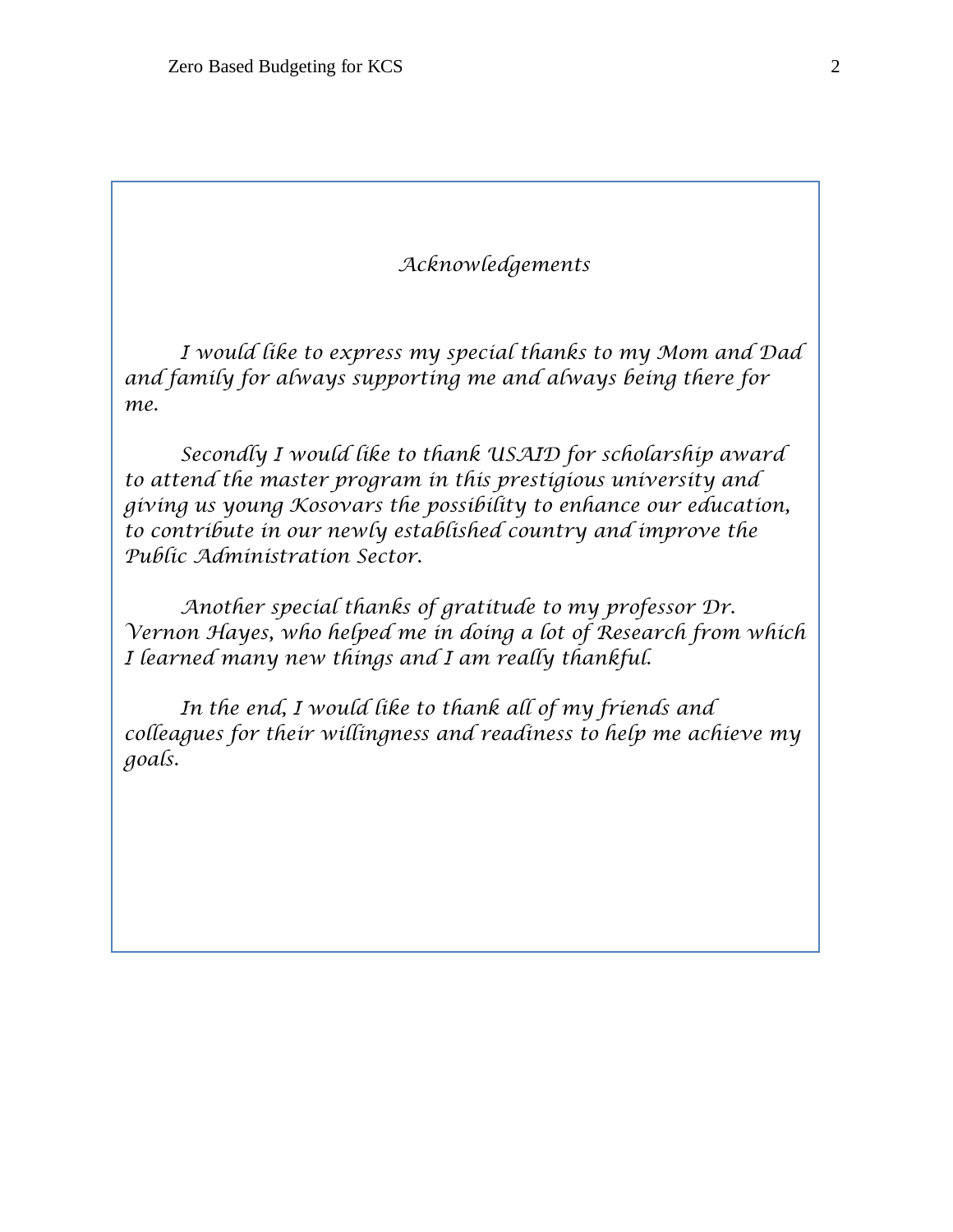# *Acknowledgements*

*I would like to express my special thanks to my Mom and Dad and family for always supporting me and always being there for me.*

*Secondly I would like to thank USAID for scholarship award to attend the master program in this prestigious university and giving us young Kosovars the possibility to enhance our education, to contribute in our newly established country and improve the Public Administration Sector.*

*Another special thanks of gratitude to my professor Dr. Vernon Hayes, who helped me in doing a lot of Research from which I learned many new things and I am really thankful.*

*In the end, I would like to thank all of my friends and colleagues for their willingness and readiness to help me achieve my goals.*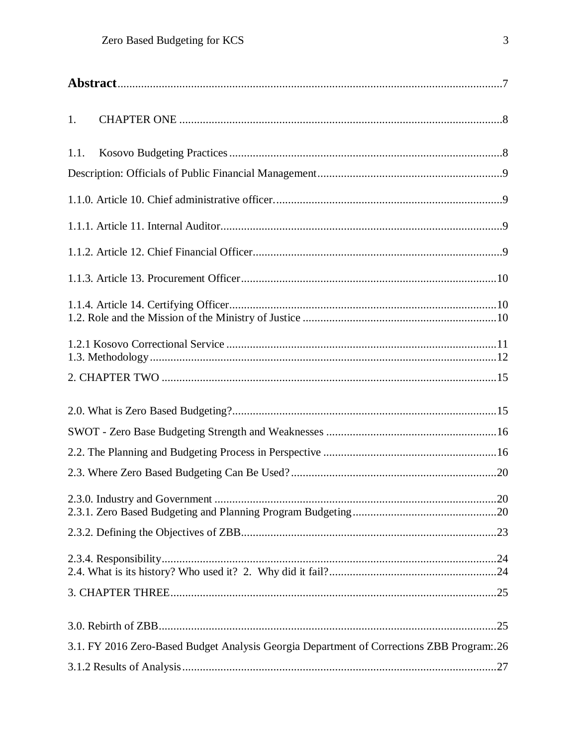**Abstract**.....................................................................................................................7

1. CHAPTER ONE .............................................................................................8

1.1. Kosovo Budgeting Practices ............................................................................8

Description: Officials of Public Financial Management..............................................................9

1.1.0. Article 10. Chief administrative officer. ............................................................................9

1.1.1. Article 11. Internal Auditor...............................................................................................9

1.1.2. Article 12. Chief Financial Officer....................................................................................9

1.1.3. Article 13. Procurement Officer.......................................................................................10

1.1.4. Article 14. Certifying Officer...........................................................................................10

1.2. Role and the Mission of the Ministry of Justice .................................................................10

1.2.1 Kosovo Correctional Service ...........................................................................................11

1.3. Methodology.....................................................................................................................12

2. CHAPTER TWO .................................................................................................................15

2.0. What is Zero Based Budgeting?.........................................................................................15

SWOT - Zero Base Budgeting Strength and Weaknesses .........................................................16

2.2. The Planning and Budgeting Process in Perspective ..........................................................16

2.3. Where Zero Based Budgeting Can Be Used? .....................................................................20

2.3.0. Industry and Government ................................................................................................20

2.3.1. Zero Based Budgeting and Planning Program Budgeting.................................................20

2.3.2. Defining the Objectives of ZBB.......................................................................................23

2.3.4. Responsibility..................................................................................................................24

2.4. What is its history? Who used it? 2. Why did it fail?.........................................................24

3. CHAPTER THREE...............................................................................................................25

3.0. Rebirth of ZBB...................................................................................................................25

3.1. FY 2016 Zero-Based Budget Analysis Georgia Department of Corrections ZBB Program:.26

3.1.2 Results of Analysis............................................................................................................27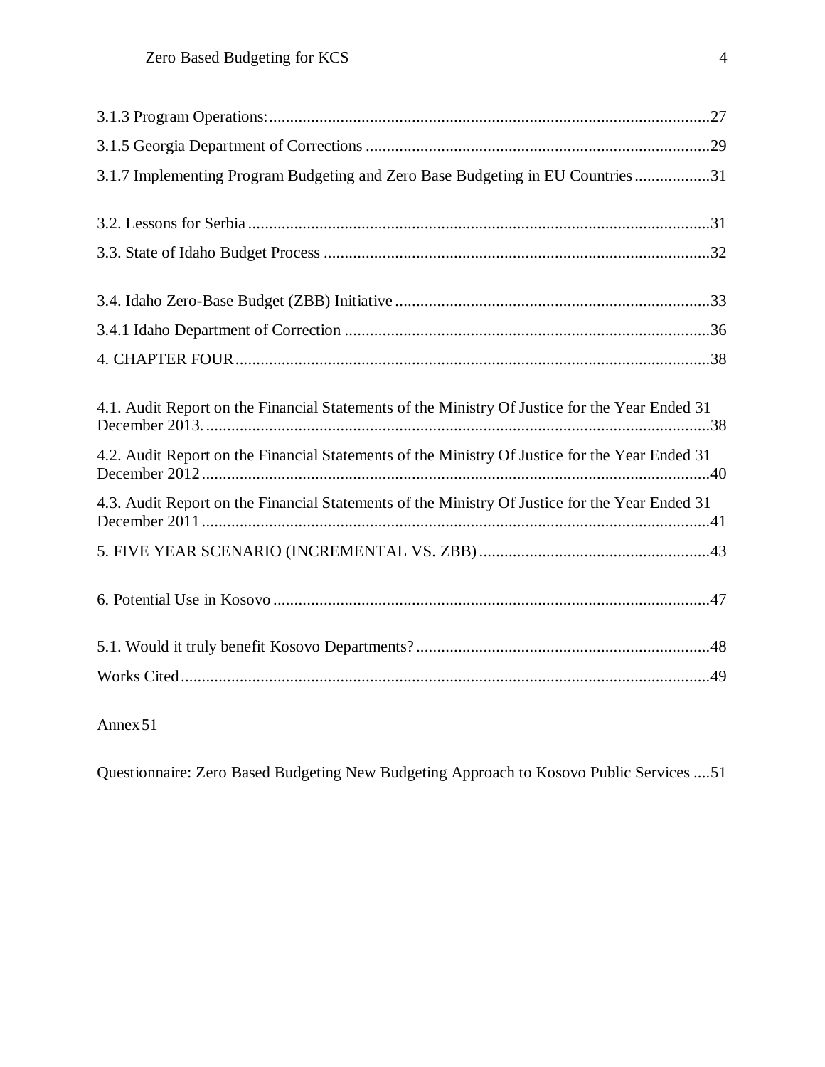3.1.3 Program Operations:........................................................................................................27

3.1.5 Georgia Department of Corrections .................................................................................29

3.1.7 Implementing Program Budgeting and Zero Base Budgeting in EU Countries ..................31

3.2. Lessons for Serbia .............................................................................................................31

3.3. State of Idaho Budget Process ...........................................................................................32

3.4. Idaho Zero-Base Budget (ZBB) Initiative ..........................................................................33

3.4.1 Idaho Department of Correction ......................................................................................36

4. CHAPTER FOUR................................................................................................................38

4.1. Audit Report on the Financial Statements of the Ministry Of Justice for the Year Ended 31 December 2013. .......................................................................................................................38

4.2. Audit Report on the Financial Statements of the Ministry Of Justice for the Year Ended 31 December 2012.........................................................................................................................40

4.3. Audit Report on the Financial Statements of the Ministry Of Justice for the Year Ended 31 December 2011.........................................................................................................................41

5. FIVE YEAR SCENARIO (INCREMENTAL VS. ZBB) ......................................................43

6. Potential Use in Kosovo .......................................................................................................47

5.1. Would it truly benefit Kosovo Departments? .....................................................................48

Works Cited.............................................................................................................................49

Annex 51

Questionnaire: Zero Based Budgeting New Budgeting Approach to Kosovo Public Services ....51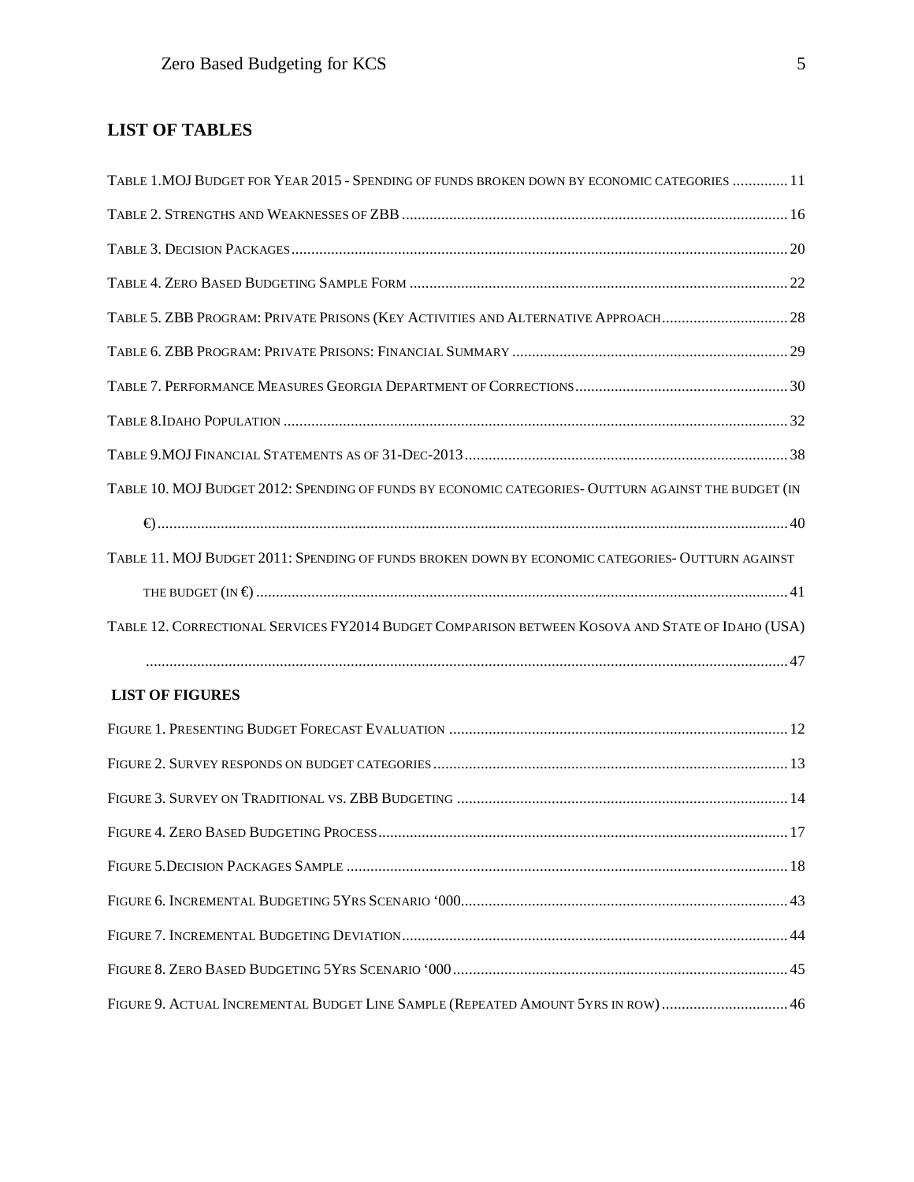## LIST OF TABLES

Table 1. MOJ Budget for Year 2015 - Spending of funds broken down by economic categories .............. 11

Table 2. Strengths and Weaknesses of ZBB .............. 16

Table 3. Decision Packages .............. 20

Table 4. Zero Based Budgeting Sample Form .............. 22

Table 5. ZBB Program: Private Prisons (Key Activities and Alternative Approach .............. 28

Table 6. ZBB Program: Private Prisons: Financial Summary .............. 29

Table 7. Performance Measures Georgia Department of Corrections .............. 30

Table 8. Idaho Population .............. 32

Table 9. MOJ Financial Statements as of 31-Dec-2013 .............. 38

Table 10. MOJ Budget 2012: Spending of funds by economic categories- Outturn against the budget (in €) .............. 40

Table 11. MOJ Budget 2011: Spending of funds broken down by economic categories- Outturn against the budget (in €) .............. 41

Table 12. Correctional Services FY2014 Budget Comparison between Kosova and State of Idaho (USA) .............. 47

## LIST OF FIGURES

Figure 1. Presenting Budget Forecast Evaluation .............. 12

Figure 2. Survey responds on budget categories .............. 13

Figure 3. Survey on Traditional vs. ZBB Budgeting .............. 14

Figure 4. Zero Based Budgeting Process .............. 17

Figure 5. Decision Packages Sample .............. 18

Figure 6. Incremental Budgeting 5Yrs Scenario '000 .............. 43

Figure 7. Incremental Budgeting Deviation .............. 44

Figure 8. Zero Based Budgeting 5Yrs Scenario '000 .............. 45

Figure 9. Actual Incremental Budget Line Sample (Repeated Amount 5yrs in row) .............. 46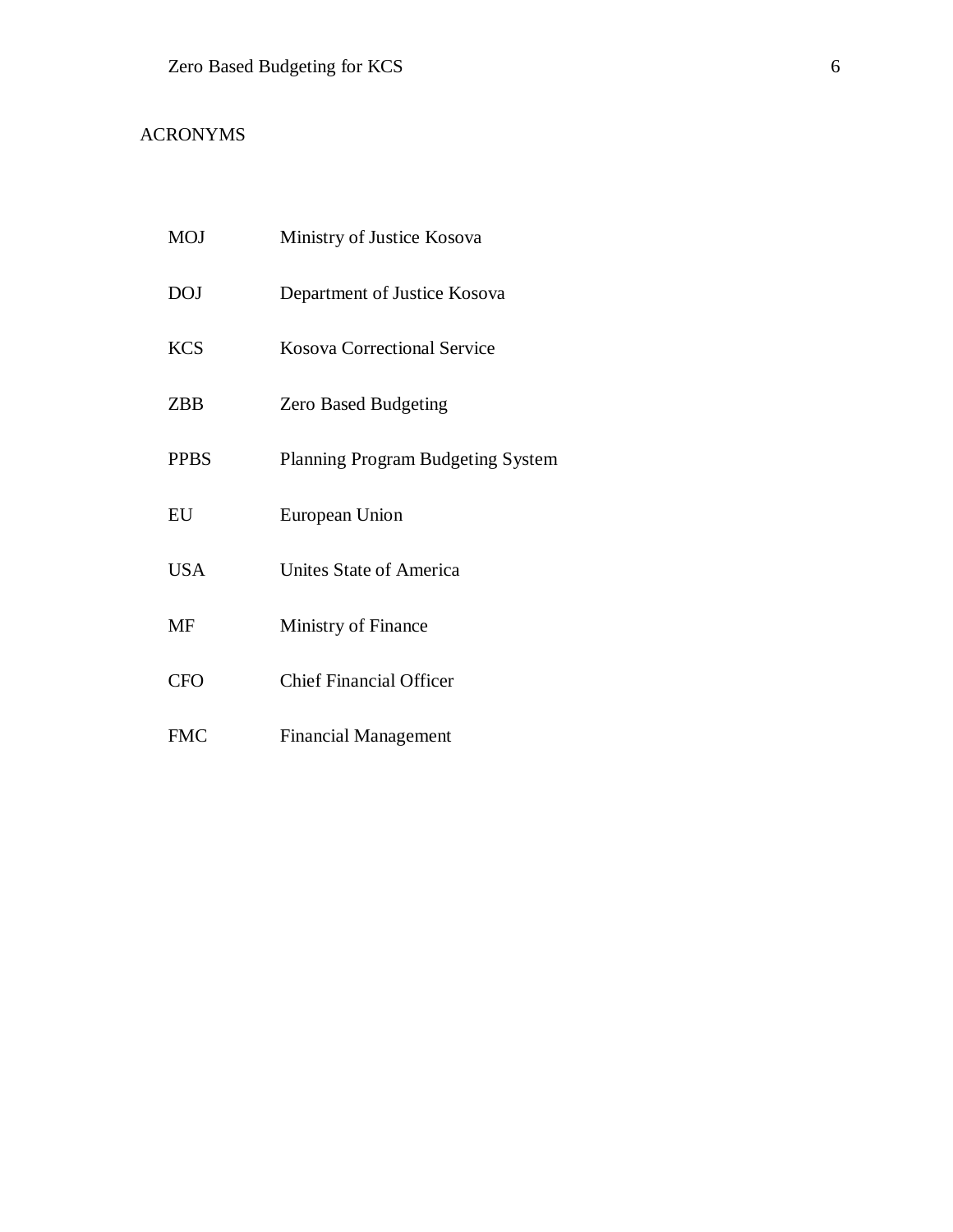## ACRONYMS

| | |
|---|---|
| MOJ | Ministry of Justice Kosova |
| DOJ | Department of Justice Kosova |
| KCS | Kosova Correctional Service |
| ZBB | Zero Based Budgeting |
| PPBS | Planning Program Budgeting System |
| EU | European Union |
| USA | Unites State of America |
| MF | Ministry of Finance |
| CFO | Chief Financial Officer |
| FMC | Financial Management |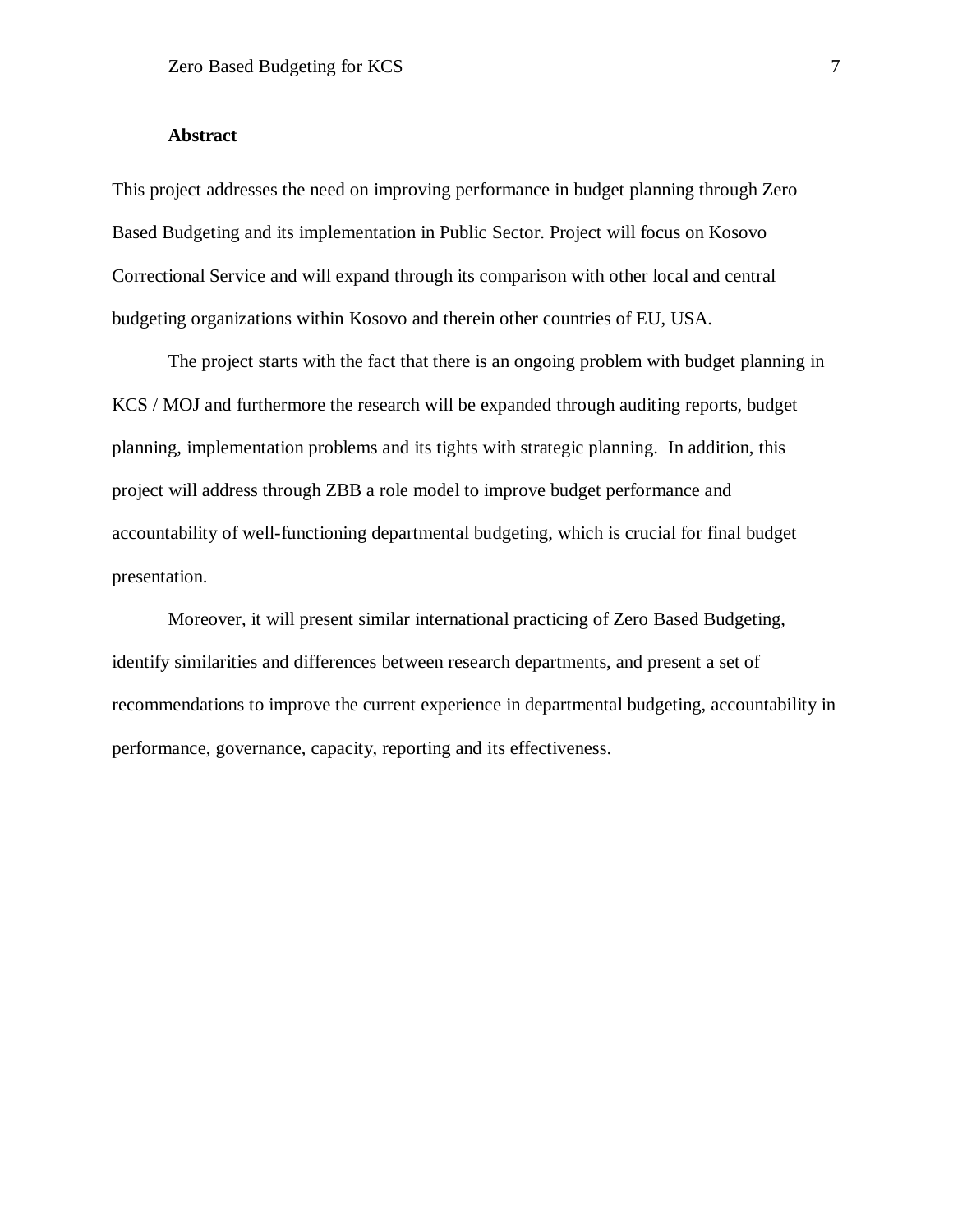## Abstract

This project addresses the need on improving performance in budget planning through Zero Based Budgeting and its implementation in Public Sector. Project will focus on Kosovo Correctional Service and will expand through its comparison with other local and central budgeting organizations within Kosovo and therein other countries of EU, USA.

The project starts with the fact that there is an ongoing problem with budget planning in KCS / MOJ and furthermore the research will be expanded through auditing reports, budget planning, implementation problems and its tights with strategic planning. In addition, this project will address through ZBB a role model to improve budget performance and accountability of well-functioning departmental budgeting, which is crucial for final budget presentation.

Moreover, it will present similar international practicing of Zero Based Budgeting, identify similarities and differences between research departments, and present a set of recommendations to improve the current experience in departmental budgeting, accountability in performance, governance, capacity, reporting and its effectiveness.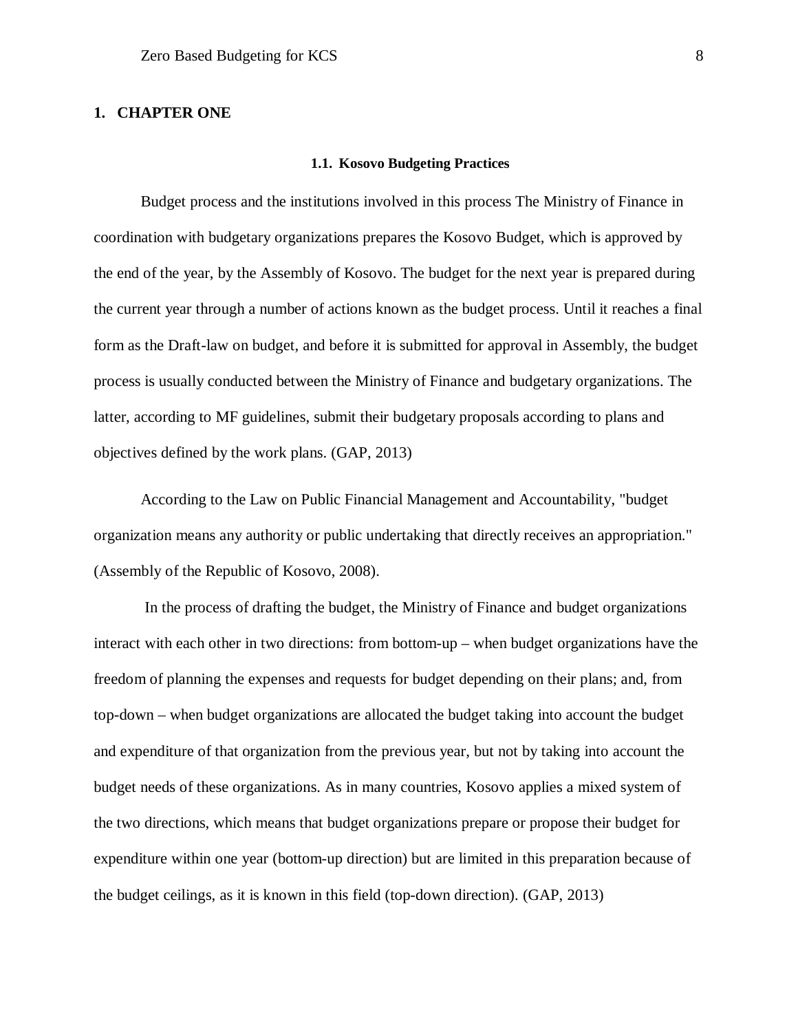# 1. CHAPTER ONE

## 1.1. Kosovo Budgeting Practices

Budget process and the institutions involved in this process The Ministry of Finance in coordination with budgetary organizations prepares the Kosovo Budget, which is approved by the end of the year, by the Assembly of Kosovo. The budget for the next year is prepared during the current year through a number of actions known as the budget process. Until it reaches a final form as the Draft-law on budget, and before it is submitted for approval in Assembly, the budget process is usually conducted between the Ministry of Finance and budgetary organizations. The latter, according to MF guidelines, submit their budgetary proposals according to plans and objectives defined by the work plans. (GAP, 2013)

According to the Law on Public Financial Management and Accountability, "budget organization means any authority or public undertaking that directly receives an appropriation." (Assembly of the Republic of Kosovo, 2008).

In the process of drafting the budget, the Ministry of Finance and budget organizations interact with each other in two directions: from bottom-up – when budget organizations have the freedom of planning the expenses and requests for budget depending on their plans; and, from top-down – when budget organizations are allocated the budget taking into account the budget and expenditure of that organization from the previous year, but not by taking into account the budget needs of these organizations. As in many countries, Kosovo applies a mixed system of the two directions, which means that budget organizations prepare or propose their budget for expenditure within one year (bottom-up direction) but are limited in this preparation because of the budget ceilings, as it is known in this field (top-down direction). (GAP, 2013)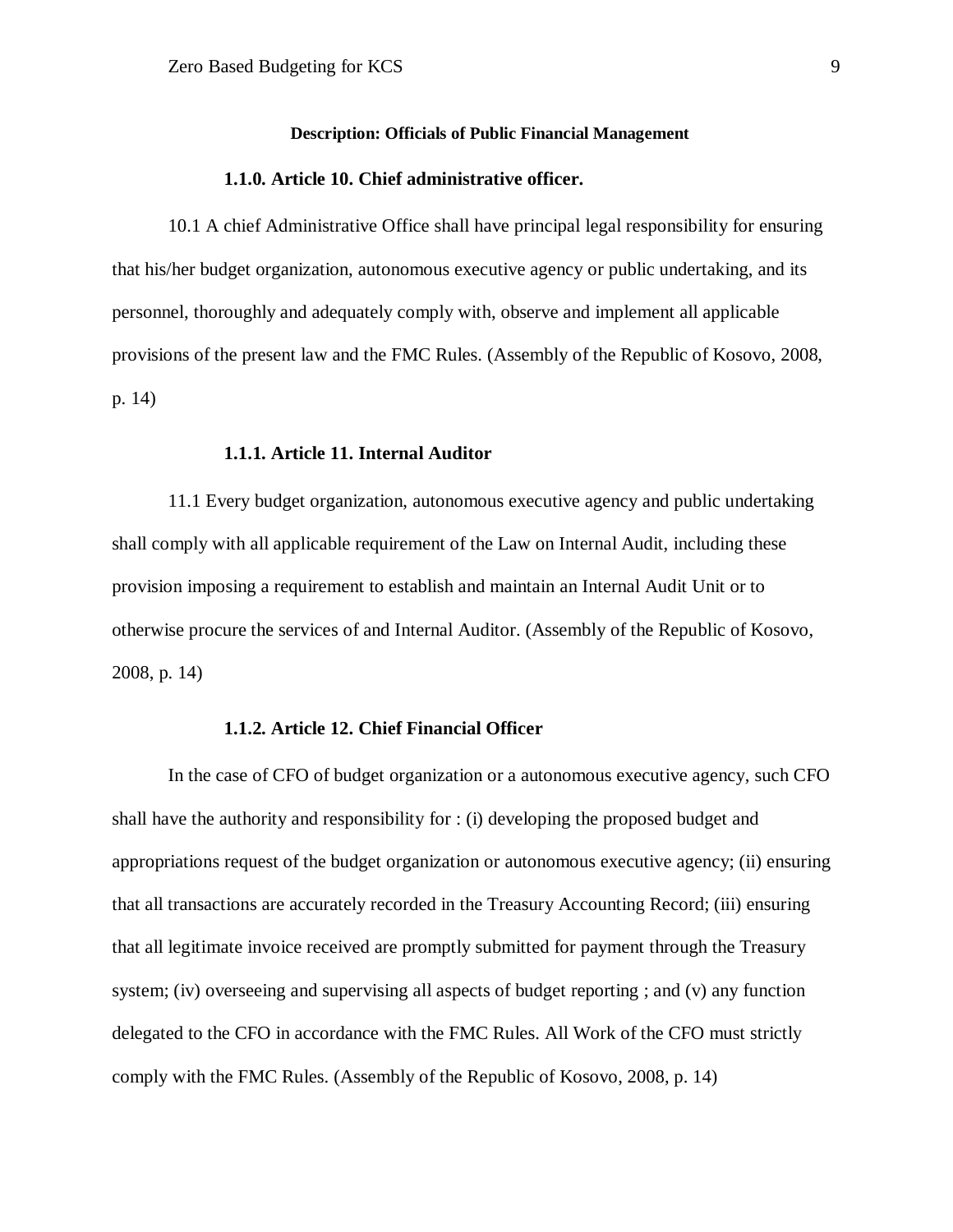**Description: Officials of Public Financial Management**

### 1.1.0. Article 10. Chief administrative officer.

10.1 A chief Administrative Office shall have principal legal responsibility for ensuring that his/her budget organization, autonomous executive agency or public undertaking, and its personnel, thoroughly and adequately comply with, observe and implement all applicable provisions of the present law and the FMC Rules. (Assembly of the Republic of Kosovo, 2008, p. 14)

### 1.1.1. Article 11. Internal Auditor

11.1 Every budget organization, autonomous executive agency and public undertaking shall comply with all applicable requirement of the Law on Internal Audit, including these provision imposing a requirement to establish and maintain an Internal Audit Unit or to otherwise procure the services of and Internal Auditor. (Assembly of the Republic of Kosovo, 2008, p. 14)

### 1.1.2. Article 12. Chief Financial Officer

In the case of CFO of budget organization or a autonomous executive agency, such CFO shall have the authority and responsibility for : (i) developing the proposed budget and appropriations request of the budget organization or autonomous executive agency; (ii) ensuring that all transactions are accurately recorded in the Treasury Accounting Record; (iii) ensuring that all legitimate invoice received are promptly submitted for payment through the Treasury system; (iv) overseeing and supervising all aspects of budget reporting ; and (v) any function delegated to the CFO in accordance with the FMC Rules. All Work of the CFO must strictly comply with the FMC Rules. (Assembly of the Republic of Kosovo, 2008, p. 14)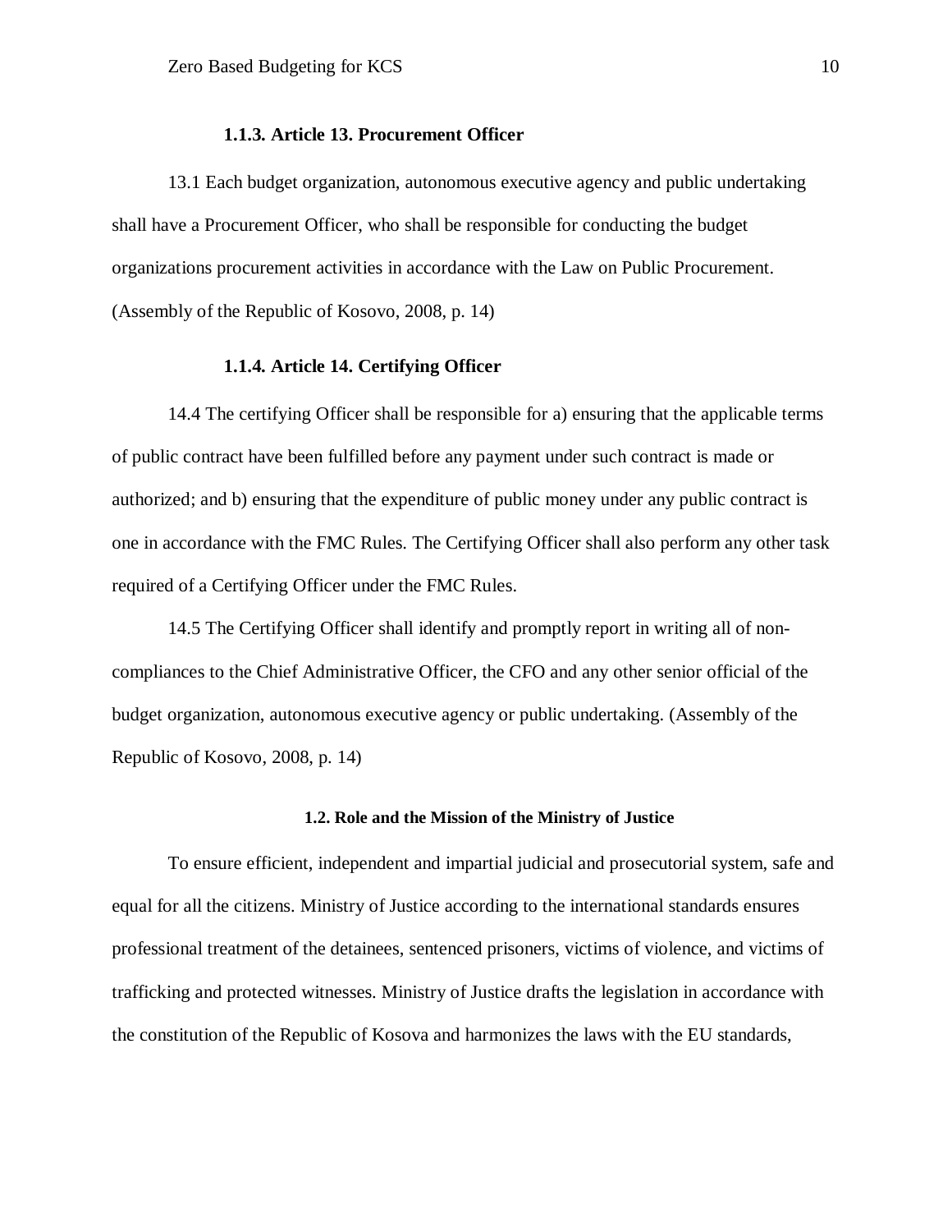### 1.1.3. Article 13. Procurement Officer

13.1 Each budget organization, autonomous executive agency and public undertaking shall have a Procurement Officer, who shall be responsible for conducting the budget organizations procurement activities in accordance with the Law on Public Procurement. (Assembly of the Republic of Kosovo, 2008, p. 14)

### 1.1.4. Article 14. Certifying Officer

14.4 The certifying Officer shall be responsible for a) ensuring that the applicable terms of public contract have been fulfilled before any payment under such contract is made or authorized; and b) ensuring that the expenditure of public money under any public contract is one in accordance with the FMC Rules. The Certifying Officer shall also perform any other task required of a Certifying Officer under the FMC Rules.

14.5 The Certifying Officer shall identify and promptly report in writing all of non-compliances to the Chief Administrative Officer, the CFO and any other senior official of the budget organization, autonomous executive agency or public undertaking. (Assembly of the Republic of Kosovo, 2008, p. 14)

## 1.2. Role and the Mission of the Ministry of Justice

To ensure efficient, independent and impartial judicial and prosecutorial system, safe and equal for all the citizens. Ministry of Justice according to the international standards ensures professional treatment of the detainees, sentenced prisoners, victims of violence, and victims of trafficking and protected witnesses. Ministry of Justice drafts the legislation in accordance with the constitution of the Republic of Kosova and harmonizes the laws with the EU standards,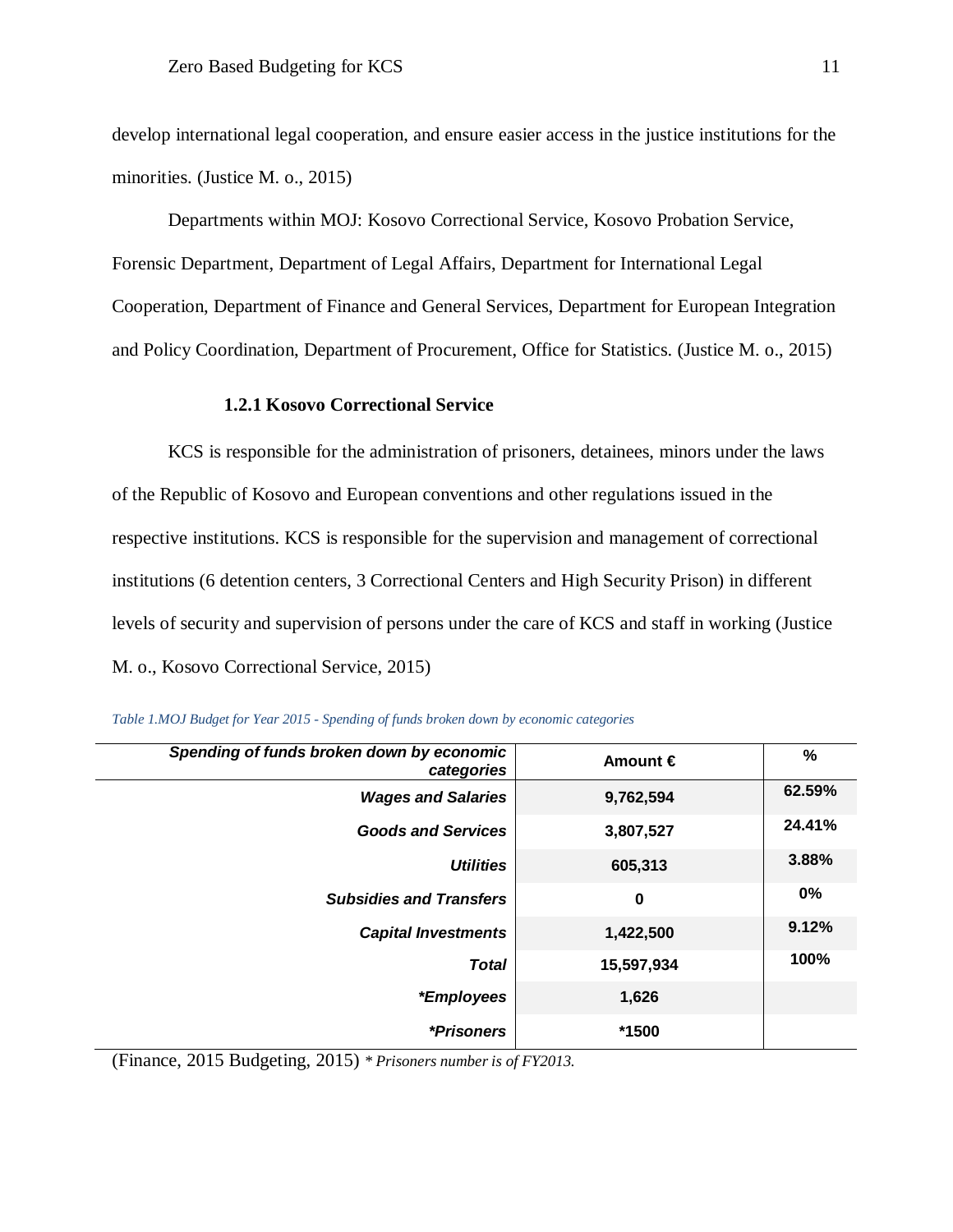develop international legal cooperation, and ensure easier access in the justice institutions for the minorities. (Justice M. o., 2015)

Departments within MOJ: Kosovo Correctional Service, Kosovo Probation Service, Forensic Department, Department of Legal Affairs, Department for International Legal Cooperation, Department of Finance and General Services, Department for European Integration and Policy Coordination, Department of Procurement, Office for Statistics. (Justice M. o., 2015)

### 1.2.1 Kosovo Correctional Service

KCS is responsible for the administration of prisoners, detainees, minors under the laws of the Republic of Kosovo and European conventions and other regulations issued in the respective institutions. KCS is responsible for the supervision and management of correctional institutions (6 detention centers, 3 Correctional Centers and High Security Prison) in different levels of security and supervision of persons under the care of KCS and staff in working (Justice M. o., Kosovo Correctional Service, 2015)

*Table 1.MOJ Budget for Year 2015 - Spending of funds broken down by economic categories*

| ***Spending of funds broken down by economic categories*** | **Amount €** | **%** |
|---:|:---:|:---:|
| ***Wages and Salaries*** | **9,762,594** | **62.59%** |
| ***Goods and Services*** | **3,807,527** | **24.41%** |
| ***Utilities*** | **605,313** | **3.88%** |
| ***Subsidies and Transfers*** | **0** | **0%** |
| ***Capital Investments*** | **1,422,500** | **9.12%** |
| ***Total*** | **15,597,934** | **100%** |
| ***\*Employees*** | **1,626** | |
| ***\*Prisoners*** | **\*1500** | |

(Finance, 2015 Budgeting, 2015) *\* Prisoners number is of FY2013.*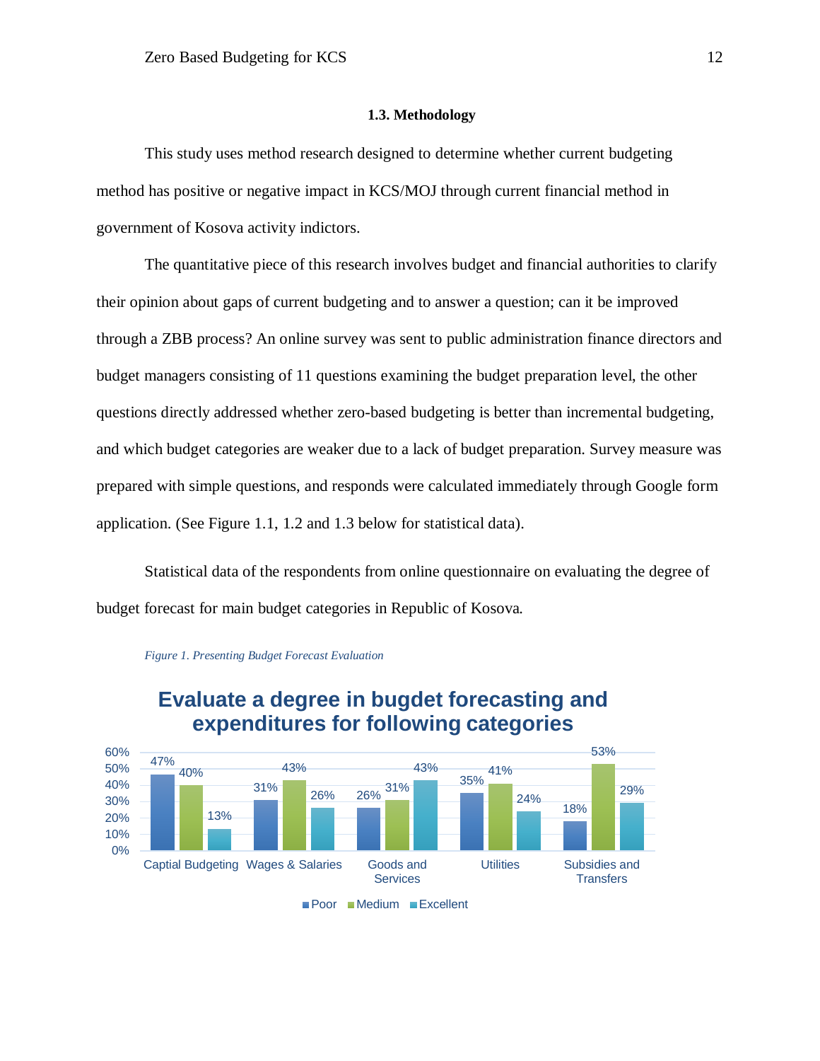### 1.3. Methodology

This study uses method research designed to determine whether current budgeting method has positive or negative impact in KCS/MOJ through current financial method in government of Kosova activity indictors.

The quantitative piece of this research involves budget and financial authorities to clarify their opinion about gaps of current budgeting and to answer a question; can it be improved through a ZBB process? An online survey was sent to public administration finance directors and budget managers consisting of 11 questions examining the budget preparation level, the other questions directly addressed whether zero-based budgeting is better than incremental budgeting, and which budget categories are weaker due to a lack of budget preparation. Survey measure was prepared with simple questions, and responds were calculated immediately through Google form application. (See Figure 1.1, 1.2 and 1.3 below for statistical data).

Statistical data of the respondents from online questionnaire on evaluating the degree of budget forecast for main budget categories in Republic of Kosova.

*Figure 1. Presenting Budget Forecast Evaluation*

**Evaluate a degree in bugdet forecasting and expenditures for following categories**

| Category | Poor | Medium | Excellent |
| --- | --- | --- | --- |
| Captial Budgeting | 47% | 40% | 13% |
| Wages & Salaries | 31% | 43% | 26% |
| Goods and Services | 26% | 31% | 43% |
| Utilities | 35% | 41% | 24% |
| Subsidies and Transfers | 18% | 53% | 29% |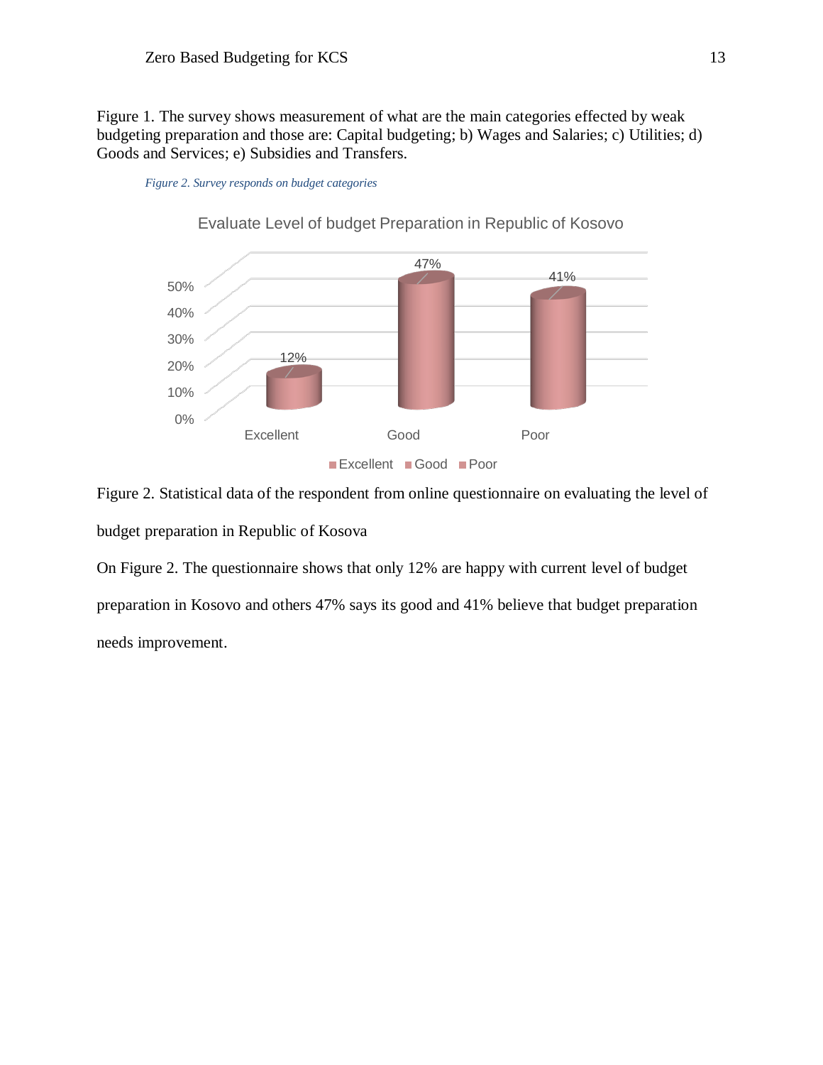Figure 1. The survey shows measurement of what are the main categories effected by weak budgeting preparation and those are: Capital budgeting; b) Wages and Salaries; c) Utilities; d) Goods and Services; e) Subsidies and Transfers.

*Figure 2. Survey responds on budget categories*

Evaluate Level of budget Preparation in Republic of Kosovo

| Category | Percentage |
|---|---|
| Excellent | 12% |
| Good | 47% |
| Poor | 41% |

Figure 2. Statistical data of the respondent from online questionnaire on evaluating the level of budget preparation in Republic of Kosova

On Figure 2. The questionnaire shows that only 12% are happy with current level of budget preparation in Kosovo and others 47% says its good and 41% believe that budget preparation needs improvement.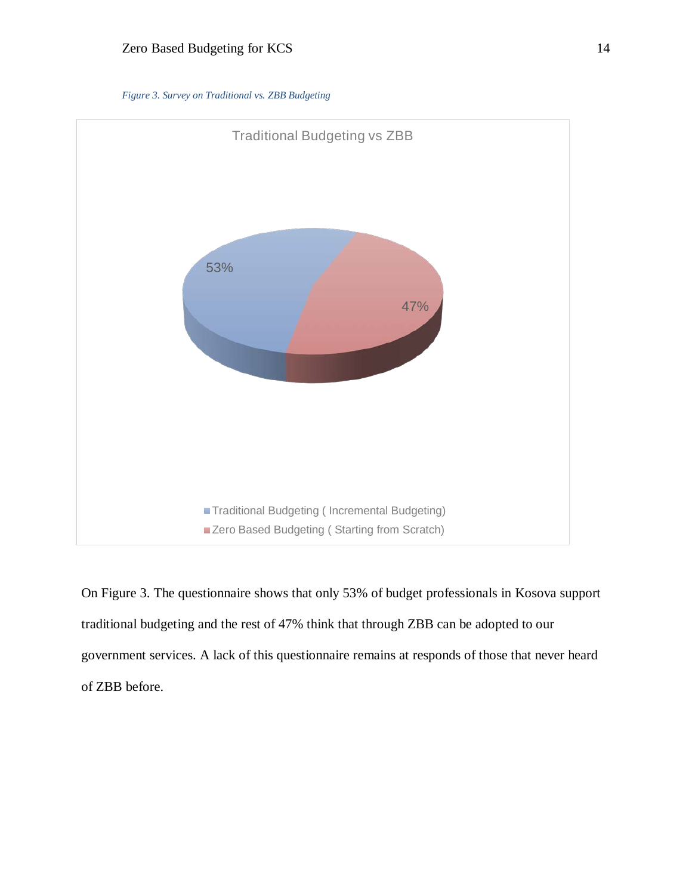*Figure 3. Survey on Traditional vs. ZBB Budgeting*

On Figure 3. The questionnaire shows that only 53% of budget professionals in Kosova support traditional budgeting and the rest of 47% think that through ZBB can be adopted to our government services. A lack of this questionnaire remains at responds of those that never heard of ZBB before.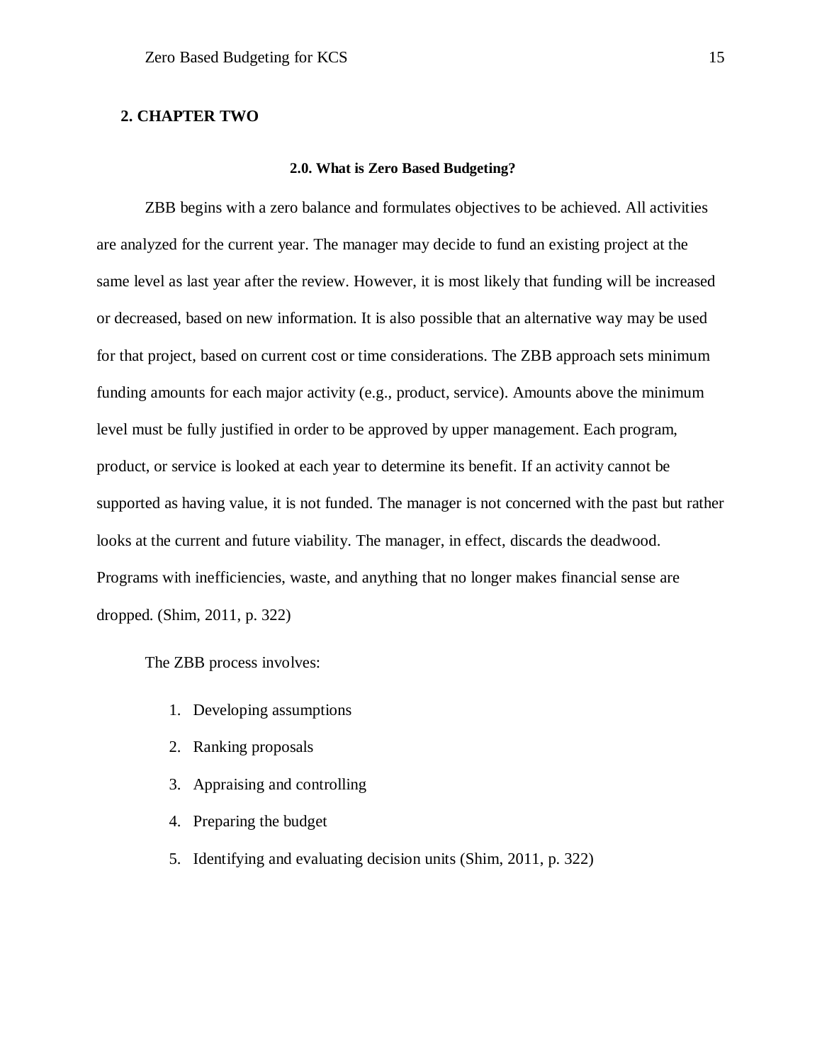# 2. CHAPTER TWO

### 2.0. What is Zero Based Budgeting?

ZBB begins with a zero balance and formulates objectives to be achieved. All activities are analyzed for the current year. The manager may decide to fund an existing project at the same level as last year after the review. However, it is most likely that funding will be increased or decreased, based on new information. It is also possible that an alternative way may be used for that project, based on current cost or time considerations. The ZBB approach sets minimum funding amounts for each major activity (e.g., product, service). Amounts above the minimum level must be fully justified in order to be approved by upper management. Each program, product, or service is looked at each year to determine its benefit. If an activity cannot be supported as having value, it is not funded. The manager is not concerned with the past but rather looks at the current and future viability. The manager, in effect, discards the deadwood. Programs with inefficiencies, waste, and anything that no longer makes financial sense are dropped. (Shim, 2011, p. 322)

The ZBB process involves:

1. Developing assumptions
2. Ranking proposals
3. Appraising and controlling
4. Preparing the budget
5. Identifying and evaluating decision units (Shim, 2011, p. 322)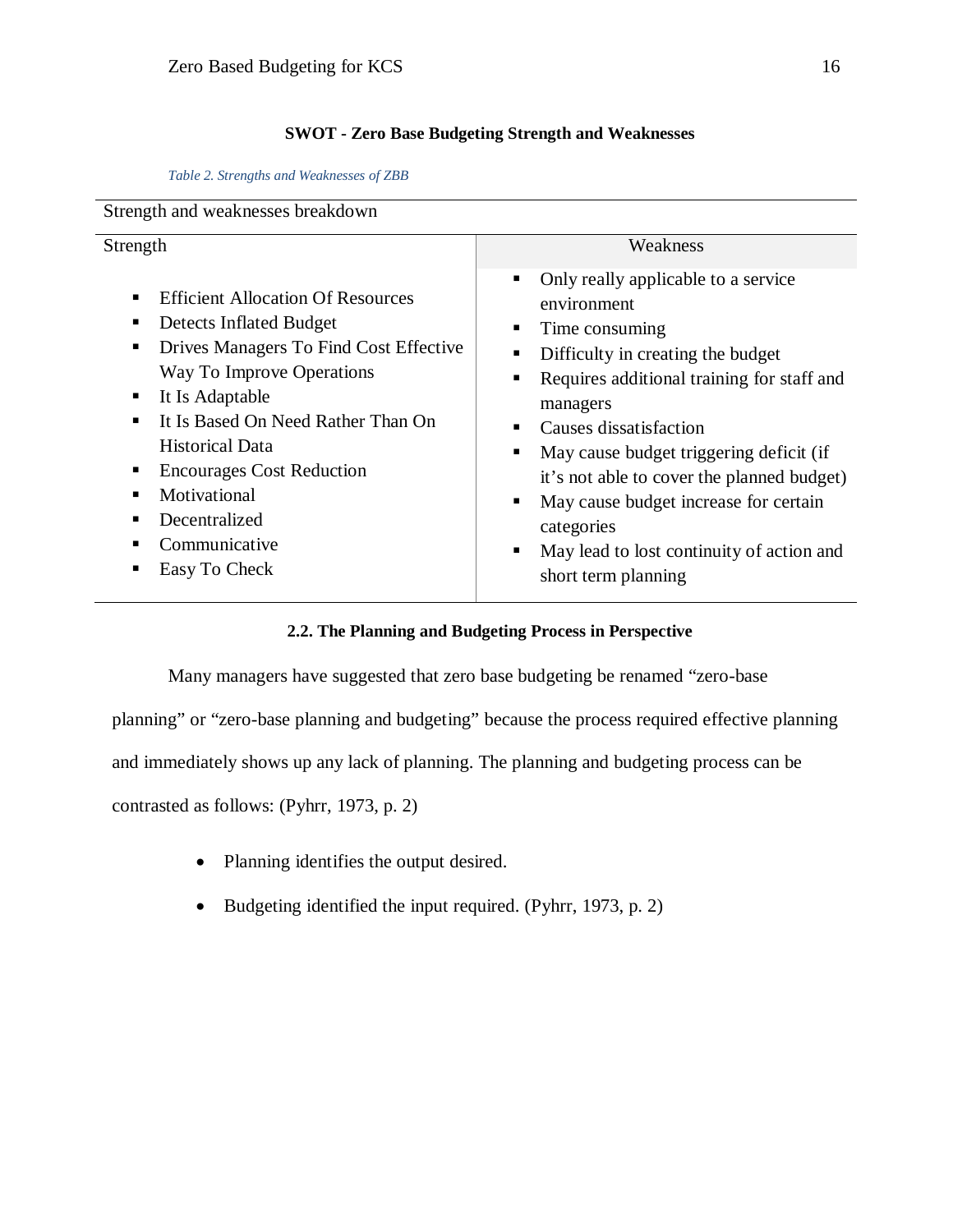**SWOT - Zero Base Budgeting Strength and Weaknesses**

*Table 2. Strengths and Weaknesses of ZBB*

| Strength and weaknesses breakdown | |
|---|---|
| **Strength** | **Weakness** |
| ▪ Efficient Allocation Of Resources<br>▪ Detects Inflated Budget<br>▪ Drives Managers To Find Cost Effective Way To Improve Operations<br>▪ It Is Adaptable<br>▪ It Is Based On Need Rather Than On Historical Data<br>▪ Encourages Cost Reduction<br>▪ Motivational<br>▪ Decentralized<br>▪ Communicative<br>▪ Easy To Check | ▪ Only really applicable to a service environment<br>▪ Time consuming<br>▪ Difficulty in creating the budget<br>▪ Requires additional training for staff and managers<br>▪ Causes dissatisfaction<br>▪ May cause budget triggering deficit (if it's not able to cover the planned budget)<br>▪ May cause budget increase for certain categories<br>▪ May lead to lost continuity of action and short term planning |

**2.2. The Planning and Budgeting Process in Perspective**

Many managers have suggested that zero base budgeting be renamed "zero-base planning" or "zero-base planning and budgeting" because the process required effective planning and immediately shows up any lack of planning. The planning and budgeting process can be contrasted as follows: (Pyhrr, 1973, p. 2)

- Planning identifies the output desired.
- Budgeting identified the input required. (Pyhrr, 1973, p. 2)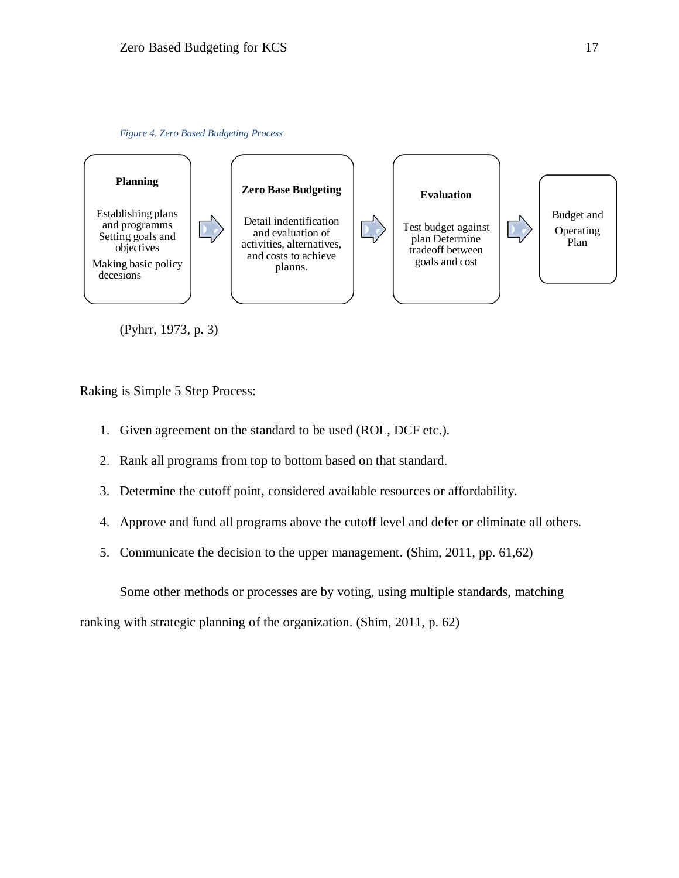*Figure 4. Zero Based Budgeting Process*

**Planning**

Establishing plans and programms
Setting goals and objectives

Making basic policy decesions

→

**Zero Base Budgeting**

Detail indentification and evaluation of activities, alternatives, and costs to achieve planns.

→

**Evaluation**

Test budget against plan Determine tradeoff between goals and cost

→

Budget and Operating Plan

(Pyhrr, 1973, p. 3)

Raking is Simple 5 Step Process:

1. Given agreement on the standard to be used (ROL, DCF etc.).
2. Rank all programs from top to bottom based on that standard.
3. Determine the cutoff point, considered available resources or affordability.
4. Approve and fund all programs above the cutoff level and defer or eliminate all others.
5. Communicate the decision to the upper management. (Shim, 2011, pp. 61,62)

Some other methods or processes are by voting, using multiple standards, matching ranking with strategic planning of the organization. (Shim, 2011, p. 62)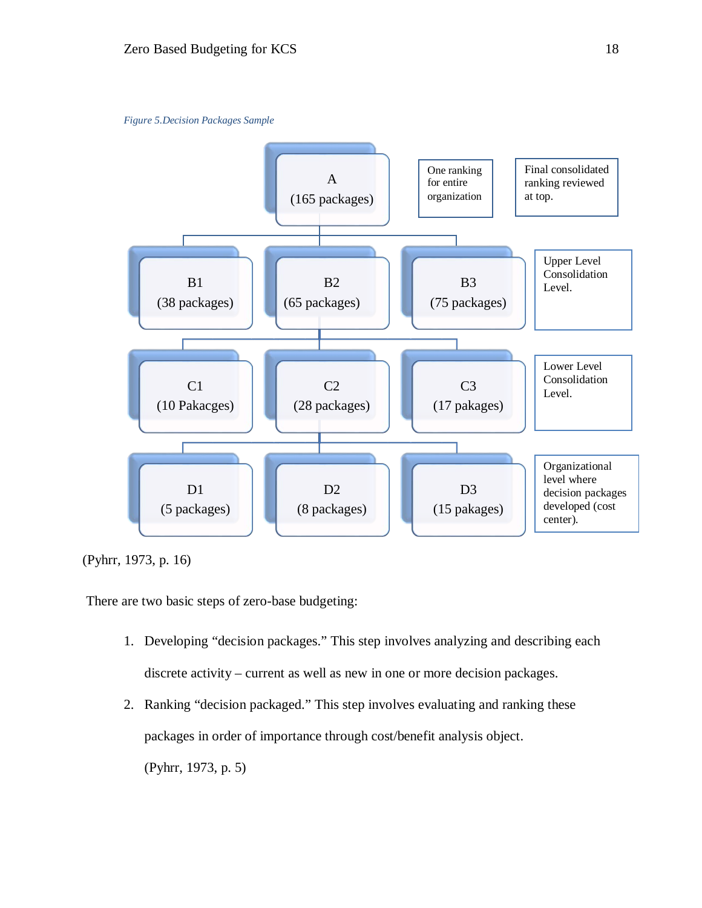*Figure 5.Decision Packages Sample*

A
(165 packages)

One ranking for entire organization

Final consolidated ranking reviewed at top.

B1
(38 packages)

B2
(65 packages)

B3
(75 packages)

Upper Level Consolidation Level.

C1
(10 Pakacges)

C2
(28 packages)

C3
(17 pakages)

Lower Level Consolidation Level.

D1
(5 packages)

D2
(8 packages)

D3
(15 pakages)

Organizational level where decision packages developed (cost center).

(Pyhrr, 1973, p. 16)

There are two basic steps of zero-base budgeting:

1. Developing “decision packages.” This step involves analyzing and describing each discrete activity – current as well as new in one or more decision packages.
2. Ranking “decision packaged.” This step involves evaluating and ranking these packages in order of importance through cost/benefit analysis object.

   (Pyhrr, 1973, p. 5)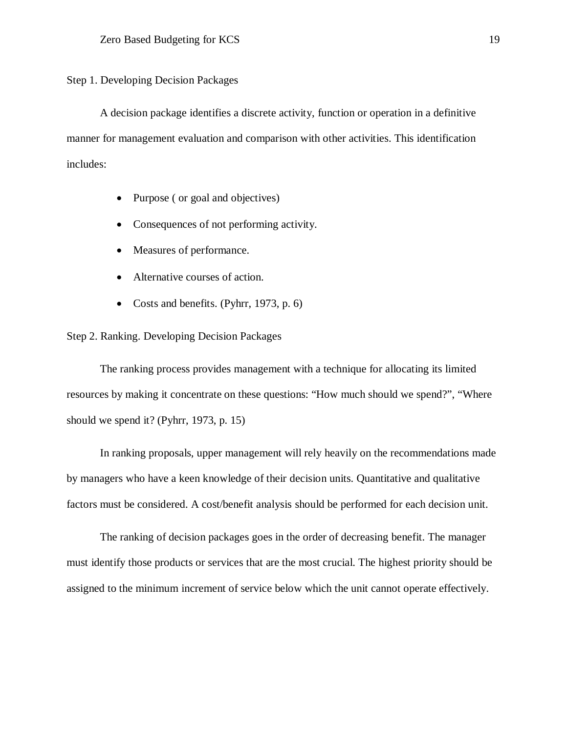Step 1. Developing Decision Packages

A decision package identifies a discrete activity, function or operation in a definitive manner for management evaluation and comparison with other activities. This identification includes:

- Purpose ( or goal and objectives)
- Consequences of not performing activity.
- Measures of performance.
- Alternative courses of action.
- Costs and benefits. (Pyhrr, 1973, p. 6)

Step 2. Ranking. Developing Decision Packages

The ranking process provides management with a technique for allocating its limited resources by making it concentrate on these questions: "How much should we spend?", "Where should we spend it? (Pyhrr, 1973, p. 15)

In ranking proposals, upper management will rely heavily on the recommendations made by managers who have a keen knowledge of their decision units. Quantitative and qualitative factors must be considered. A cost/benefit analysis should be performed for each decision unit.

The ranking of decision packages goes in the order of decreasing benefit. The manager must identify those products or services that are the most crucial. The highest priority should be assigned to the minimum increment of service below which the unit cannot operate effectively.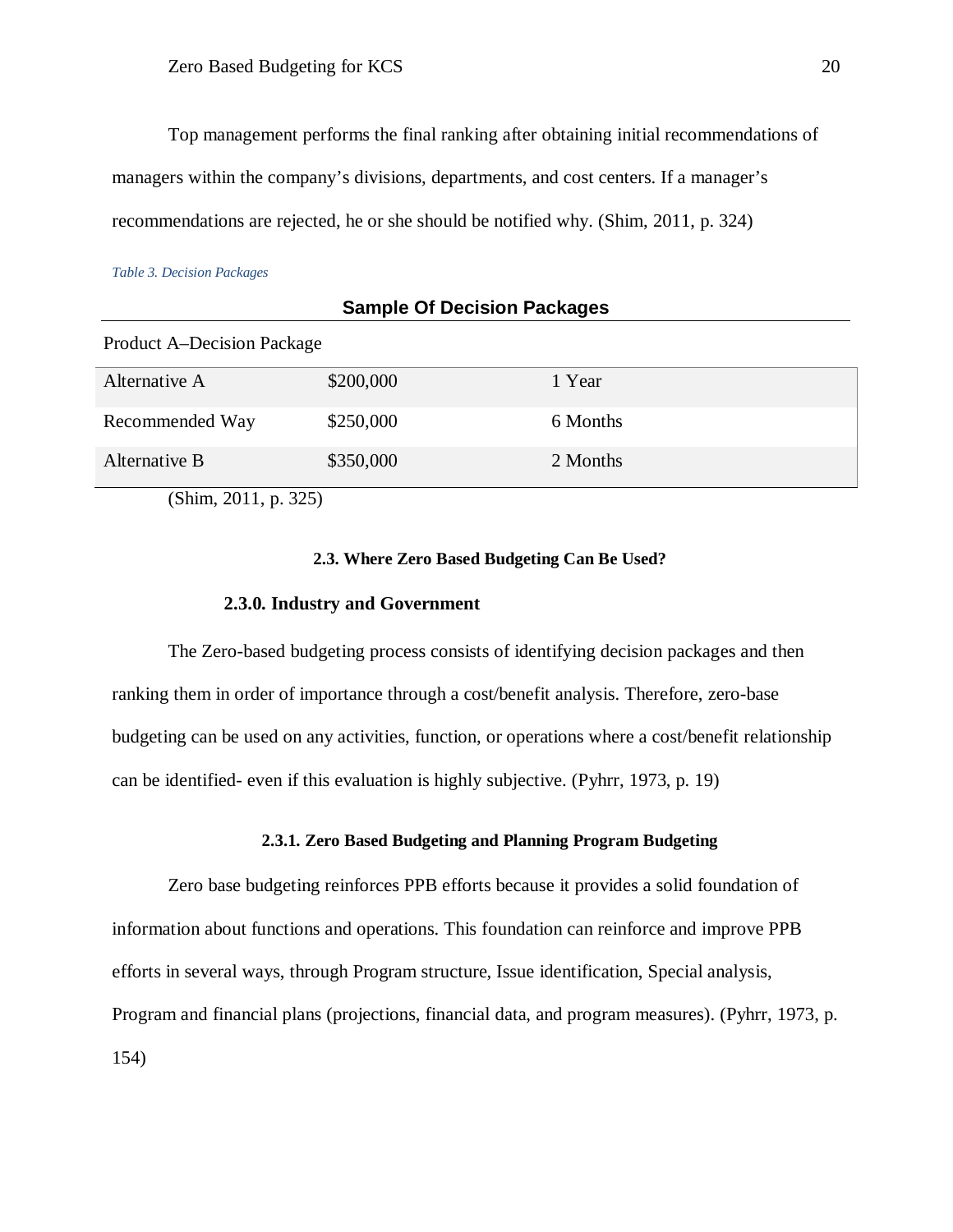Top management performs the final ranking after obtaining initial recommendations of managers within the company's divisions, departments, and cost centers. If a manager's recommendations are rejected, he or she should be notified why. (Shim, 2011, p. 324)

*Table 3. Decision Packages*

**Sample Of Decision Packages**

| Product A–Decision Package | | |
|---|---|---|
| Alternative A | $200,000 | 1 Year |
| Recommended Way | $250,000 | 6 Months |
| Alternative B | $350,000 | 2 Months |

(Shim, 2011, p. 325)

## 2.3. Where Zero Based Budgeting Can Be Used?

### 2.3.0. Industry and Government

The Zero-based budgeting process consists of identifying decision packages and then ranking them in order of importance through a cost/benefit analysis. Therefore, zero-base budgeting can be used on any activities, function, or operations where a cost/benefit relationship can be identified- even if this evaluation is highly subjective. (Pyhrr, 1973, p. 19)

### 2.3.1. Zero Based Budgeting and Planning Program Budgeting

Zero base budgeting reinforces PPB efforts because it provides a solid foundation of information about functions and operations. This foundation can reinforce and improve PPB efforts in several ways, through Program structure, Issue identification, Special analysis, Program and financial plans (projections, financial data, and program measures). (Pyhrr, 1973, p. 154)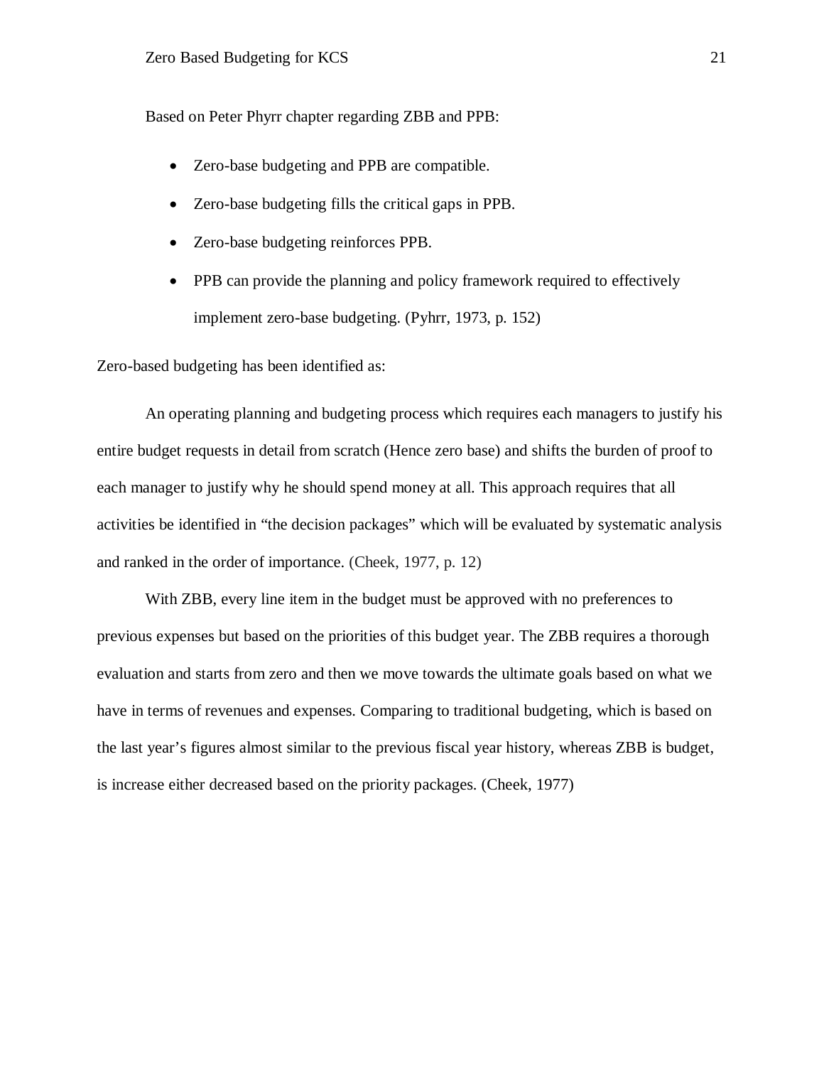Based on Peter Phyrr chapter regarding ZBB and PPB:

- Zero-base budgeting and PPB are compatible.
- Zero-base budgeting fills the critical gaps in PPB.
- Zero-base budgeting reinforces PPB.
- PPB can provide the planning and policy framework required to effectively implement zero-base budgeting. (Pyhrr, 1973, p. 152)

Zero-based budgeting has been identified as:

> An operating planning and budgeting process which requires each managers to justify his entire budget requests in detail from scratch (Hence zero base) and shifts the burden of proof to each manager to justify why he should spend money at all. This approach requires that all activities be identified in "the decision packages" which will be evaluated by systematic analysis and ranked in the order of importance. (Cheek, 1977, p. 12)

With ZBB, every line item in the budget must be approved with no preferences to previous expenses but based on the priorities of this budget year. The ZBB requires a thorough evaluation and starts from zero and then we move towards the ultimate goals based on what we have in terms of revenues and expenses. Comparing to traditional budgeting, which is based on the last year's figures almost similar to the previous fiscal year history, whereas ZBB is budget, is increase either decreased based on the priority packages. (Cheek, 1977)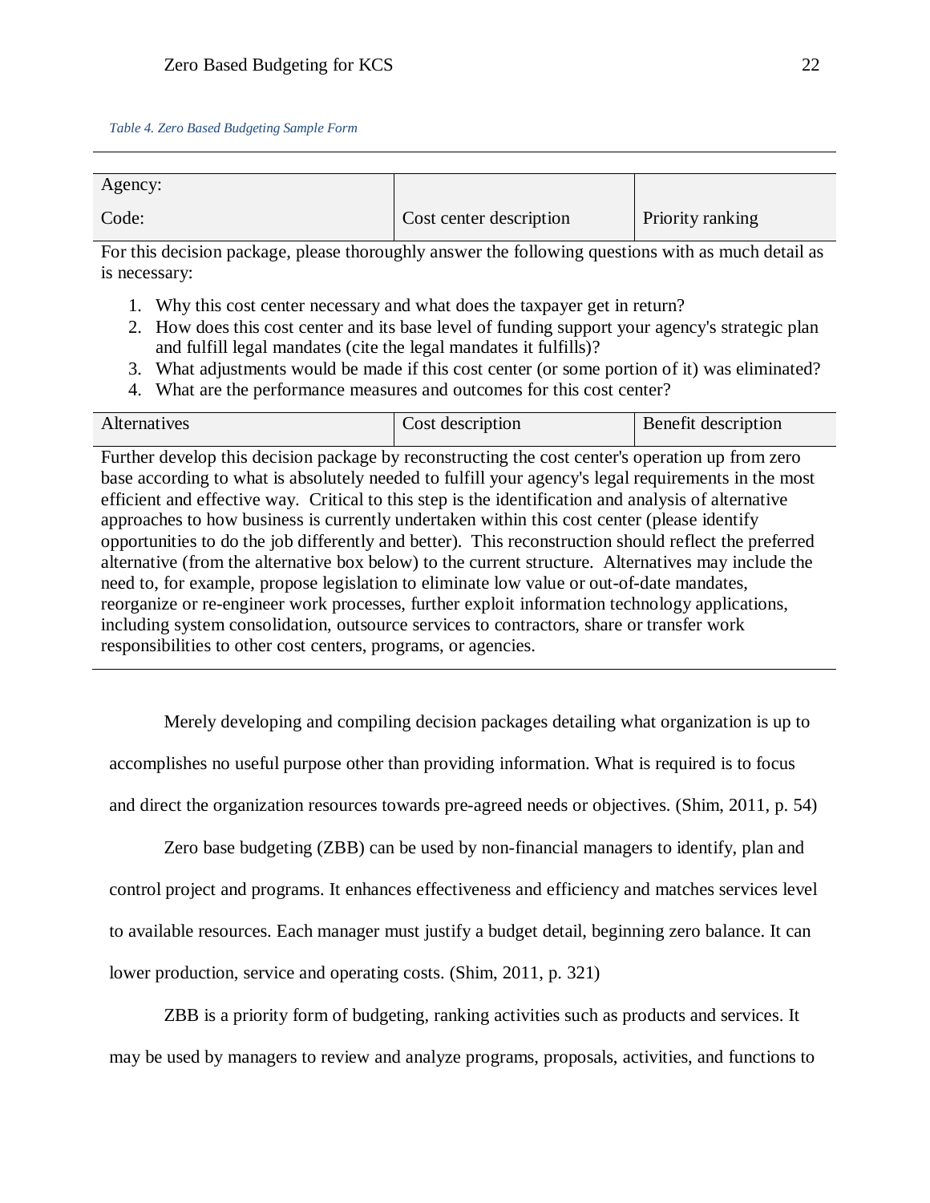*Table 4. Zero Based Budgeting Sample Form*

| Agency:<br>Code: | Cost center description | Priority ranking |
|---|---|---|

For this decision package, please thoroughly answer the following questions with as much detail as is necessary:

1. Why this cost center necessary and what does the taxpayer get in return?
2. How does this cost center and its base level of funding support your agency's strategic plan and fulfill legal mandates (cite the legal mandates it fulfills)?
3. What adjustments would be made if this cost center (or some portion of it) was eliminated?
4. What are the performance measures and outcomes for this cost center?

| Alternatives | Cost description | Benefit description |
|---|---|---|

Further develop this decision package by reconstructing the cost center's operation up from zero base according to what is absolutely needed to fulfill your agency's legal requirements in the most efficient and effective way. Critical to this step is the identification and analysis of alternative approaches to how business is currently undertaken within this cost center (please identify opportunities to do the job differently and better). This reconstruction should reflect the preferred alternative (from the alternative box below) to the current structure. Alternatives may include the need to, for example, propose legislation to eliminate low value or out-of-date mandates, reorganize or re-engineer work processes, further exploit information technology applications, including system consolidation, outsource services to contractors, share or transfer work responsibilities to other cost centers, programs, or agencies.

Merely developing and compiling decision packages detailing what organization is up to accomplishes no useful purpose other than providing information. What is required is to focus and direct the organization resources towards pre-agreed needs or objectives. (Shim, 2011, p. 54)

Zero base budgeting (ZBB) can be used by non-financial managers to identify, plan and control project and programs. It enhances effectiveness and efficiency and matches services level to available resources. Each manager must justify a budget detail, beginning zero balance. It can lower production, service and operating costs. (Shim, 2011, p. 321)

ZBB is a priority form of budgeting, ranking activities such as products and services. It may be used by managers to review and analyze programs, proposals, activities, and functions to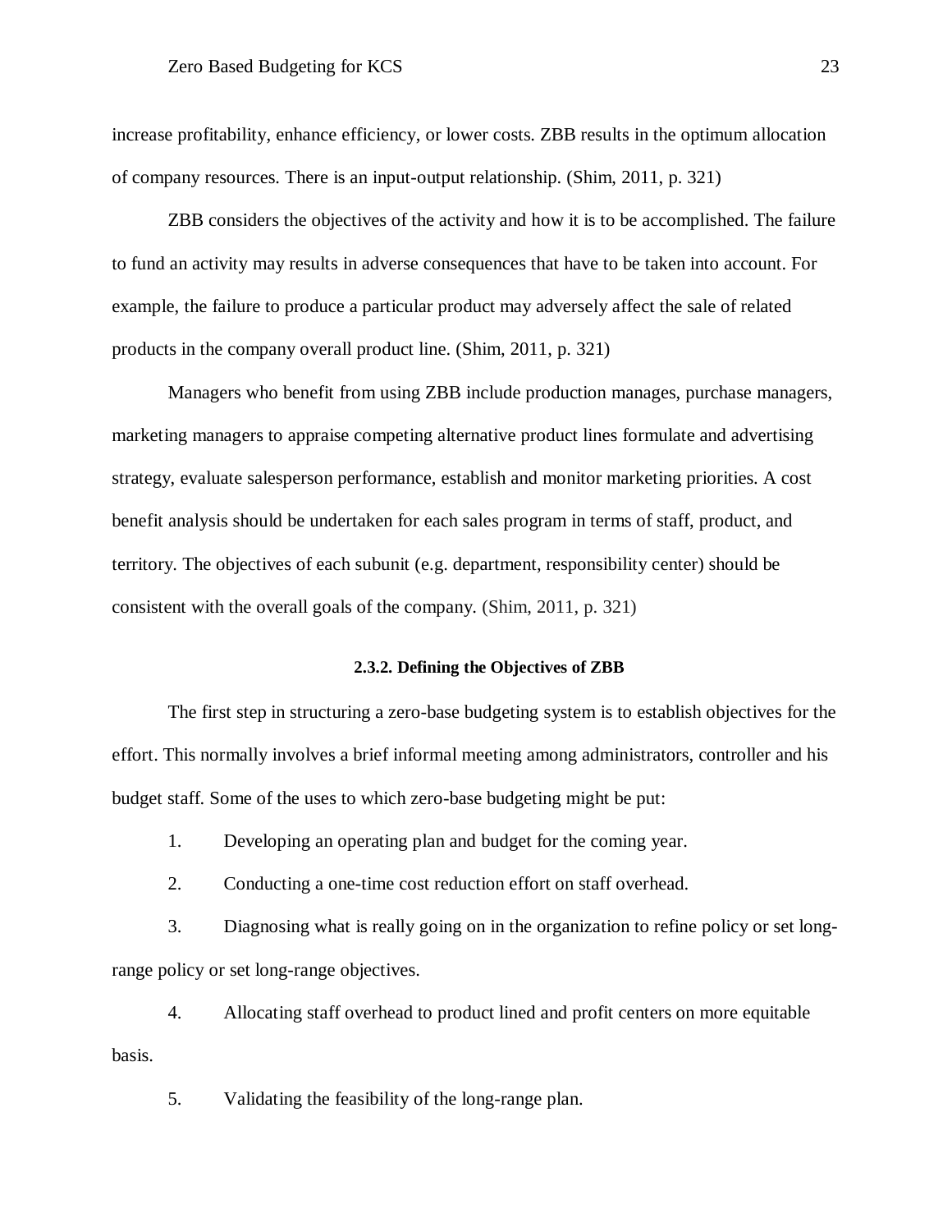increase profitability, enhance efficiency, or lower costs. ZBB results in the optimum allocation of company resources. There is an input-output relationship. (Shim, 2011, p. 321)

ZBB considers the objectives of the activity and how it is to be accomplished. The failure to fund an activity may results in adverse consequences that have to be taken into account. For example, the failure to produce a particular product may adversely affect the sale of related products in the company overall product line. (Shim, 2011, p. 321)

Managers who benefit from using ZBB include production manages, purchase managers, marketing managers to appraise competing alternative product lines formulate and advertising strategy, evaluate salesperson performance, establish and monitor marketing priorities. A cost benefit analysis should be undertaken for each sales program in terms of staff, product, and territory. The objectives of each subunit (e.g. department, responsibility center) should be consistent with the overall goals of the company. (Shim, 2011, p. 321)

#### 2.3.2. Defining the Objectives of ZBB

The first step in structuring a zero-base budgeting system is to establish objectives for the effort. This normally involves a brief informal meeting among administrators, controller and his budget staff. Some of the uses to which zero-base budgeting might be put:

1. Developing an operating plan and budget for the coming year.
2. Conducting a one-time cost reduction effort on staff overhead.
3. Diagnosing what is really going on in the organization to refine policy or set long-range policy or set long-range objectives.
4. Allocating staff overhead to product lined and profit centers on more equitable basis.
5. Validating the feasibility of the long-range plan.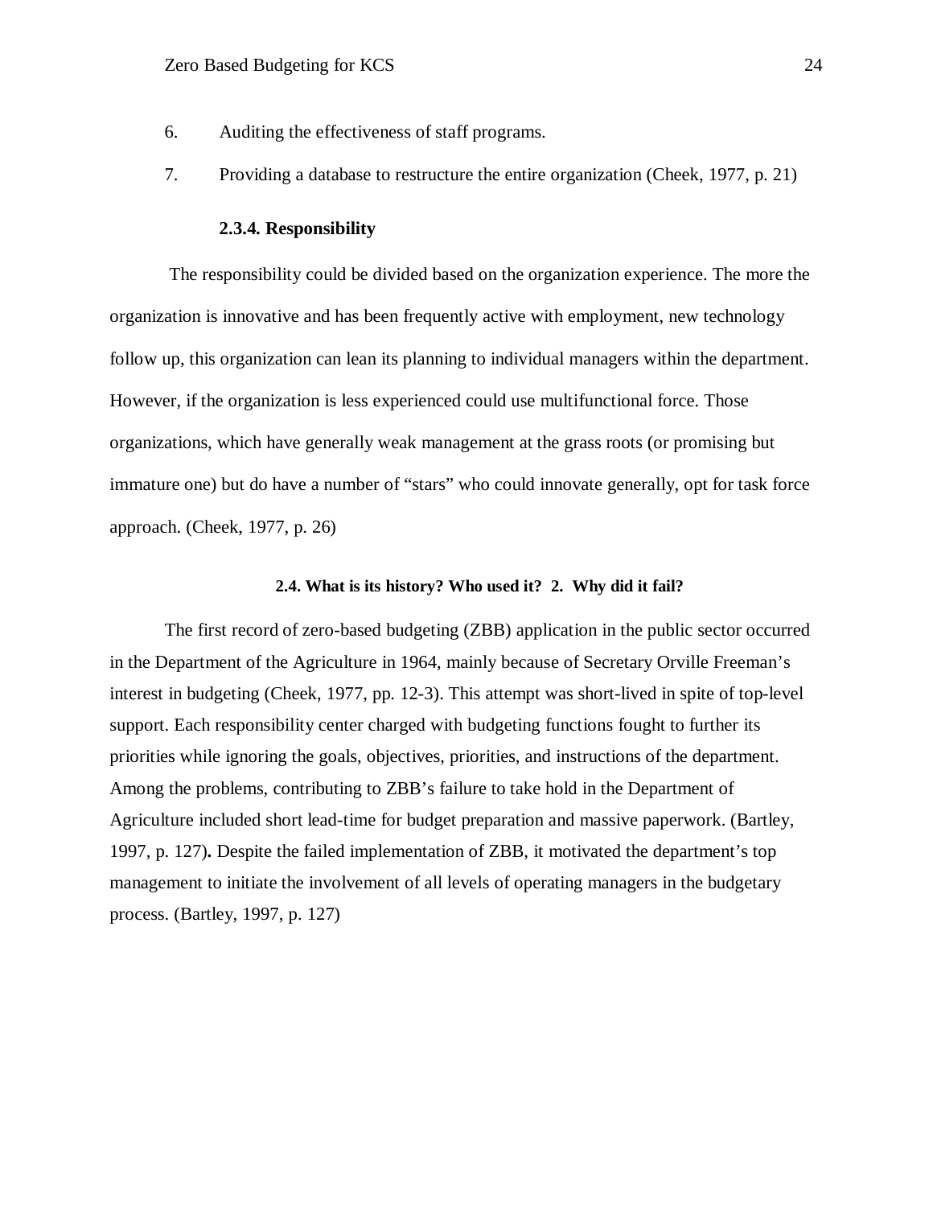6. Auditing the effectiveness of staff programs.
7. Providing a database to restructure the entire organization (Cheek, 1977, p. 21)

#### 2.3.4. Responsibility

The responsibility could be divided based on the organization experience. The more the organization is innovative and has been frequently active with employment, new technology follow up, this organization can lean its planning to individual managers within the department. However, if the organization is less experienced could use multifunctional force. Those organizations, which have generally weak management at the grass roots (or promising but immature one) but do have a number of "stars" who could innovate generally, opt for task force approach. (Cheek, 1977, p. 26)

### 2.4. What is its history? Who used it? 2. Why did it fail?

The first record of zero-based budgeting (ZBB) application in the public sector occurred in the Department of the Agriculture in 1964, mainly because of Secretary Orville Freeman's interest in budgeting (Cheek, 1977, pp. 12-3). This attempt was short-lived in spite of top-level support. Each responsibility center charged with budgeting functions fought to further its priorities while ignoring the goals, objectives, priorities, and instructions of the department. Among the problems, contributing to ZBB's failure to take hold in the Department of Agriculture included short lead-time for budget preparation and massive paperwork. (Bartley, 1997, p. 127)**.** Despite the failed implementation of ZBB, it motivated the department's top management to initiate the involvement of all levels of operating managers in the budgetary process. (Bartley, 1997, p. 127)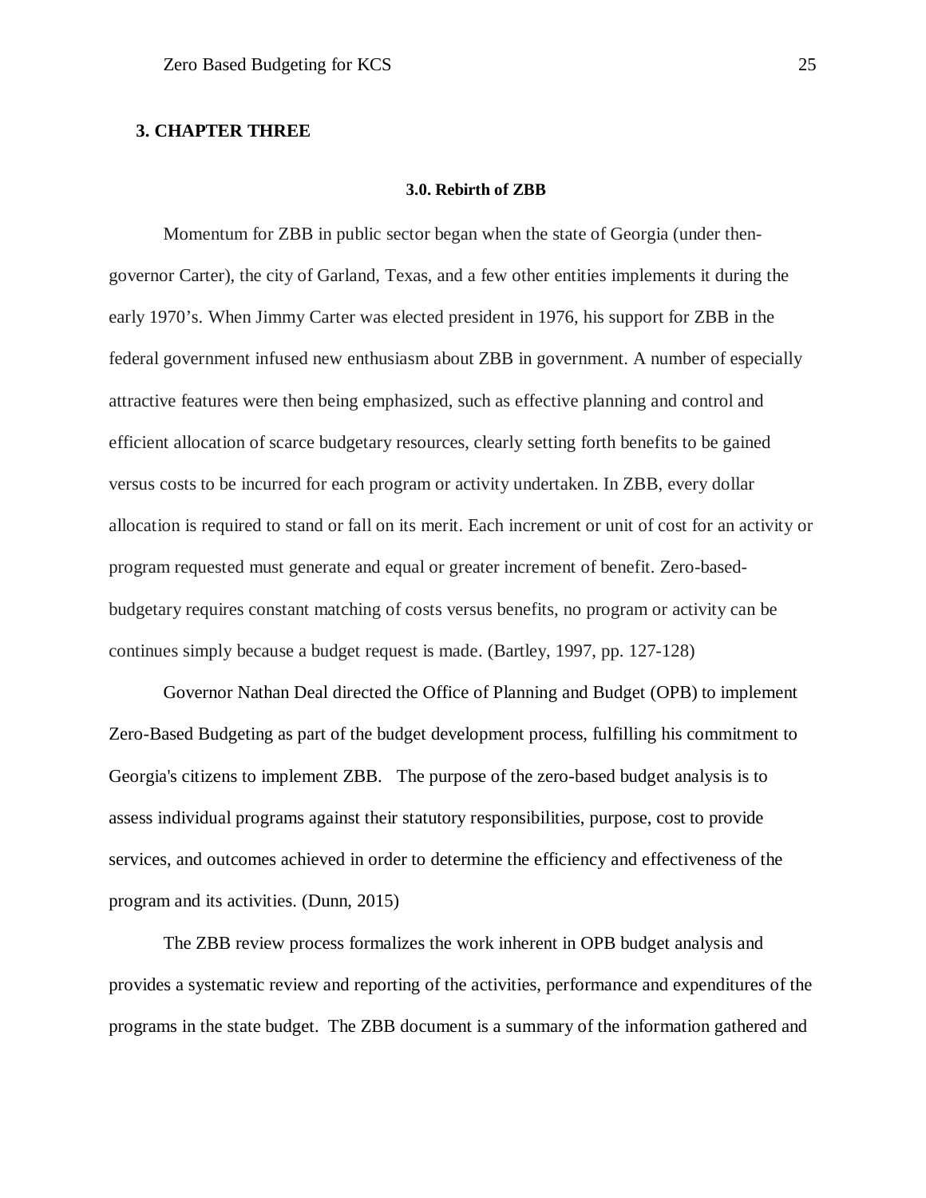# 3. CHAPTER THREE

## 3.0. Rebirth of ZBB

Momentum for ZBB in public sector began when the state of Georgia (under then-governor Carter), the city of Garland, Texas, and a few other entities implements it during the early 1970's. When Jimmy Carter was elected president in 1976, his support for ZBB in the federal government infused new enthusiasm about ZBB in government. A number of especially attractive features were then being emphasized, such as effective planning and control and efficient allocation of scarce budgetary resources, clearly setting forth benefits to be gained versus costs to be incurred for each program or activity undertaken. In ZBB, every dollar allocation is required to stand or fall on its merit. Each increment or unit of cost for an activity or program requested must generate and equal or greater increment of benefit. Zero-based-budgetary requires constant matching of costs versus benefits, no program or activity can be continues simply because a budget request is made. (Bartley, 1997, pp. 127-128)

Governor Nathan Deal directed the Office of Planning and Budget (OPB) to implement Zero-Based Budgeting as part of the budget development process, fulfilling his commitment to Georgia's citizens to implement ZBB. The purpose of the zero-based budget analysis is to assess individual programs against their statutory responsibilities, purpose, cost to provide services, and outcomes achieved in order to determine the efficiency and effectiveness of the program and its activities. (Dunn, 2015)

The ZBB review process formalizes the work inherent in OPB budget analysis and provides a systematic review and reporting of the activities, performance and expenditures of the programs in the state budget. The ZBB document is a summary of the information gathered and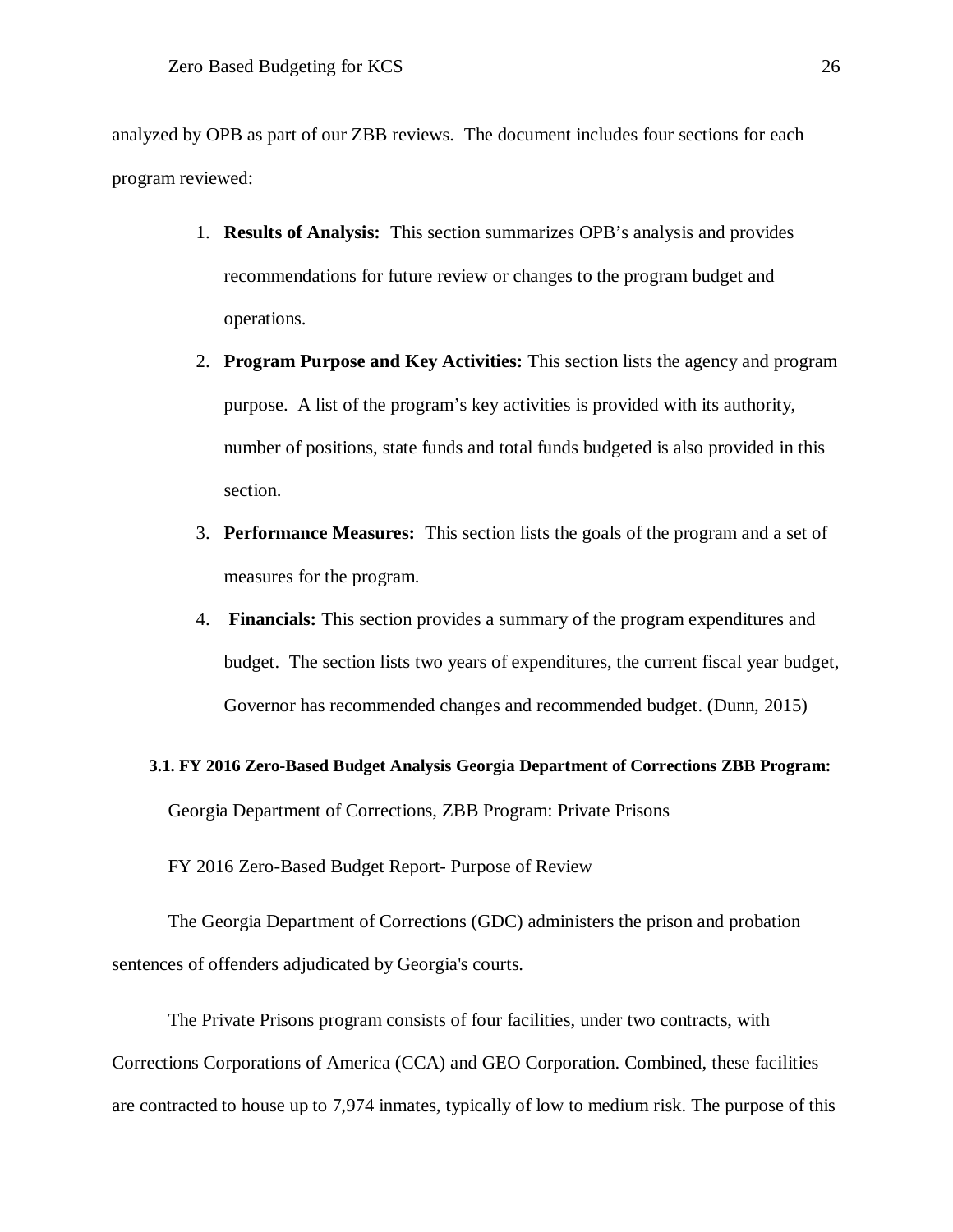analyzed by OPB as part of our ZBB reviews. The document includes four sections for each program reviewed:

1. **Results of Analysis:** This section summarizes OPB's analysis and provides recommendations for future review or changes to the program budget and operations.
2. **Program Purpose and Key Activities:** This section lists the agency and program purpose. A list of the program's key activities is provided with its authority, number of positions, state funds and total funds budgeted is also provided in this section.
3. **Performance Measures:** This section lists the goals of the program and a set of measures for the program.
4. **Financials:** This section provides a summary of the program expenditures and budget. The section lists two years of expenditures, the current fiscal year budget, Governor has recommended changes and recommended budget. (Dunn, 2015)

### 3.1. FY 2016 Zero-Based Budget Analysis Georgia Department of Corrections ZBB Program:

Georgia Department of Corrections, ZBB Program: Private Prisons

FY 2016 Zero-Based Budget Report- Purpose of Review

The Georgia Department of Corrections (GDC) administers the prison and probation sentences of offenders adjudicated by Georgia's courts.

The Private Prisons program consists of four facilities, under two contracts, with Corrections Corporations of America (CCA) and GEO Corporation. Combined, these facilities are contracted to house up to 7,974 inmates, typically of low to medium risk. The purpose of this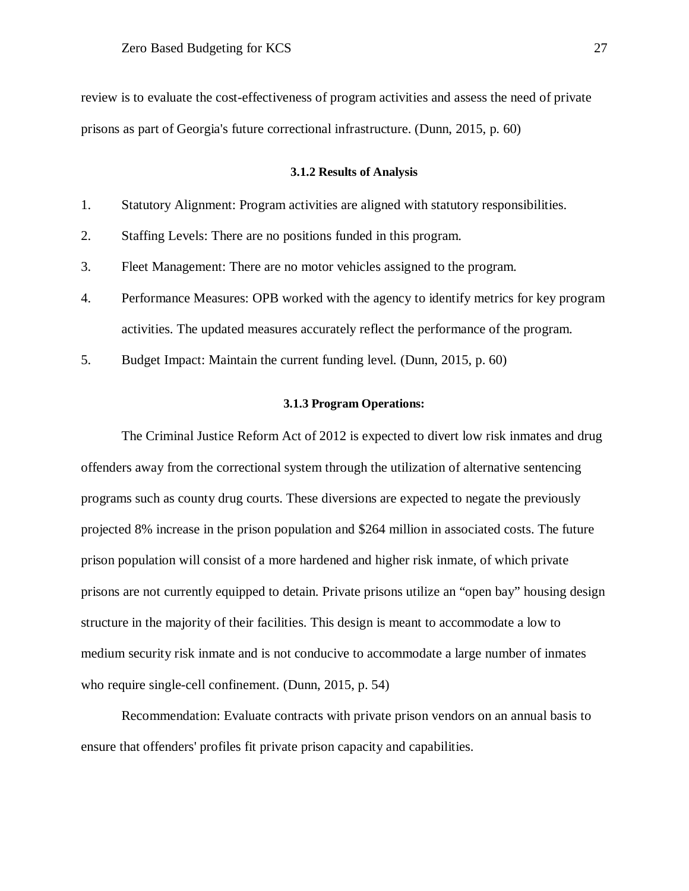review is to evaluate the cost-effectiveness of program activities and assess the need of private prisons as part of Georgia's future correctional infrastructure. (Dunn, 2015, p. 60)

### 3.1.2 Results of Analysis

1. Statutory Alignment: Program activities are aligned with statutory responsibilities.
2. Staffing Levels: There are no positions funded in this program.
3. Fleet Management: There are no motor vehicles assigned to the program.
4. Performance Measures: OPB worked with the agency to identify metrics for key program activities. The updated measures accurately reflect the performance of the program.
5. Budget Impact: Maintain the current funding level. (Dunn, 2015, p. 60)

### 3.1.3 Program Operations:

The Criminal Justice Reform Act of 2012 is expected to divert low risk inmates and drug offenders away from the correctional system through the utilization of alternative sentencing programs such as county drug courts. These diversions are expected to negate the previously projected 8% increase in the prison population and $264 million in associated costs. The future prison population will consist of a more hardened and higher risk inmate, of which private prisons are not currently equipped to detain. Private prisons utilize an “open bay” housing design structure in the majority of their facilities. This design is meant to accommodate a low to medium security risk inmate and is not conducive to accommodate a large number of inmates who require single-cell confinement. (Dunn, 2015, p. 54)

Recommendation: Evaluate contracts with private prison vendors on an annual basis to ensure that offenders' profiles fit private prison capacity and capabilities.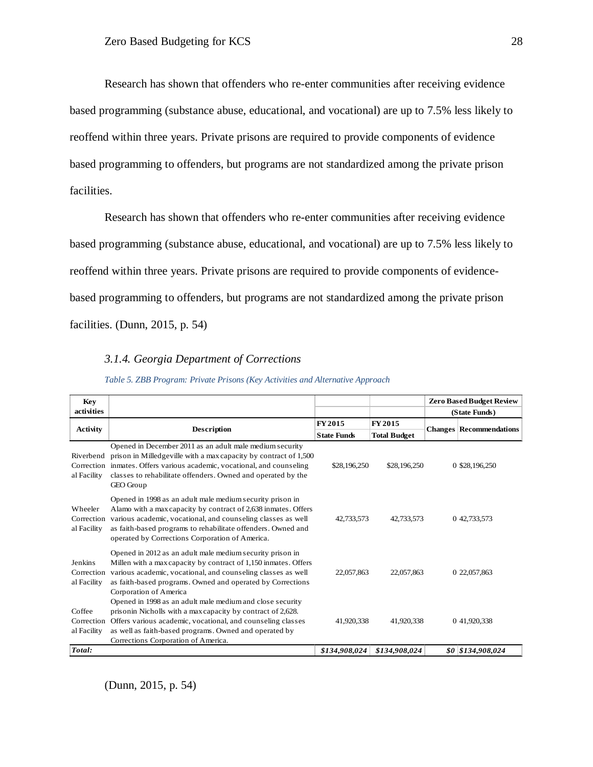Research has shown that offenders who re-enter communities after receiving evidence based programming (substance abuse, educational, and vocational) are up to 7.5% less likely to reoffend within three years. Private prisons are required to provide components of evidence based programming to offenders, but programs are not standardized among the private prison facilities.

Research has shown that offenders who re-enter communities after receiving evidence based programming (substance abuse, educational, and vocational) are up to 7.5% less likely to reoffend within three years. Private prisons are required to provide components of evidence-based programming to offenders, but programs are not standardized among the private prison facilities. (Dunn, 2015, p. 54)

### *3.1.4. Georgia Department of Corrections*

*Table 5. ZBB Program: Private Prisons (Key Activities and Alternative Approach*

| Key activities | | | | Zero Based Budget Review (State Funds) | |
|---|---|---|---|---|---|
| **Activity** | **Description** | **FY 2015 State Funds** | **FY 2015 Total Budget** | **Changes** | **Recommendations** |
| Riverbend Correctional Facility | Opened in December 2011 as an adult male medium security prison in Milledgeville with a max capacity by contract of 1,500 inmates. Offers various academic, vocational, and counseling classes to rehabilitate offenders. Owned and operated by the GEO Group | $28,196,250 | $28,196,250 | 0 | $28,196,250 |
| Wheeler Correctional Facility | Opened in 1998 as an adult male medium security prison in Alamo with a max capacity by contract of 2,638 inmates. Offers various academic, vocational, and counseling classes as well as faith-based programs to rehabilitate offenders. Owned and operated by Corrections Corporation of America. | 42,733,573 | 42,733,573 | 0 | 42,733,573 |
| Jenkins Correctional Facility | Opened in 2012 as an adult male medium security prison in Millen with a max capacity by contract of 1,150 inmates. Offers various academic, vocational, and counseling classes as well as faith-based programs. Owned and operated by Corrections Corporation of America | 22,057,863 | 22,057,863 | 0 | 22,057,863 |
| Coffee Correctional Facility | Opened in 1998 as an adult male medium and close security prisonin Nicholls with a max capacity by contract of 2,628. Offers various academic, vocational, and counseling classes as well as faith-based programs. Owned and operated by Corrections Corporation of America. | 41,920,338 | 41,920,338 | 0 | 41,920,338 |
| ***Total:*** | | ***$134,908,024*** | ***$134,908,024*** | ***$0*** | ***$134,908,024*** |

(Dunn, 2015, p. 54)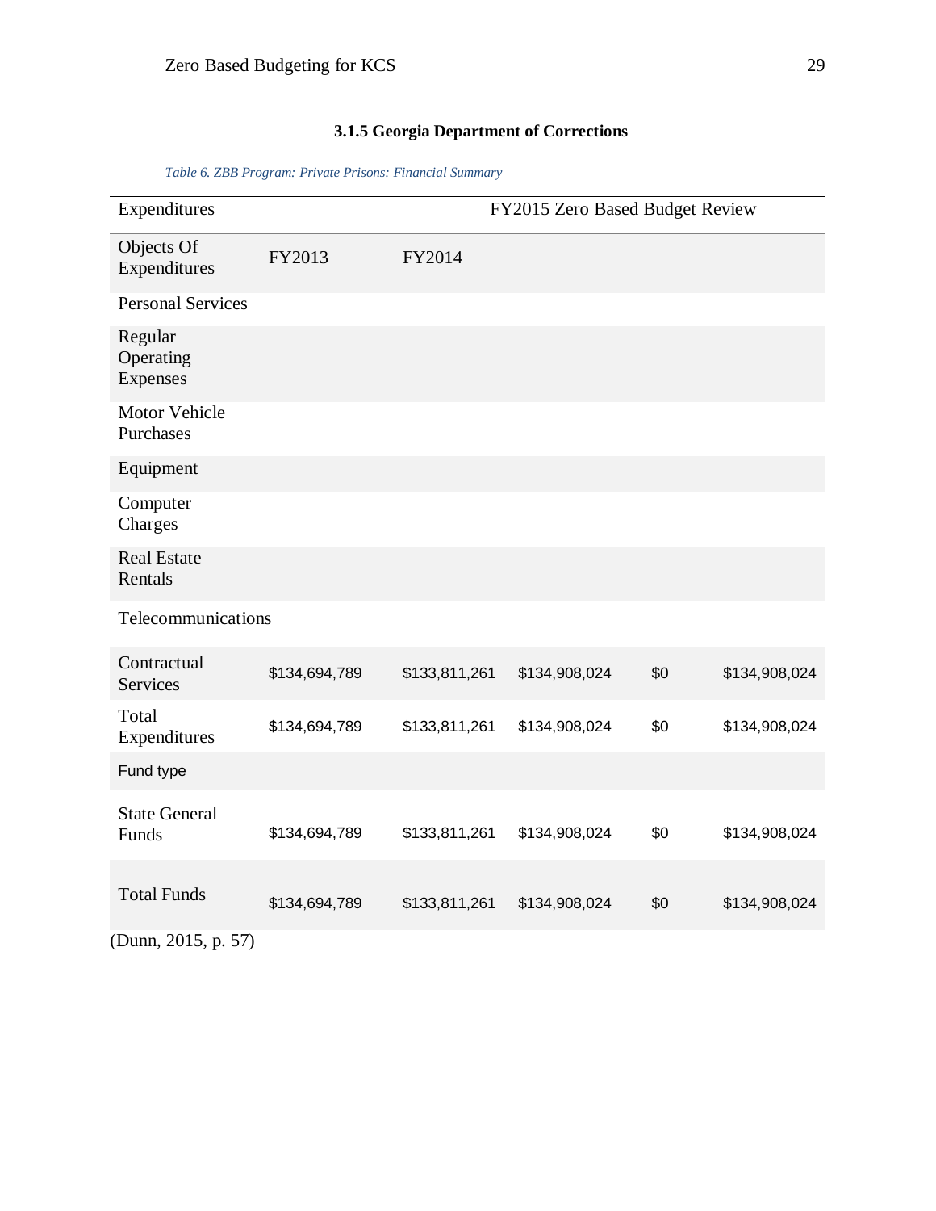### 3.1.5 Georgia Department of Corrections

*Table 6. ZBB Program: Private Prisons: Financial Summary*

| Expenditures | | | FY2015 Zero Based Budget Review | | |
|---|---|---|---|---|---|
| Objects Of Expenditures | FY2013 | FY2014 | | | |
| Personal Services | | | | | |
| Regular Operating Expenses | | | | | |
| Motor Vehicle Purchases | | | | | |
| Equipment | | | | | |
| Computer Charges | | | | | |
| Real Estate Rentals | | | | | |
| Telecommunications | | | | | |
| Contractual Services | $134,694,789 | $133,811,261 | $134,908,024 | $0 | $134,908,024 |
| Total Expenditures | $134,694,789 | $133,811,261 | $134,908,024 | $0 | $134,908,024 |
| Fund type | | | | | |
| State General Funds | $134,694,789 | $133,811,261 | $134,908,024 | $0 | $134,908,024 |
| Total Funds | $134,694,789 | $133,811,261 | $134,908,024 | $0 | $134,908,024 |

(Dunn, 2015, p. 57)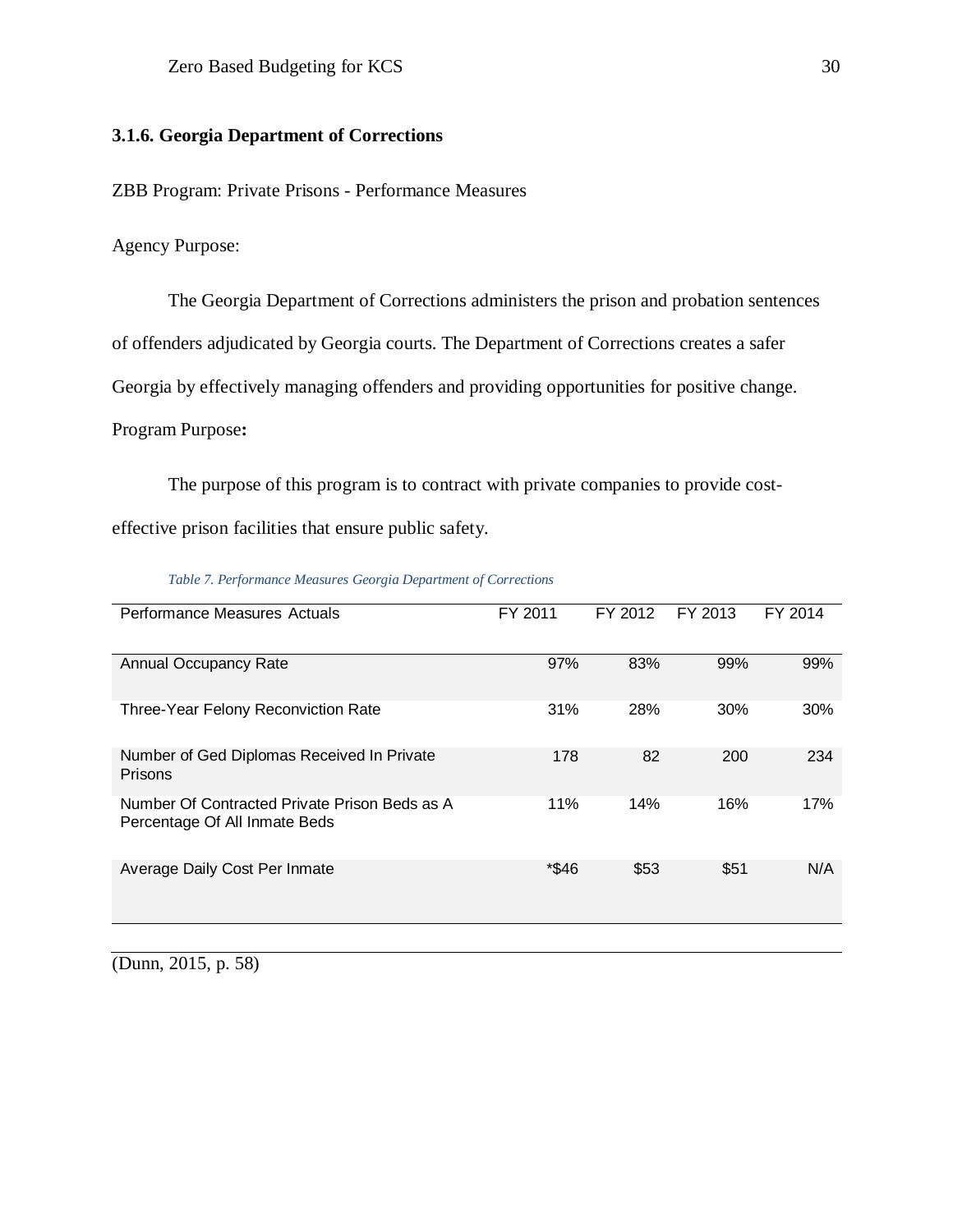### 3.1.6. Georgia Department of Corrections

ZBB Program: Private Prisons - Performance Measures

Agency Purpose:

The Georgia Department of Corrections administers the prison and probation sentences of offenders adjudicated by Georgia courts. The Department of Corrections creates a safer Georgia by effectively managing offenders and providing opportunities for positive change.

Program Purpose**:**

The purpose of this program is to contract with private companies to provide cost-effective prison facilities that ensure public safety.

*Table 7. Performance Measures Georgia Department of Corrections*

| Performance Measures Actuals | FY 2011 | FY 2012 | FY 2013 | FY 2014 |
|---|---|---|---|---|
| Annual Occupancy Rate | 97% | 83% | 99% | 99% |
| Three-Year Felony Reconviction Rate | 31% | 28% | 30% | 30% |
| Number of Ged Diplomas Received In Private Prisons | 178 | 82 | 200 | 234 |
| Number Of Contracted Private Prison Beds as A Percentage Of All Inmate Beds | 11% | 14% | 16% | 17% |
| Average Daily Cost Per Inmate | *$46 | $53 | $51 | N/A |

(Dunn, 2015, p. 58)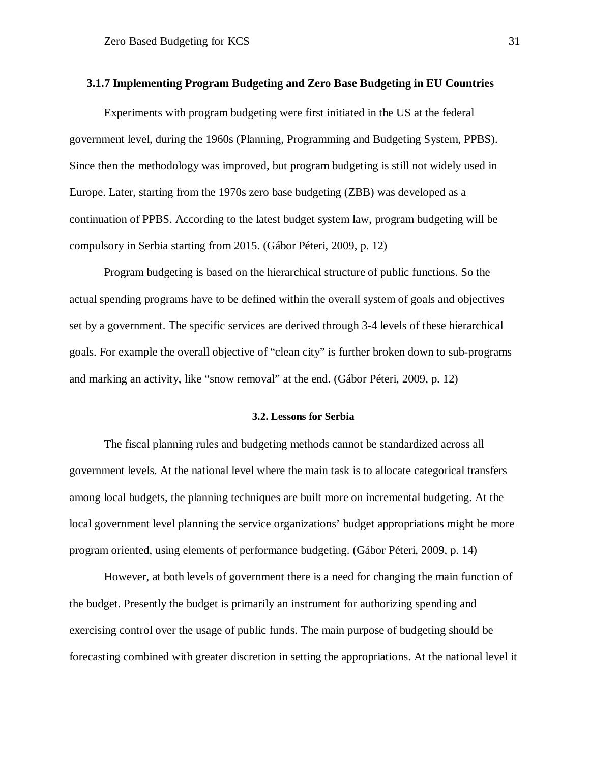### 3.1.7 Implementing Program Budgeting and Zero Base Budgeting in EU Countries

Experiments with program budgeting were first initiated in the US at the federal government level, during the 1960s (Planning, Programming and Budgeting System, PPBS). Since then the methodology was improved, but program budgeting is still not widely used in Europe. Later, starting from the 1970s zero base budgeting (ZBB) was developed as a continuation of PPBS. According to the latest budget system law, program budgeting will be compulsory in Serbia starting from 2015. (Gábor Péteri, 2009, p. 12)

Program budgeting is based on the hierarchical structure of public functions. So the actual spending programs have to be defined within the overall system of goals and objectives set by a government. The specific services are derived through 3-4 levels of these hierarchical goals. For example the overall objective of "clean city" is further broken down to sub-programs and marking an activity, like "snow removal" at the end. (Gábor Péteri, 2009, p. 12)

## 3.2. Lessons for Serbia

The fiscal planning rules and budgeting methods cannot be standardized across all government levels. At the national level where the main task is to allocate categorical transfers among local budgets, the planning techniques are built more on incremental budgeting. At the local government level planning the service organizations' budget appropriations might be more program oriented, using elements of performance budgeting. (Gábor Péteri, 2009, p. 14)

However, at both levels of government there is a need for changing the main function of the budget. Presently the budget is primarily an instrument for authorizing spending and exercising control over the usage of public funds. The main purpose of budgeting should be forecasting combined with greater discretion in setting the appropriations. At the national level it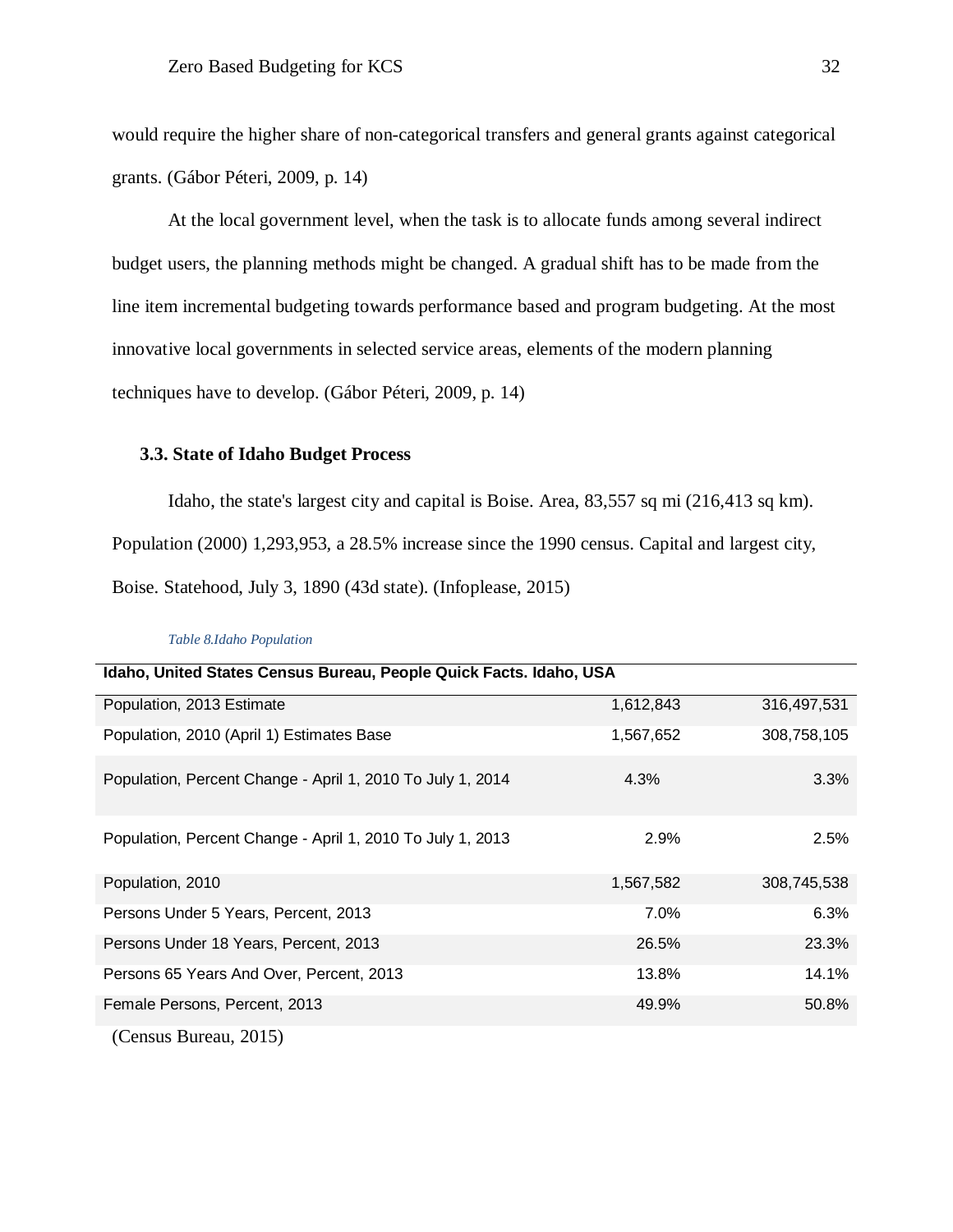would require the higher share of non-categorical transfers and general grants against categorical grants. (Gábor Péteri, 2009, p. 14)

At the local government level, when the task is to allocate funds among several indirect budget users, the planning methods might be changed. A gradual shift has to be made from the line item incremental budgeting towards performance based and program budgeting. At the most innovative local governments in selected service areas, elements of the modern planning techniques have to develop. (Gábor Péteri, 2009, p. 14)

### 3.3. State of Idaho Budget Process

Idaho, the state's largest city and capital is Boise. Area, 83,557 sq mi (216,413 sq km). Population (2000) 1,293,953, a 28.5% increase since the 1990 census. Capital and largest city, Boise. Statehood, July 3, 1890 (43d state). (Infoplease, 2015)

*Table 8.Idaho Population*

| Idaho, United States Census Bureau, People Quick Facts. Idaho, USA | | |
|---|---|---|
| Population, 2013 Estimate | 1,612,843 | 316,497,531 |
| Population, 2010 (April 1) Estimates Base | 1,567,652 | 308,758,105 |
| Population, Percent Change - April 1, 2010 To July 1, 2014 | 4.3% | 3.3% |
| Population, Percent Change - April 1, 2010 To July 1, 2013 | 2.9% | 2.5% |
| Population, 2010 | 1,567,582 | 308,745,538 |
| Persons Under 5 Years, Percent, 2013 | 7.0% | 6.3% |
| Persons Under 18 Years, Percent, 2013 | 26.5% | 23.3% |
| Persons 65 Years And Over, Percent, 2013 | 13.8% | 14.1% |
| Female Persons, Percent, 2013 | 49.9% | 50.8% |

(Census Bureau, 2015)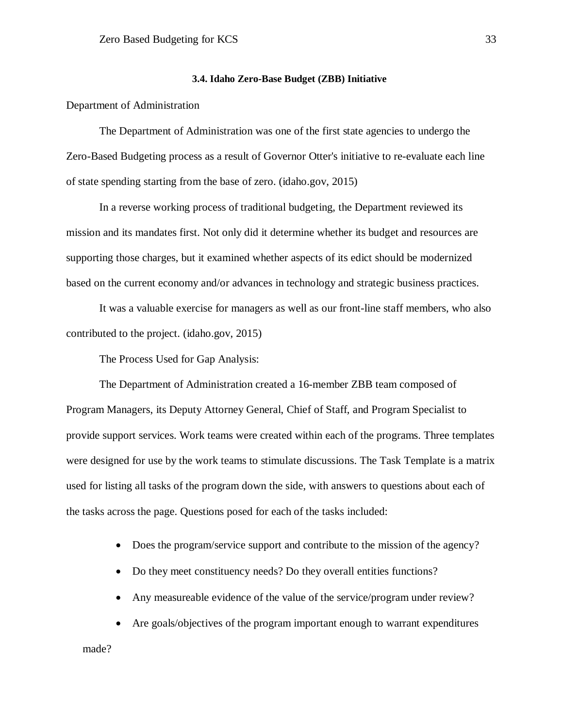### 3.4. Idaho Zero-Base Budget (ZBB) Initiative

Department of Administration

The Department of Administration was one of the first state agencies to undergo the Zero-Based Budgeting process as a result of Governor Otter's initiative to re-evaluate each line of state spending starting from the base of zero. (idaho.gov, 2015)

In a reverse working process of traditional budgeting, the Department reviewed its mission and its mandates first. Not only did it determine whether its budget and resources are supporting those charges, but it examined whether aspects of its edict should be modernized based on the current economy and/or advances in technology and strategic business practices.

It was a valuable exercise for managers as well as our front-line staff members, who also contributed to the project. (idaho.gov, 2015)

The Process Used for Gap Analysis:

The Department of Administration created a 16-member ZBB team composed of Program Managers, its Deputy Attorney General, Chief of Staff, and Program Specialist to provide support services. Work teams were created within each of the programs. Three templates were designed for use by the work teams to stimulate discussions. The Task Template is a matrix used for listing all tasks of the program down the side, with answers to questions about each of the tasks across the page. Questions posed for each of the tasks included:

- Does the program/service support and contribute to the mission of the agency?
- Do they meet constituency needs? Do they overall entities functions?
- Any measureable evidence of the value of the service/program under review?
- Are goals/objectives of the program important enough to warrant expenditures made?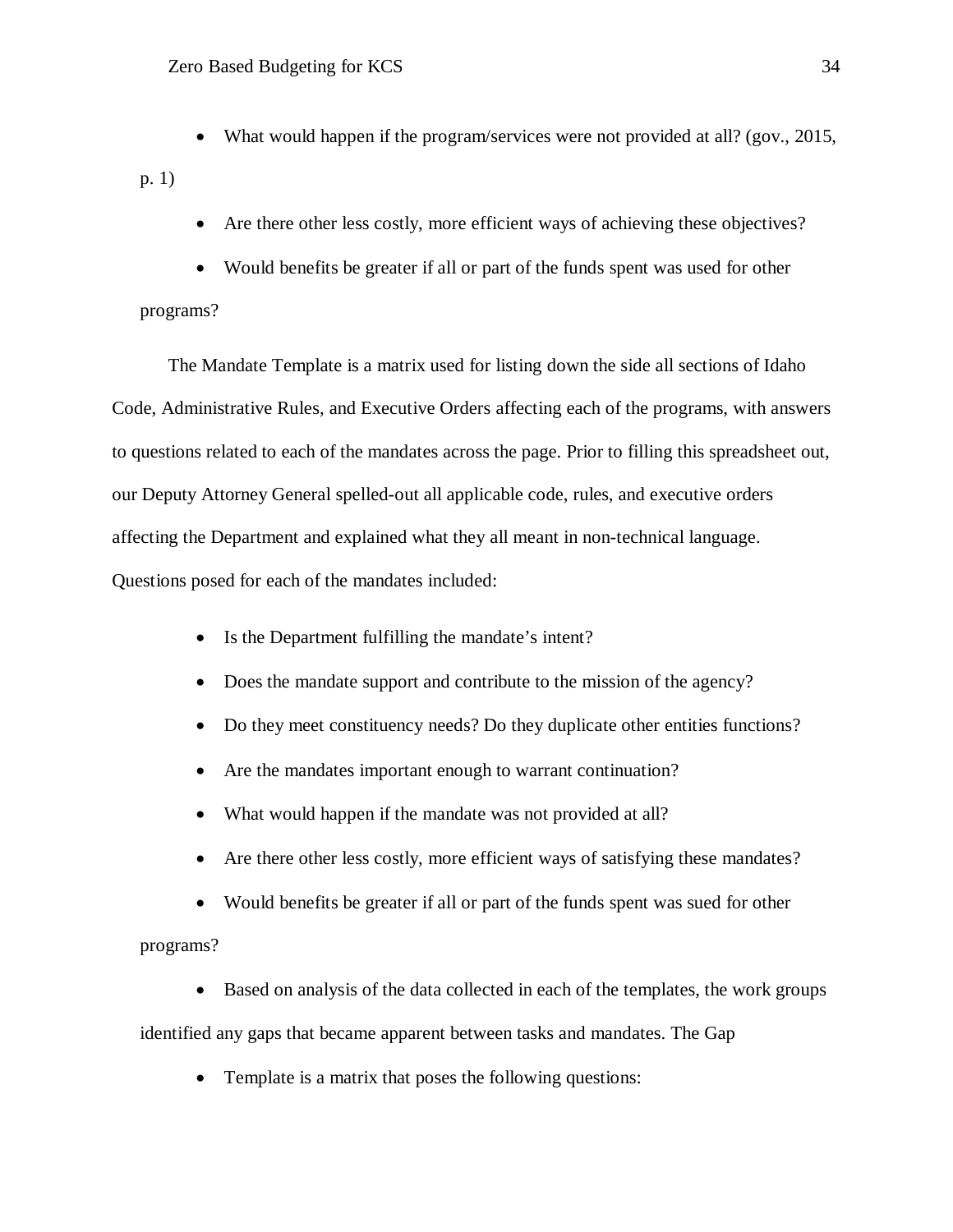- What would happen if the program/services were not provided at all? (gov., 2015, p. 1)
- Are there other less costly, more efficient ways of achieving these objectives?
- Would benefits be greater if all or part of the funds spent was used for other programs?

The Mandate Template is a matrix used for listing down the side all sections of Idaho Code, Administrative Rules, and Executive Orders affecting each of the programs, with answers to questions related to each of the mandates across the page. Prior to filling this spreadsheet out, our Deputy Attorney General spelled-out all applicable code, rules, and executive orders affecting the Department and explained what they all meant in non-technical language. Questions posed for each of the mandates included:

- Is the Department fulfilling the mandate's intent?
- Does the mandate support and contribute to the mission of the agency?
- Do they meet constituency needs? Do they duplicate other entities functions?
- Are the mandates important enough to warrant continuation?
- What would happen if the mandate was not provided at all?
- Are there other less costly, more efficient ways of satisfying these mandates?
- Would benefits be greater if all or part of the funds spent was sued for other programs?
- Based on analysis of the data collected in each of the templates, the work groups identified any gaps that became apparent between tasks and mandates. The Gap
- Template is a matrix that poses the following questions: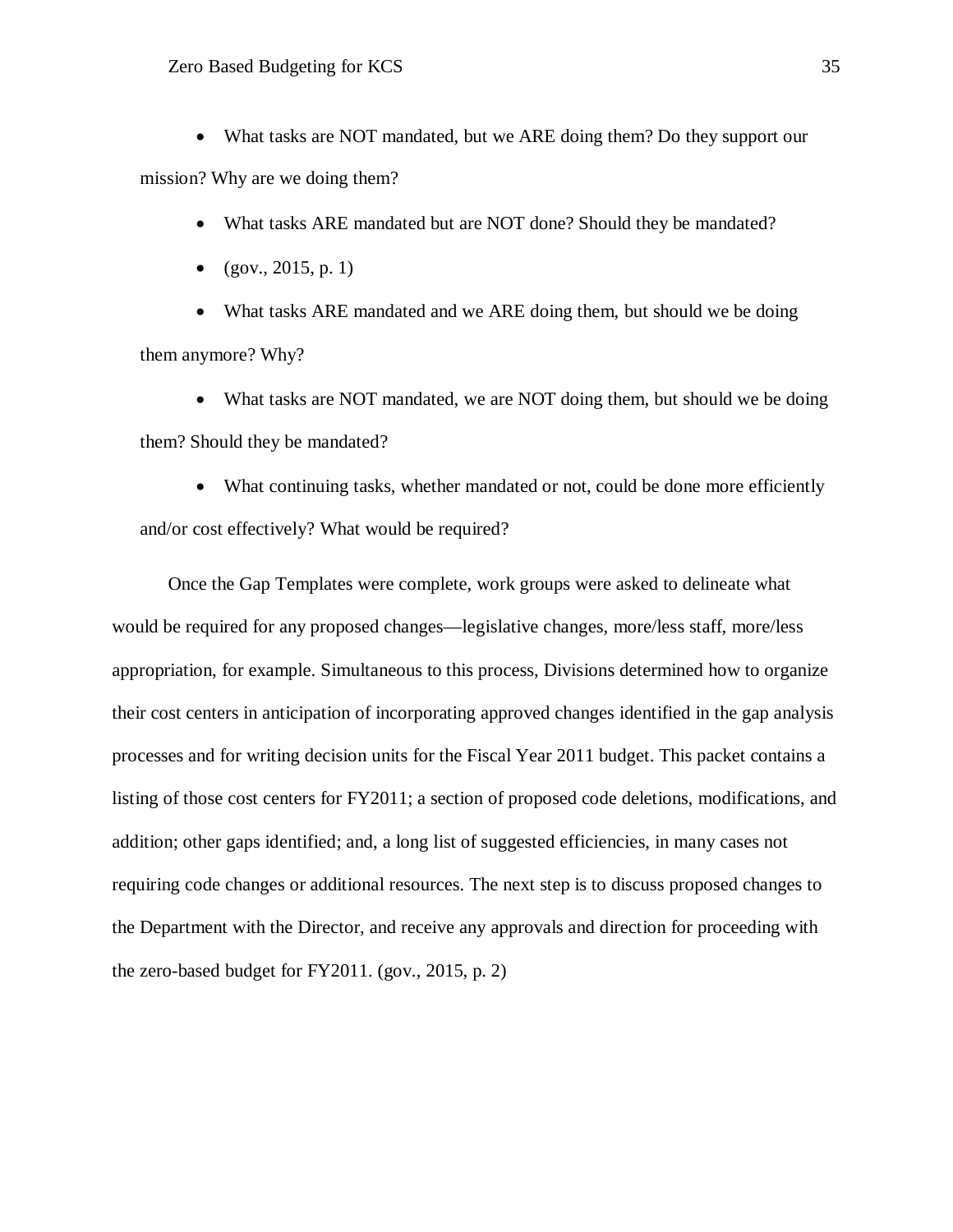- What tasks are NOT mandated, but we ARE doing them? Do they support our mission? Why are we doing them?
- What tasks ARE mandated but are NOT done? Should they be mandated?
- (gov., 2015, p. 1)
- What tasks ARE mandated and we ARE doing them, but should we be doing them anymore? Why?
- What tasks are NOT mandated, we are NOT doing them, but should we be doing them? Should they be mandated?
- What continuing tasks, whether mandated or not, could be done more efficiently and/or cost effectively? What would be required?

Once the Gap Templates were complete, work groups were asked to delineate what would be required for any proposed changes—legislative changes, more/less staff, more/less appropriation, for example. Simultaneous to this process, Divisions determined how to organize their cost centers in anticipation of incorporating approved changes identified in the gap analysis processes and for writing decision units for the Fiscal Year 2011 budget. This packet contains a listing of those cost centers for FY2011; a section of proposed code deletions, modifications, and addition; other gaps identified; and, a long list of suggested efficiencies, in many cases not requiring code changes or additional resources. The next step is to discuss proposed changes to the Department with the Director, and receive any approvals and direction for proceeding with the zero-based budget for FY2011. (gov., 2015, p. 2)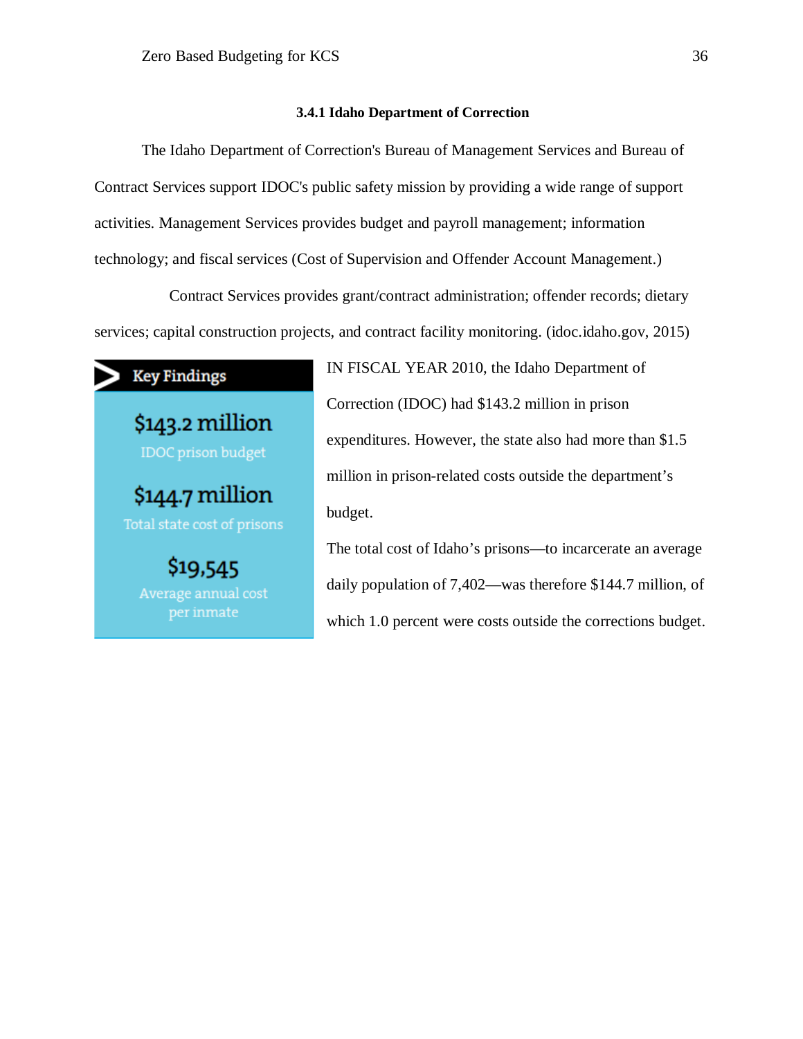### 3.4.1 Idaho Department of Correction

The Idaho Department of Correction's Bureau of Management Services and Bureau of Contract Services support IDOC's public safety mission by providing a wide range of support activities. Management Services provides budget and payroll management; information technology; and fiscal services (Cost of Supervision and Offender Account Management.)

Contract Services provides grant/contract administration; offender records; dietary services; capital construction projects, and contract facility monitoring. (idoc.idaho.gov, 2015)

**Key Findings**

**$143.2 million**
IDOC prison budget

**$144.7 million**
Total state cost of prisons

**$19,545**
Average annual cost per inmate

IN FISCAL YEAR 2010, the Idaho Department of Correction (IDOC) had $143.2 million in prison expenditures. However, the state also had more than $1.5 million in prison-related costs outside the department's budget.

The total cost of Idaho's prisons—to incarcerate an average daily population of 7,402—was therefore $144.7 million, of which 1.0 percent were costs outside the corrections budget.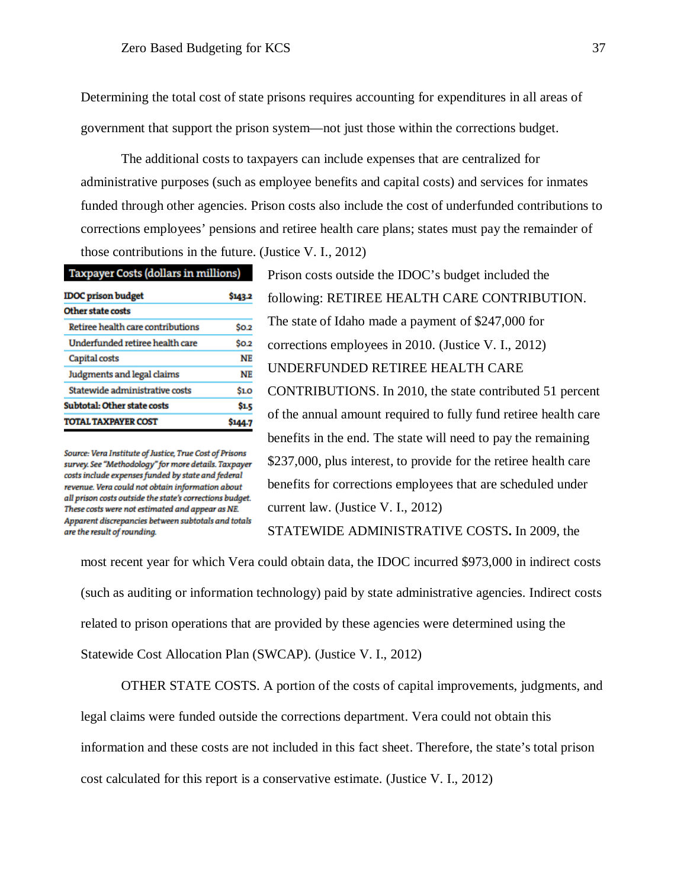Determining the total cost of state prisons requires accounting for expenditures in all areas of government that support the prison system—not just those within the corrections budget.

The additional costs to taxpayers can include expenses that are centralized for administrative purposes (such as employee benefits and capital costs) and services for inmates funded through other agencies. Prison costs also include the cost of underfunded contributions to corrections employees' pensions and retiree health care plans; states must pay the remainder of those contributions in the future. (Justice V. I., 2012)

| Taxpayer Costs (dollars in millions) | |
|---|---|
| **IDOC prison budget** | **$143.2** |
| **Other state costs** | |
| Retiree health care contributions | $0.2 |
| Underfunded retiree health care | $0.2 |
| Capital costs | NE |
| Judgments and legal claims | NE |
| Statewide administrative costs | $1.0 |
| **Subtotal: Other state costs** | **$1.5** |
| **TOTAL TAXPAYER COST** | **$144.7** |

*Source: Vera Institute of Justice, True Cost of Prisons survey. See "Methodology" for more details. Taxpayer costs include expenses funded by state and federal revenue. Vera could not obtain information about all prison costs outside the state's corrections budget. These costs were not estimated and appear as NE. Apparent discrepancies between subtotals and totals are the result of rounding.*

Prison costs outside the IDOC's budget included the following: RETIREE HEALTH CARE CONTRIBUTION. The state of Idaho made a payment of $247,000 for corrections employees in 2010. (Justice V. I., 2012)

UNDERFUNDED RETIREE HEALTH CARE CONTRIBUTIONS. In 2010, the state contributed 51 percent of the annual amount required to fully fund retiree health care benefits in the end. The state will need to pay the remaining $237,000, plus interest, to provide for the retiree health care benefits for corrections employees that are scheduled under current law. (Justice V. I., 2012)

STATEWIDE ADMINISTRATIVE COSTS**.** In 2009, the most recent year for which Vera could obtain data, the IDOC incurred $973,000 in indirect costs (such as auditing or information technology) paid by state administrative agencies. Indirect costs related to prison operations that are provided by these agencies were determined using the Statewide Cost Allocation Plan (SWCAP). (Justice V. I., 2012)

OTHER STATE COSTS. A portion of the costs of capital improvements, judgments, and legal claims were funded outside the corrections department. Vera could not obtain this information and these costs are not included in this fact sheet. Therefore, the state's total prison cost calculated for this report is a conservative estimate. (Justice V. I., 2012)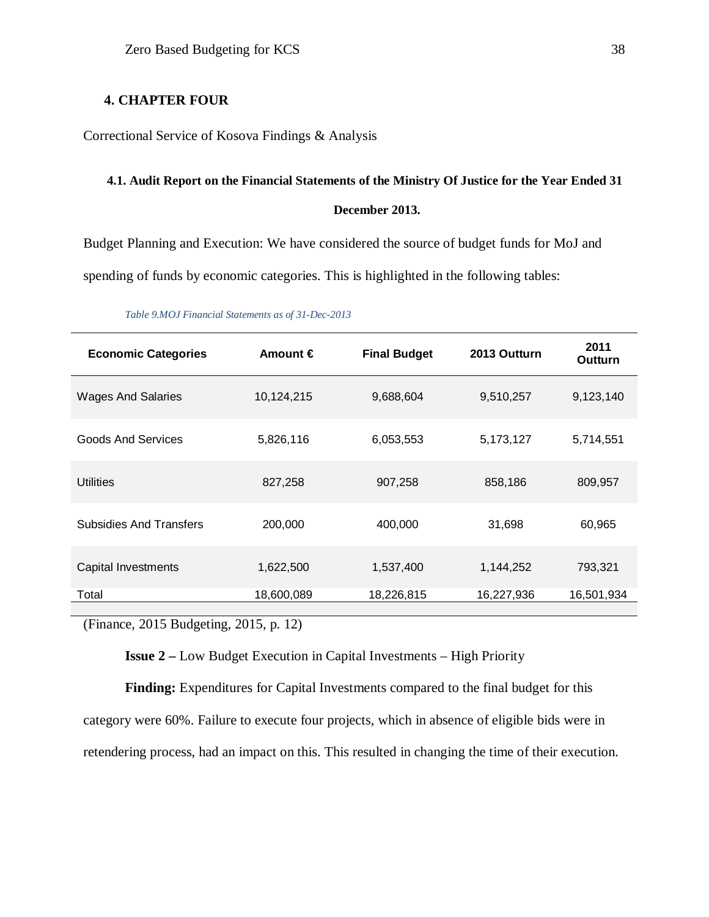# 4. CHAPTER FOUR

Correctional Service of Kosova Findings & Analysis

## 4.1. Audit Report on the Financial Statements of the Ministry Of Justice for the Year Ended 31 December 2013.

Budget Planning and Execution: We have considered the source of budget funds for MoJ and spending of funds by economic categories. This is highlighted in the following tables:

*Table 9.MOJ Financial Statements as of 31-Dec-2013*

| Economic Categories | Amount € | Final Budget | 2013 Outturn | 2011 Outturn |
|---|---|---|---|---|
| Wages And Salaries | 10,124,215 | 9,688,604 | 9,510,257 | 9,123,140 |
| Goods And Services | 5,826,116 | 6,053,553 | 5,173,127 | 5,714,551 |
| Utilities | 827,258 | 907,258 | 858,186 | 809,957 |
| Subsidies And Transfers | 200,000 | 400,000 | 31,698 | 60,965 |
| Capital Investments | 1,622,500 | 1,537,400 | 1,144,252 | 793,321 |
| Total | 18,600,089 | 18,226,815 | 16,227,936 | 16,501,934 |

(Finance, 2015 Budgeting, 2015, p. 12)

**Issue 2 –** Low Budget Execution in Capital Investments – High Priority

**Finding:** Expenditures for Capital Investments compared to the final budget for this category were 60%. Failure to execute four projects, which in absence of eligible bids were in retendering process, had an impact on this. This resulted in changing the time of their execution.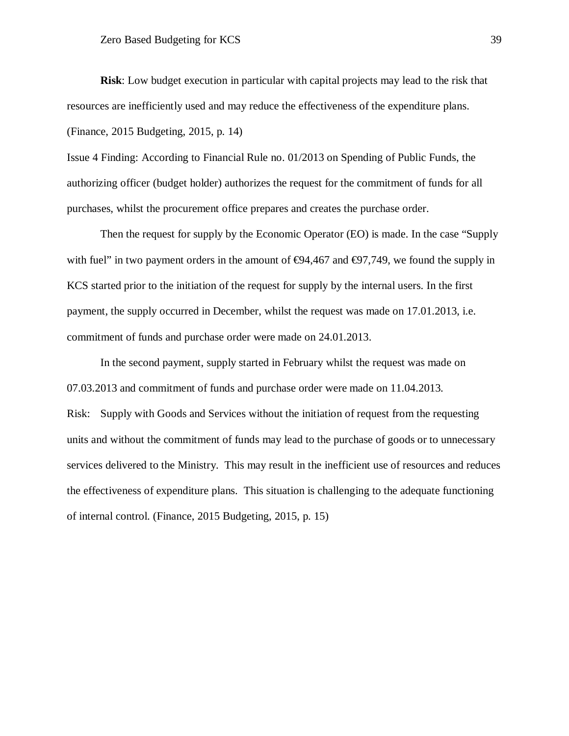**Risk**: Low budget execution in particular with capital projects may lead to the risk that resources are inefficiently used and may reduce the effectiveness of the expenditure plans. (Finance, 2015 Budgeting, 2015, p. 14)

Issue 4 Finding: According to Financial Rule no. 01/2013 on Spending of Public Funds, the authorizing officer (budget holder) authorizes the request for the commitment of funds for all purchases, whilst the procurement office prepares and creates the purchase order.

Then the request for supply by the Economic Operator (EO) is made. In the case "Supply with fuel" in two payment orders in the amount of €94,467 and €97,749, we found the supply in KCS started prior to the initiation of the request for supply by the internal users. In the first payment, the supply occurred in December, whilst the request was made on 17.01.2013, i.e. commitment of funds and purchase order were made on 24.01.2013.

In the second payment, supply started in February whilst the request was made on 07.03.2013 and commitment of funds and purchase order were made on 11.04.2013.

Risk: Supply with Goods and Services without the initiation of request from the requesting units and without the commitment of funds may lead to the purchase of goods or to unnecessary services delivered to the Ministry. This may result in the inefficient use of resources and reduces the effectiveness of expenditure plans. This situation is challenging to the adequate functioning of internal control. (Finance, 2015 Budgeting, 2015, p. 15)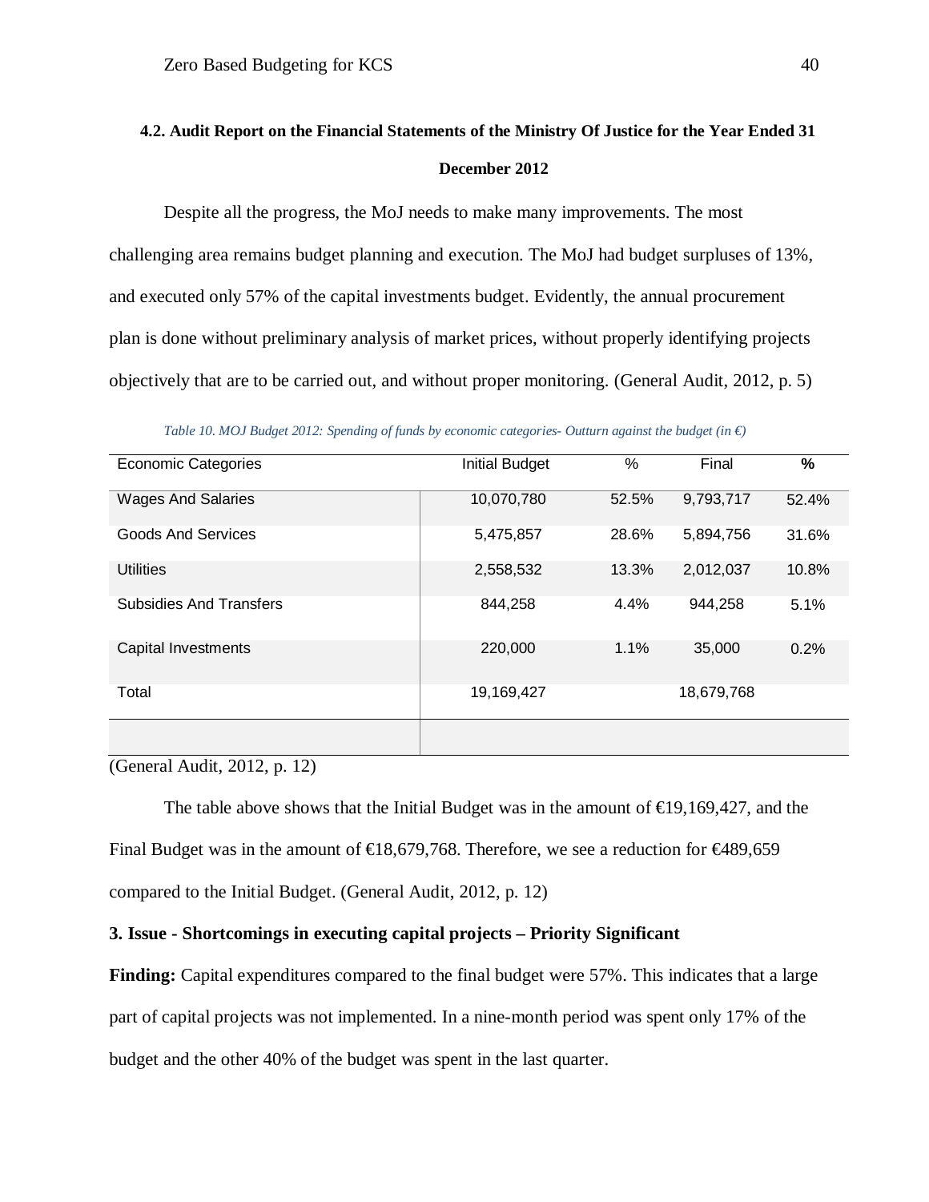### 4.2. Audit Report on the Financial Statements of the Ministry Of Justice for the Year Ended 31 December 2012

Despite all the progress, the MoJ needs to make many improvements. The most challenging area remains budget planning and execution. The MoJ had budget surpluses of 13%, and executed only 57% of the capital investments budget. Evidently, the annual procurement plan is done without preliminary analysis of market prices, without properly identifying projects objectively that are to be carried out, and without proper monitoring. (General Audit, 2012, p. 5)

*Table 10. MOJ Budget 2012: Spending of funds by economic categories- Outturn against the budget (in €)*

| Economic Categories | Initial Budget | % | Final | % |
|---|---|---|---|---|
| Wages And Salaries | 10,070,780 | 52.5% | 9,793,717 | 52.4% |
| Goods And Services | 5,475,857 | 28.6% | 5,894,756 | 31.6% |
| Utilities | 2,558,532 | 13.3% | 2,012,037 | 10.8% |
| Subsidies And Transfers | 844,258 | 4.4% | 944,258 | 5.1% |
| Capital Investments | 220,000 | 1.1% | 35,000 | 0.2% |
| Total | 19,169,427 | | 18,679,768 | |

(General Audit, 2012, p. 12)

The table above shows that the Initial Budget was in the amount of €19,169,427, and the Final Budget was in the amount of €18,679,768. Therefore, we see a reduction for €489,659 compared to the Initial Budget. (General Audit, 2012, p. 12)

**3. Issue - Shortcomings in executing capital projects – Priority Significant**

**Finding:** Capital expenditures compared to the final budget were 57%. This indicates that a large part of capital projects was not implemented. In a nine-month period was spent only 17% of the budget and the other 40% of the budget was spent in the last quarter.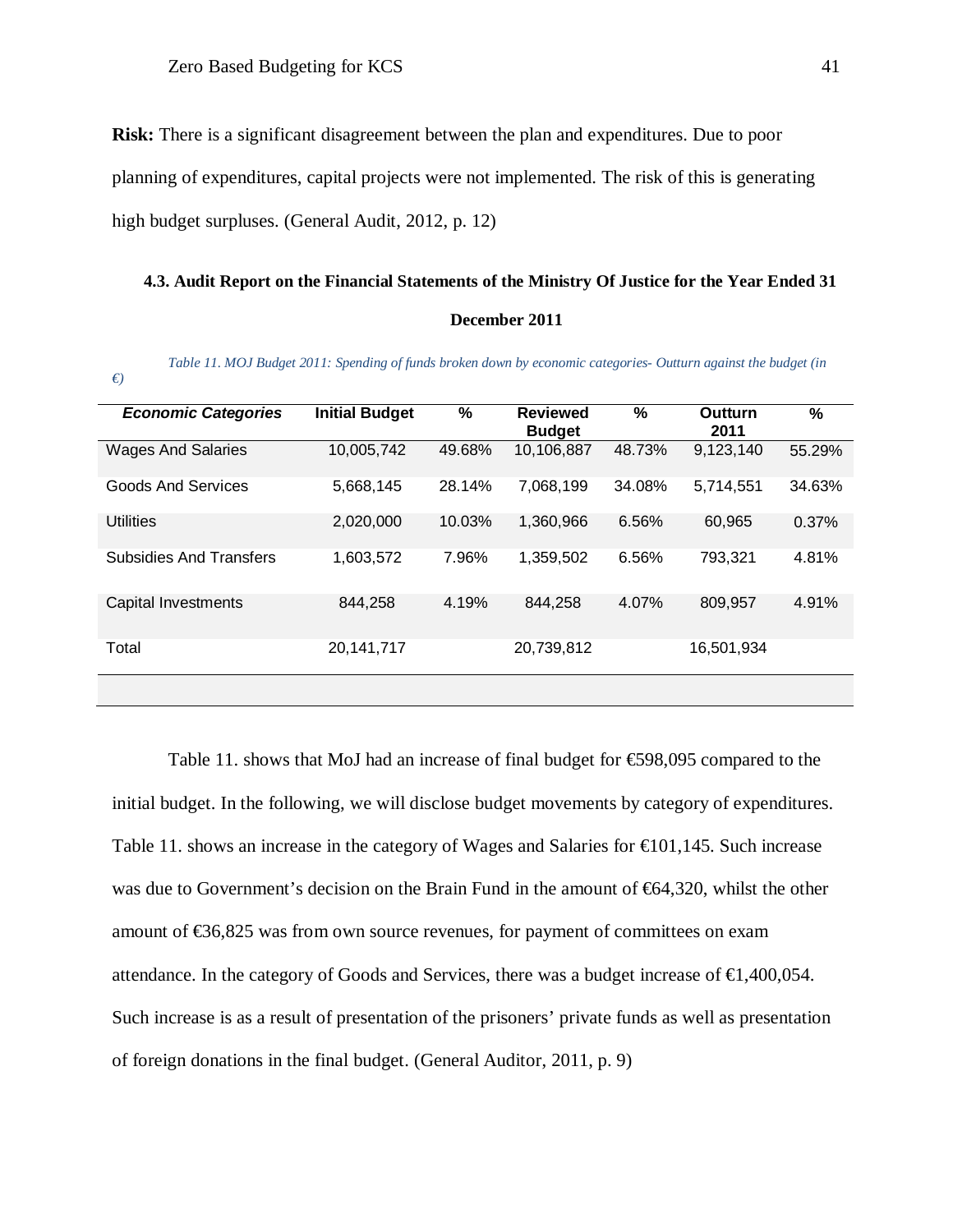**Risk:** There is a significant disagreement between the plan and expenditures. Due to poor planning of expenditures, capital projects were not implemented. The risk of this is generating high budget surpluses. (General Audit, 2012, p. 12)

### 4.3. Audit Report on the Financial Statements of the Ministry Of Justice for the Year Ended 31 December 2011

*Table 11. MOJ Budget 2011: Spending of funds broken down by economic categories- Outturn against the budget (in €)*

| *Economic Categories* | Initial Budget | % | Reviewed Budget | % | Outturn 2011 | % |
|---|---|---|---|---|---|---|
| Wages And Salaries | 10,005,742 | 49.68% | 10,106,887 | 48.73% | 9,123,140 | 55.29% |
| Goods And Services | 5,668,145 | 28.14% | 7,068,199 | 34.08% | 5,714,551 | 34.63% |
| Utilities | 2,020,000 | 10.03% | 1,360,966 | 6.56% | 60,965 | 0.37% |
| Subsidies And Transfers | 1,603,572 | 7.96% | 1,359,502 | 6.56% | 793,321 | 4.81% |
| Capital Investments | 844,258 | 4.19% | 844,258 | 4.07% | 809,957 | 4.91% |
| Total | 20,141,717 | | 20,739,812 | | 16,501,934 | |

Table 11. shows that MoJ had an increase of final budget for €598,095 compared to the initial budget. In the following, we will disclose budget movements by category of expenditures. Table 11. shows an increase in the category of Wages and Salaries for €101,145. Such increase was due to Government's decision on the Brain Fund in the amount of €64,320, whilst the other amount of €36,825 was from own source revenues, for payment of committees on exam attendance. In the category of Goods and Services, there was a budget increase of €1,400,054. Such increase is as a result of presentation of the prisoners' private funds as well as presentation of foreign donations in the final budget. (General Auditor, 2011, p. 9)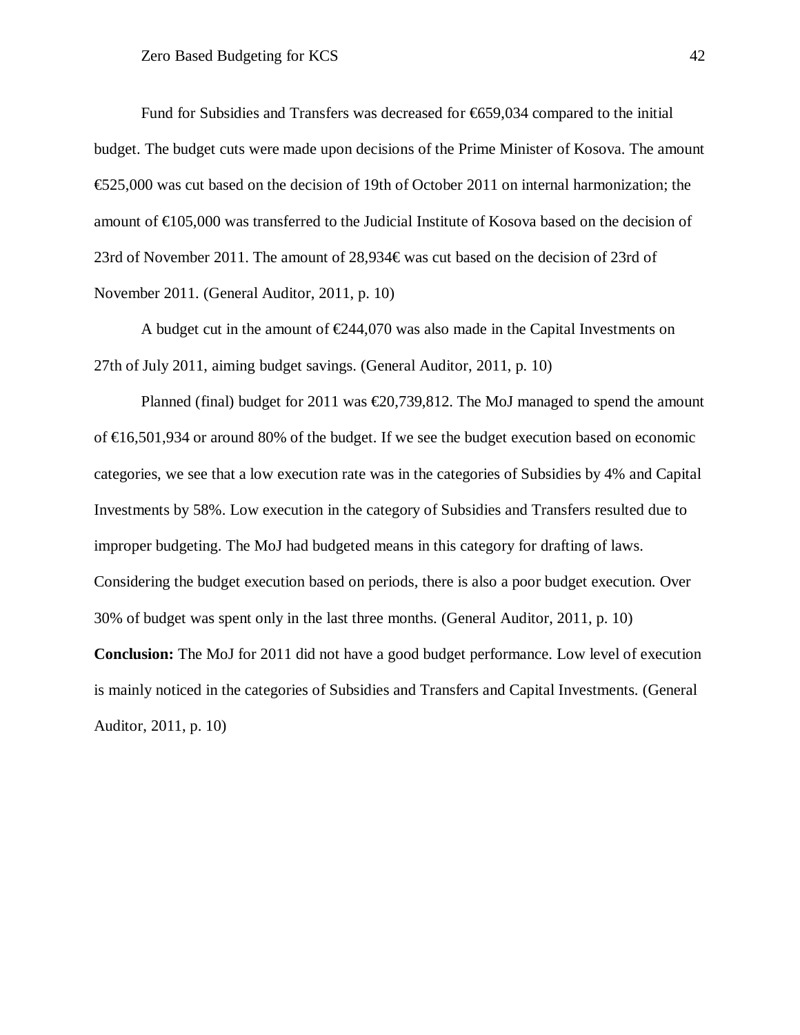Fund for Subsidies and Transfers was decreased for €659,034 compared to the initial budget. The budget cuts were made upon decisions of the Prime Minister of Kosova. The amount €525,000 was cut based on the decision of 19th of October 2011 on internal harmonization; the amount of €105,000 was transferred to the Judicial Institute of Kosova based on the decision of 23rd of November 2011. The amount of 28,934€ was cut based on the decision of 23rd of November 2011. (General Auditor, 2011, p. 10)

A budget cut in the amount of €244,070 was also made in the Capital Investments on 27th of July 2011, aiming budget savings. (General Auditor, 2011, p. 10)

Planned (final) budget for 2011 was €20,739,812. The MoJ managed to spend the amount of €16,501,934 or around 80% of the budget. If we see the budget execution based on economic categories, we see that a low execution rate was in the categories of Subsidies by 4% and Capital Investments by 58%. Low execution in the category of Subsidies and Transfers resulted due to improper budgeting. The MoJ had budgeted means in this category for drafting of laws. Considering the budget execution based on periods, there is also a poor budget execution. Over 30% of budget was spent only in the last three months. (General Auditor, 2011, p. 10)

**Conclusion:** The MoJ for 2011 did not have a good budget performance. Low level of execution is mainly noticed in the categories of Subsidies and Transfers and Capital Investments. (General Auditor, 2011, p. 10)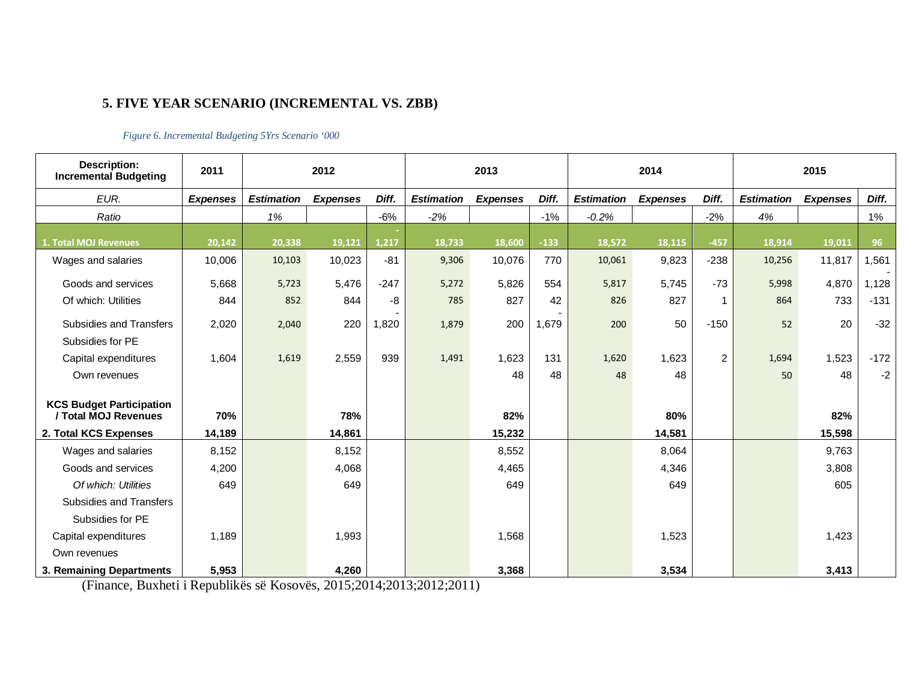## 5. FIVE YEAR SCENARIO (INCREMENTAL VS. ZBB)

*Figure 6. Incremental Budgeting 5Yrs Scenario '000*

| Description: Incremental Budgeting | 2011 | 2012 | | | 2013 | | | 2014 | | | 2015 | | |
|---|---|---|---|---|---|---|---|---|---|---|---|---|---|
| *EUR.* | ***Expenses*** | ***Estimation*** | ***Expenses*** | ***Diff.*** | ***Estimation*** | ***Expenses*** | ***Diff.*** | ***Estimation*** | ***Expenses*** | ***Diff.*** | ***Estimation*** | ***Expenses*** | ***Diff.*** |
| *Ratio* | | *1%* | | -6% | *-2%* | | -1% | *-0.2%* | | -2% | *4%* | | 1% |
| **1. Total MOJ Revenues** | **20,142** | **20,338** | **19,121** | **-1,217** | **18,733** | **18,600** | **-133** | **18,572** | **18,115** | **-457** | **18,914** | **19,011** | **96** |
| Wages and salaries | 10,006 | 10,103 | 10,023 | -81 | 9,306 | 10,076 | 770 | 10,061 | 9,823 | -238 | 10,256 | 11,817 | 1,561 |
| Goods and services | 5,668 | 5,723 | 5,476 | -247 | 5,272 | 5,826 | 554 | 5,817 | 5,745 | -73 | 5,998 | 4,870 | -1,128 |
| Of which: Utilities | 844 | 852 | 844 | -8 | 785 | 827 | 42 | 826 | 827 | 1 | 864 | 733 | -131 |
| Subsidies and Transfers | 2,020 | 2,040 | 220 | -1,820 | 1,879 | 200 | -1,679 | 200 | 50 | -150 | 52 | 20 | -32 |
| Subsidies for PE | | | | | | | | | | | | | |
| Capital expenditures | 1,604 | 1,619 | 2,559 | 939 | 1,491 | 1,623 | 131 | 1,620 | 1,623 | 2 | 1,694 | 1,523 | -172 |
| Own revenues | | | | | | 48 | 48 | 48 | 48 | | 50 | 48 | -2 |
| **KCS Budget Participation / Total MOJ Revenues** | **70%** | | **78%** | | | **82%** | | | **80%** | | | **82%** | |
| **2. Total KCS Expenses** | **14,189** | | **14,861** | | | **15,232** | | | **14,581** | | | **15,598** | |
| Wages and salaries | 8,152 | | 8,152 | | | 8,552 | | | 8,064 | | | 9,763 | |
| Goods and services | 4,200 | | 4,068 | | | 4,465 | | | 4,346 | | | 3,808 | |
| *Of which: Utilities* | 649 | | 649 | | | 649 | | | 649 | | | 605 | |
| Subsidies and Transfers | | | | | | | | | | | | | |
| Subsidies for PE | | | | | | | | | | | | | |
| Capital expenditures | 1,189 | | 1,993 | | | 1,568 | | | 1,523 | | | 1,423 | |
| Own revenues | | | | | | | | | | | | | |
| **3. Remaining Departments** | **5,953** | | **4,260** | | | **3,368** | | | **3,534** | | | **3,413** | |

(Finance, Buxheti i Republikës së Kosovës, 2015;2014;2013;2012;2011)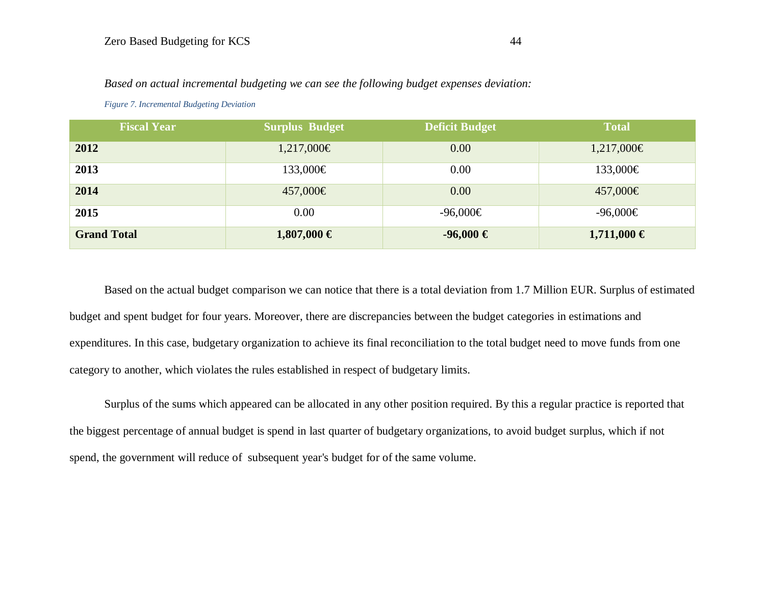*Based on actual incremental budgeting we can see the following budget expenses deviation:*

*Figure 7. Incremental Budgeting Deviation*

| Fiscal Year | Surplus Budget | Deficit Budget | Total |
|---|---|---|---|
| **2012** | 1,217,000€ | 0.00 | 1,217,000€ |
| **2013** | 133,000€ | 0.00 | 133,000€ |
| **2014** | 457,000€ | 0.00 | 457,000€ |
| **2015** | 0.00 | -96,000€ | -96,000€ |
| **Grand Total** | **1,807,000 €** | **-96,000 €** | **1,711,000 €** |

Based on the actual budget comparison we can notice that there is a total deviation from 1.7 Million EUR. Surplus of estimated budget and spent budget for four years. Moreover, there are discrepancies between the budget categories in estimations and expenditures. In this case, budgetary organization to achieve its final reconciliation to the total budget need to move funds from one category to another, which violates the rules established in respect of budgetary limits.

Surplus of the sums which appeared can be allocated in any other position required. By this a regular practice is reported that the biggest percentage of annual budget is spend in last quarter of budgetary organizations, to avoid budget surplus, which if not spend, the government will reduce of subsequent year's budget for of the same volume.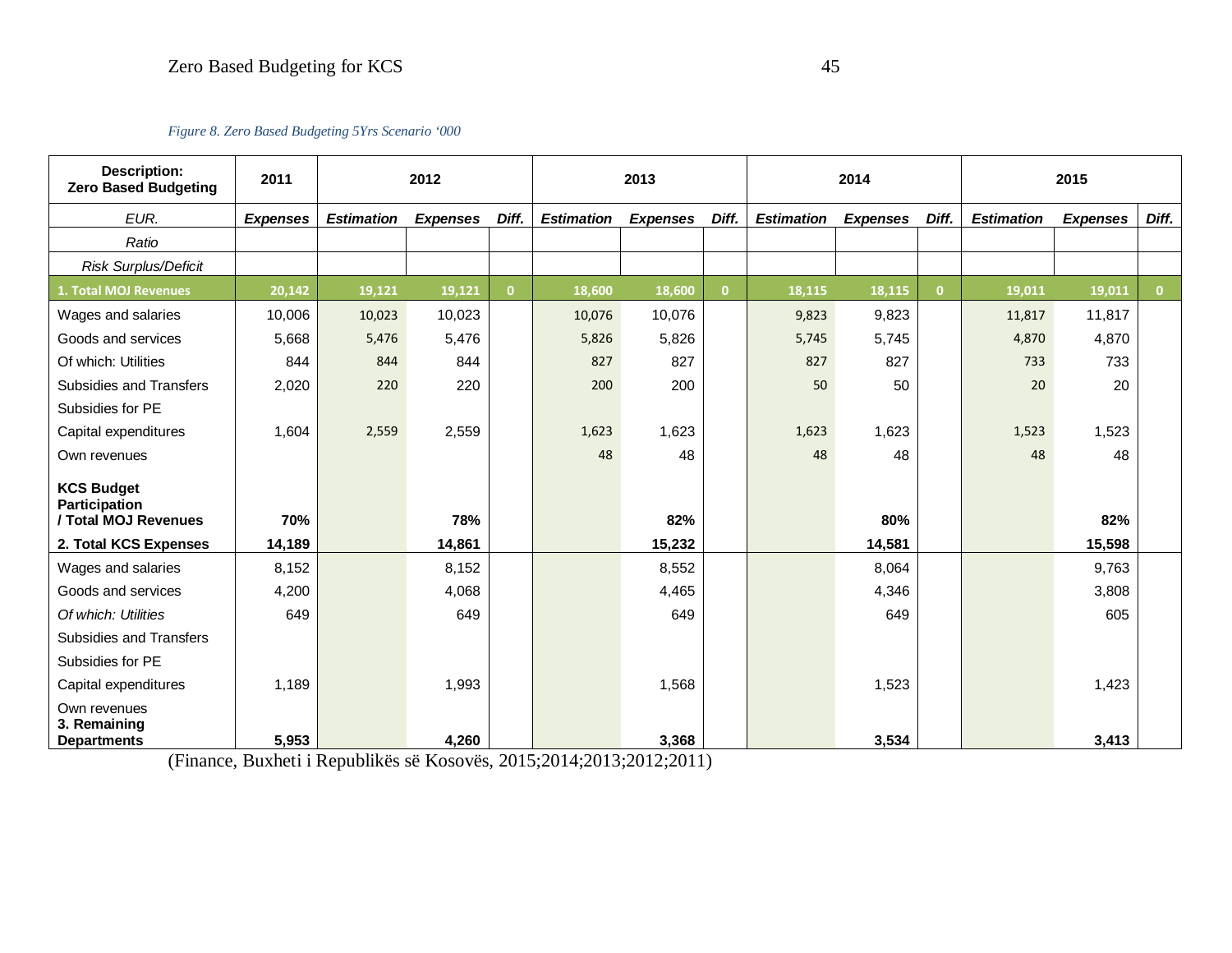*Figure 8. Zero Based Budgeting 5Yrs Scenario '000*

| **Description: Zero Based Budgeting** | **2011** | **2012** | | | **2013** | | | **2014** | | | **2015** | | |
|---|---|---|---|---|---|---|---|---|---|---|---|---|---|
| *EUR.* | ***Expenses*** | ***Estimation*** | ***Expenses*** | ***Diff.*** | ***Estimation*** | ***Expenses*** | ***Diff.*** | ***Estimation*** | ***Expenses*** | ***Diff.*** | ***Estimation*** | ***Expenses*** | ***Diff.*** |
| *Ratio* | | | | | | | | | | | | | |
| *Risk Surplus/Deficit* | | | | | | | | | | | | | |
| **1. Total MOJ Revenues** | **20,142** | **19,121** | **19,121** | **0** | **18,600** | **18,600** | **0** | **18,115** | **18,115** | **0** | **19,011** | **19,011** | **0** |
| Wages and salaries | 10,006 | 10,023 | 10,023 | | 10,076 | 10,076 | | 9,823 | 9,823 | | 11,817 | 11,817 | |
| Goods and services | 5,668 | 5,476 | 5,476 | | 5,826 | 5,826 | | 5,745 | 5,745 | | 4,870 | 4,870 | |
| Of which: Utilities | 844 | 844 | 844 | | 827 | 827 | | 827 | 827 | | 733 | 733 | |
| Subsidies and Transfers | 2,020 | 220 | 220 | | 200 | 200 | | 50 | 50 | | 20 | 20 | |
| Subsidies for PE | | | | | | | | | | | | | |
| Capital expenditures | 1,604 | 2,559 | 2,559 | | 1,623 | 1,623 | | 1,623 | 1,623 | | 1,523 | 1,523 | |
| Own revenues | | | | | 48 | 48 | | 48 | 48 | | 48 | 48 | |
| **KCS Budget Participation / Total MOJ Revenues** | **70%** | | **78%** | | | **82%** | | | **80%** | | | **82%** | |
| **2. Total KCS Expenses** | **14,189** | | **14,861** | | | **15,232** | | | **14,581** | | | **15,598** | |
| Wages and salaries | 8,152 | | 8,152 | | | 8,552 | | | 8,064 | | | 9,763 | |
| Goods and services | 4,200 | | 4,068 | | | 4,465 | | | 4,346 | | | 3,808 | |
| *Of which: Utilities* | 649 | | 649 | | | 649 | | | 649 | | | 605 | |
| Subsidies and Transfers | | | | | | | | | | | | | |
| Subsidies for PE | | | | | | | | | | | | | |
| Capital expenditures | 1,189 | | 1,993 | | | 1,568 | | | 1,523 | | | 1,423 | |
| Own revenues | | | | | | | | | | | | | |
| **3. Remaining Departments** | **5,953** | | **4,260** | | | **3,368** | | | **3,534** | | | **3,413** | |

(Finance, Buxheti i Republikës së Kosovës, 2015;2014;2013;2012;2011)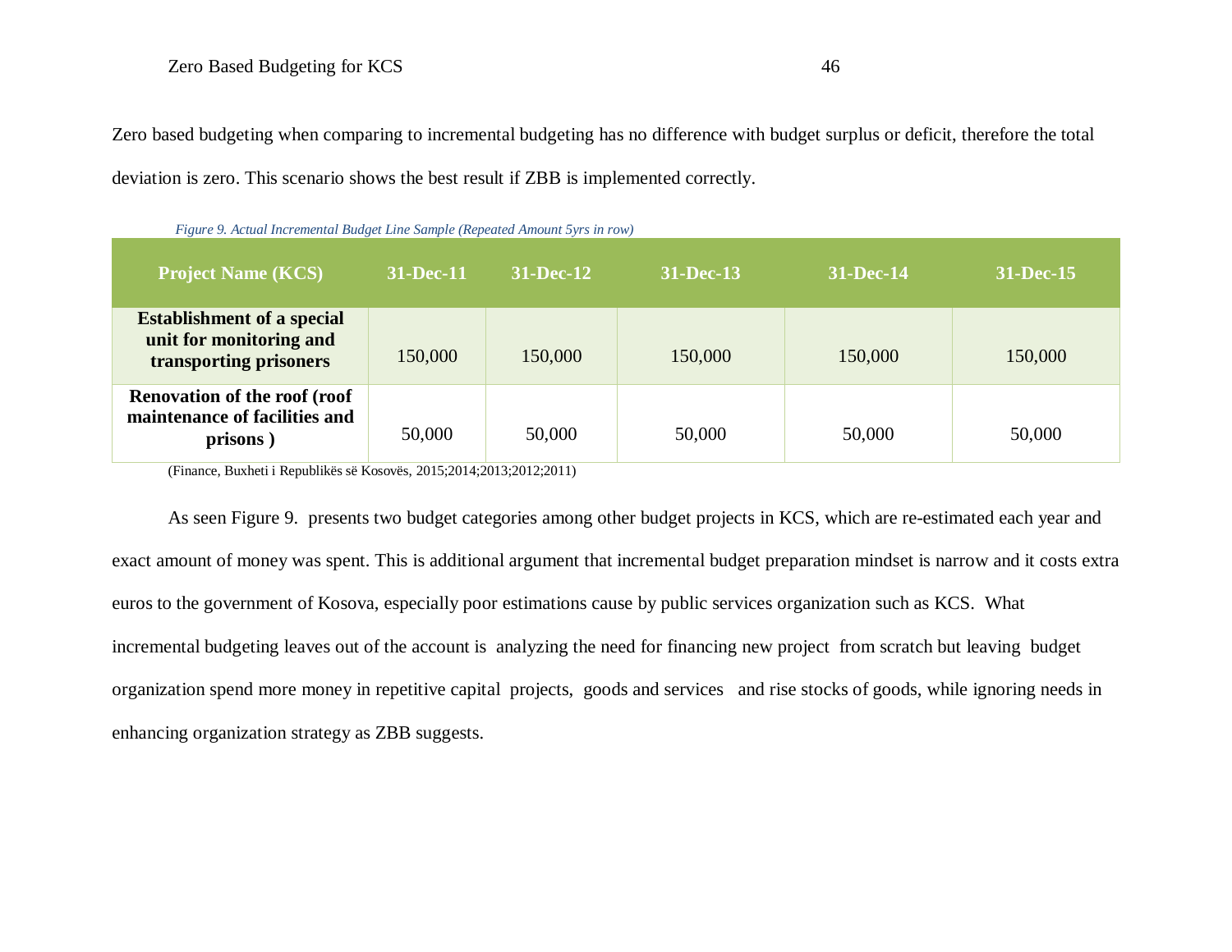Zero based budgeting when comparing to incremental budgeting has no difference with budget surplus or deficit, therefore the total deviation is zero. This scenario shows the best result if ZBB is implemented correctly.

*Figure 9. Actual Incremental Budget Line Sample (Repeated Amount 5yrs in row)*

| Project Name (KCS) | 31-Dec-11 | 31-Dec-12 | 31-Dec-13 | 31-Dec-14 | 31-Dec-15 |
|---|---|---|---|---|---|
| **Establishment of a special unit for monitoring and transporting prisoners** | 150,000 | 150,000 | 150,000 | 150,000 | 150,000 |
| **Renovation of the roof (roof maintenance of facilities and prisons )** | 50,000 | 50,000 | 50,000 | 50,000 | 50,000 |

(Finance, Buxheti i Republikës së Kosovës, 2015;2014;2013;2012;2011)

As seen Figure 9. presents two budget categories among other budget projects in KCS, which are re-estimated each year and exact amount of money was spent. This is additional argument that incremental budget preparation mindset is narrow and it costs extra euros to the government of Kosova, especially poor estimations cause by public services organization such as KCS. What incremental budgeting leaves out of the account is analyzing the need for financing new project from scratch but leaving budget organization spend more money in repetitive capital projects, goods and services and rise stocks of goods, while ignoring needs in enhancing organization strategy as ZBB suggests.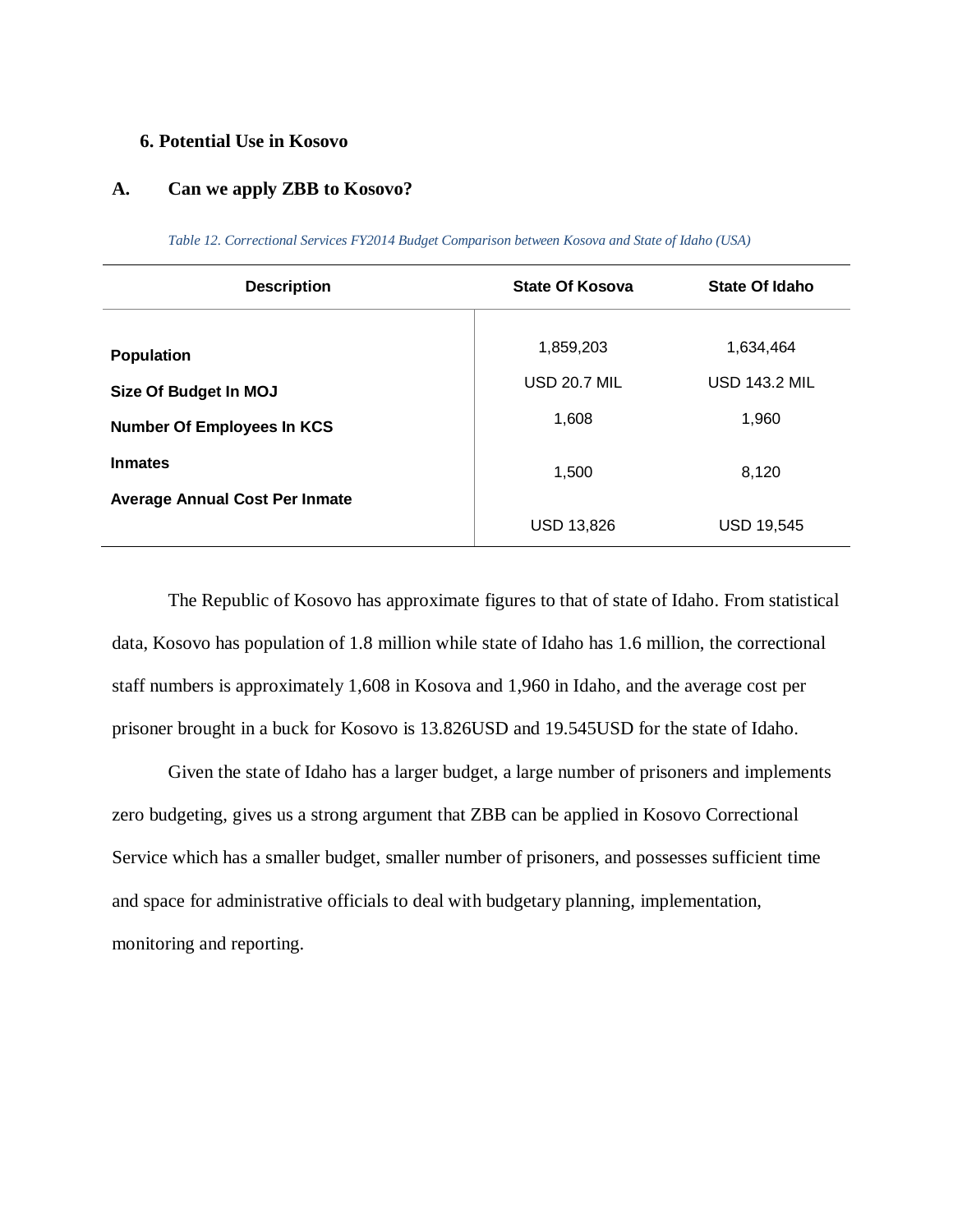### 6. Potential Use in Kosovo

### A. Can we apply ZBB to Kosovo?

*Table 12. Correctional Services FY2014 Budget Comparison between Kosova and State of Idaho (USA)*

| Description | State Of Kosova | State Of Idaho |
|---|---|---|
| **Population** | 1,859,203 | 1,634,464 |
| **Size Of Budget In MOJ** | USD 20.7 MIL | USD 143.2 MIL |
| **Number Of Employees In KCS** | 1,608 | 1,960 |
| **Inmates** | 1,500 | 8,120 |
| **Average Annual Cost Per Inmate** | USD 13,826 | USD 19,545 |

The Republic of Kosovo has approximate figures to that of state of Idaho. From statistical data, Kosovo has population of 1.8 million while state of Idaho has 1.6 million, the correctional staff numbers is approximately 1,608 in Kosova and 1,960 in Idaho, and the average cost per prisoner brought in a buck for Kosovo is 13.826USD and 19.545USD for the state of Idaho.

Given the state of Idaho has a larger budget, a large number of prisoners and implements zero budgeting, gives us a strong argument that ZBB can be applied in Kosovo Correctional Service which has a smaller budget, smaller number of prisoners, and possesses sufficient time and space for administrative officials to deal with budgetary planning, implementation, monitoring and reporting.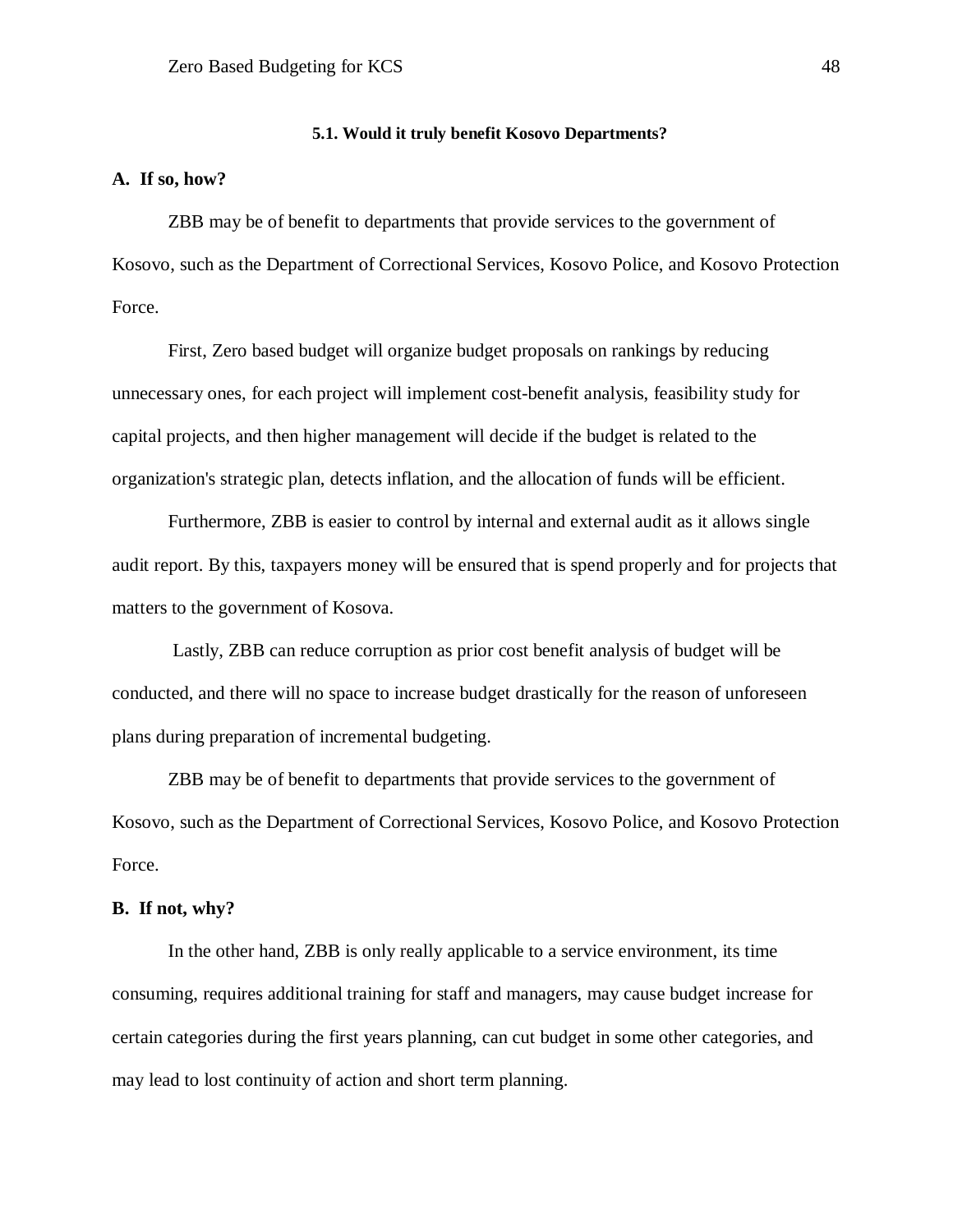### 5.1. Would it truly benefit Kosovo Departments?

**A. If so, how?**

ZBB may be of benefit to departments that provide services to the government of Kosovo, such as the Department of Correctional Services, Kosovo Police, and Kosovo Protection Force.

First, Zero based budget will organize budget proposals on rankings by reducing unnecessary ones, for each project will implement cost-benefit analysis, feasibility study for capital projects, and then higher management will decide if the budget is related to the organization's strategic plan, detects inflation, and the allocation of funds will be efficient.

Furthermore, ZBB is easier to control by internal and external audit as it allows single audit report. By this, taxpayers money will be ensured that is spend properly and for projects that matters to the government of Kosova.

Lastly, ZBB can reduce corruption as prior cost benefit analysis of budget will be conducted, and there will no space to increase budget drastically for the reason of unforeseen plans during preparation of incremental budgeting.

ZBB may be of benefit to departments that provide services to the government of Kosovo, such as the Department of Correctional Services, Kosovo Police, and Kosovo Protection Force.

**B. If not, why?**

In the other hand, ZBB is only really applicable to a service environment, its time consuming, requires additional training for staff and managers, may cause budget increase for certain categories during the first years planning, can cut budget in some other categories, and may lead to lost continuity of action and short term planning.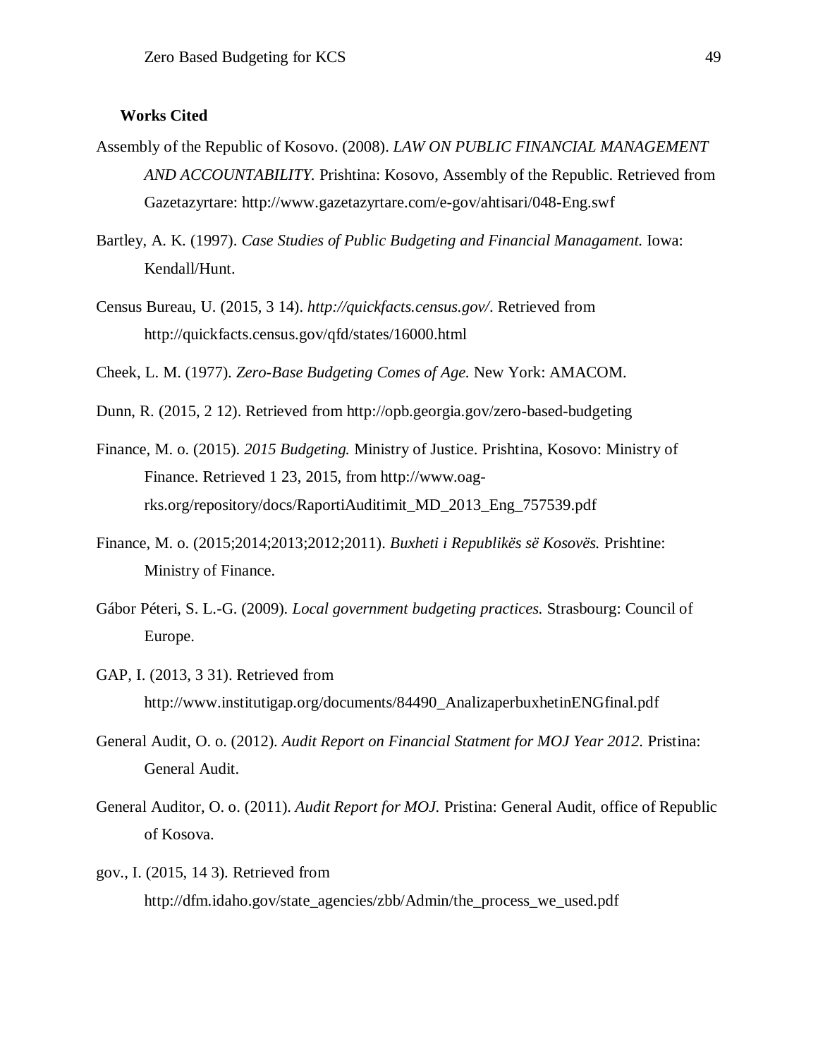## Works Cited

Assembly of the Republic of Kosovo. (2008). *LAW ON PUBLIC FINANCIAL MANAGEMENT AND ACCOUNTABILITY.* Prishtina: Kosovo, Assembly of the Republic. Retrieved from Gazetazyrtare: http://www.gazetazyrtare.com/e-gov/ahtisari/048-Eng.swf

Bartley, A. K. (1997). *Case Studies of Public Budgeting and Financial Managament.* Iowa: Kendall/Hunt.

Census Bureau, U. (2015, 3 14). *http://quickfacts.census.gov/*. Retrieved from http://quickfacts.census.gov/qfd/states/16000.html

Cheek, L. M. (1977). *Zero-Base Budgeting Comes of Age.* New York: AMACOM.

Dunn, R. (2015, 2 12). Retrieved from http://opb.georgia.gov/zero-based-budgeting

Finance, M. o. (2015). *2015 Budgeting.* Ministry of Justice. Prishtina, Kosovo: Ministry of Finance. Retrieved 1 23, 2015, from http://www.oag-rks.org/repository/docs/RaportiAuditimit_MD_2013_Eng_757539.pdf

Finance, M. o. (2015;2014;2013;2012;2011). *Buxheti i Republikës së Kosovës.* Prishtine: Ministry of Finance.

Gábor Péteri, S. L.-G. (2009). *Local government budgeting practices.* Strasbourg: Council of Europe.

GAP, I. (2013, 3 31). Retrieved from http://www.institutigap.org/documents/84490_AnalizaperbuxhetinENGfinal.pdf

General Audit, O. o. (2012). *Audit Report on Financial Statment for MOJ Year 2012.* Pristina: General Audit.

General Auditor, O. o. (2011). *Audit Report for MOJ.* Pristina: General Audit, office of Republic of Kosova.

gov., I. (2015, 14 3). Retrieved from http://dfm.idaho.gov/state_agencies/zbb/Admin/the_process_we_used.pdf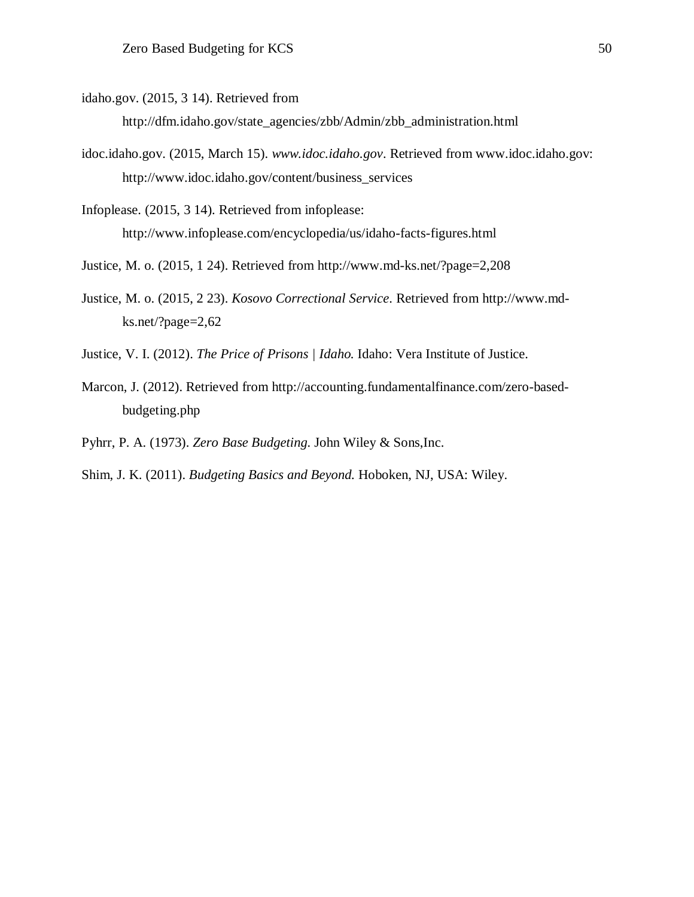idaho.gov. (2015, 3 14). Retrieved from http://dfm.idaho.gov/state_agencies/zbb/Admin/zbb_administration.html

idoc.idaho.gov. (2015, March 15). *www.idoc.idaho.gov*. Retrieved from www.idoc.idaho.gov: http://www.idoc.idaho.gov/content/business_services

Infoplease. (2015, 3 14). Retrieved from infoplease: http://www.infoplease.com/encyclopedia/us/idaho-facts-figures.html

Justice, M. o. (2015, 1 24). Retrieved from http://www.md-ks.net/?page=2,208

Justice, M. o. (2015, 2 23). *Kosovo Correctional Service*. Retrieved from http://www.md-ks.net/?page=2,62

Justice, V. I. (2012). *The Price of Prisons | Idaho.* Idaho: Vera Institute of Justice.

Marcon, J. (2012). Retrieved from http://accounting.fundamentalfinance.com/zero-based-budgeting.php

Pyhrr, P. A. (1973). *Zero Base Budgeting.* John Wiley & Sons,Inc.

Shim, J. K. (2011). *Budgeting Basics and Beyond.* Hoboken, NJ, USA: Wiley.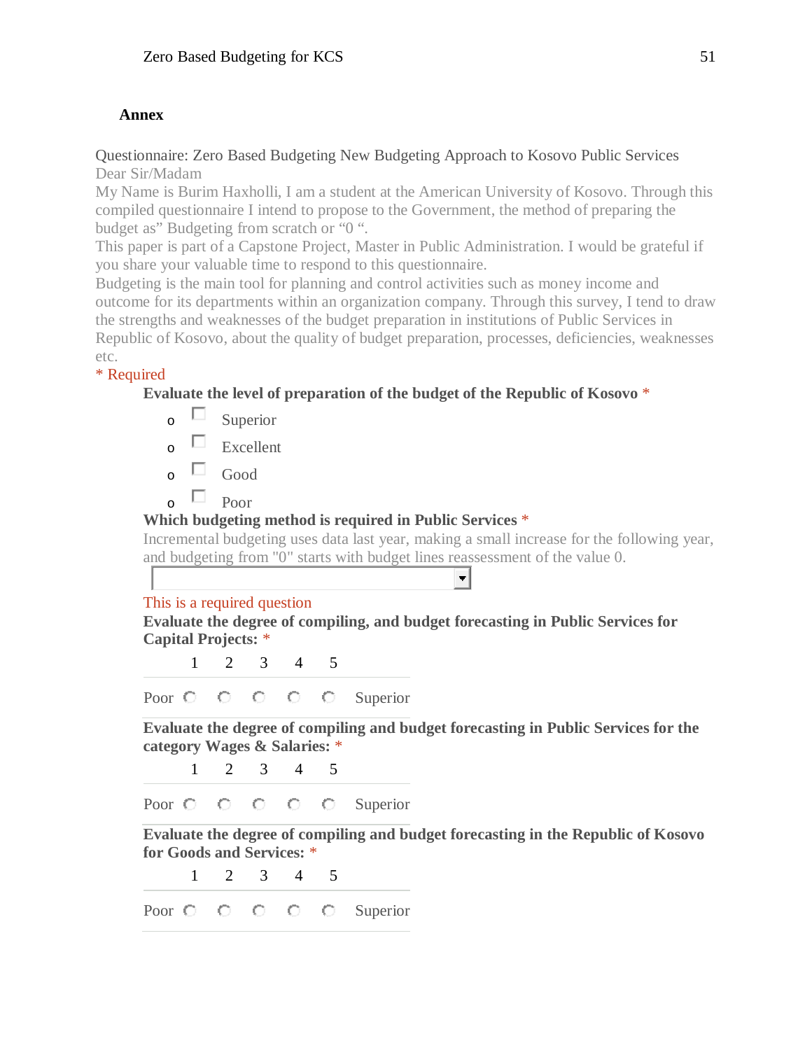## Annex

Questionnaire: Zero Based Budgeting New Budgeting Approach to Kosovo Public Services

Dear Sir/Madam

My Name is Burim Haxholli, I am a student at the American University of Kosovo. Through this compiled questionnaire I intend to propose to the Government, the method of preparing the budget as" Budgeting from scratch or "0 ".

This paper is part of a Capstone Project, Master in Public Administration. I would be grateful if you share your valuable time to respond to this questionnaire.

Budgeting is the main tool for planning and control activities such as money income and outcome for its departments within an organization company. Through this survey, I tend to draw the strengths and weaknesses of the budget preparation in institutions of Public Services in Republic of Kosovo, about the quality of budget preparation, processes, deficiencies, weaknesses etc.

* Required

**Evaluate the level of preparation of the budget of the Republic of Kosovo** *

- ☐ Superior
- ☐ Excellent
- ☐ Good
- ☐ Poor

**Which budgeting method is required in Public Services** *

Incremental budgeting uses data last year, making a small increase for the following year, and budgeting from "0" starts with budget lines reassessment of the value 0.

This is a required question

**Evaluate the degree of compiling, and budget forecasting in Public Services for Capital Projects:** *

| | 1 | 2 | 3 | 4 | 5 | |
|---|---|---|---|---|---|---|
| Poor | ○ | ○ | ○ | ○ | ○ | Superior |

**Evaluate the degree of compiling and budget forecasting in Public Services for the category Wages & Salaries:** *

| | 1 | 2 | 3 | 4 | 5 | |
|---|---|---|---|---|---|---|
| Poor | ○ | ○ | ○ | ○ | ○ | Superior |

**Evaluate the degree of compiling and budget forecasting in the Republic of Kosovo for Goods and Services:** *

| | 1 | 2 | 3 | 4 | 5 | |
|---|---|---|---|---|---|---|
| Poor | ○ | ○ | ○ | ○ | ○ | Superior |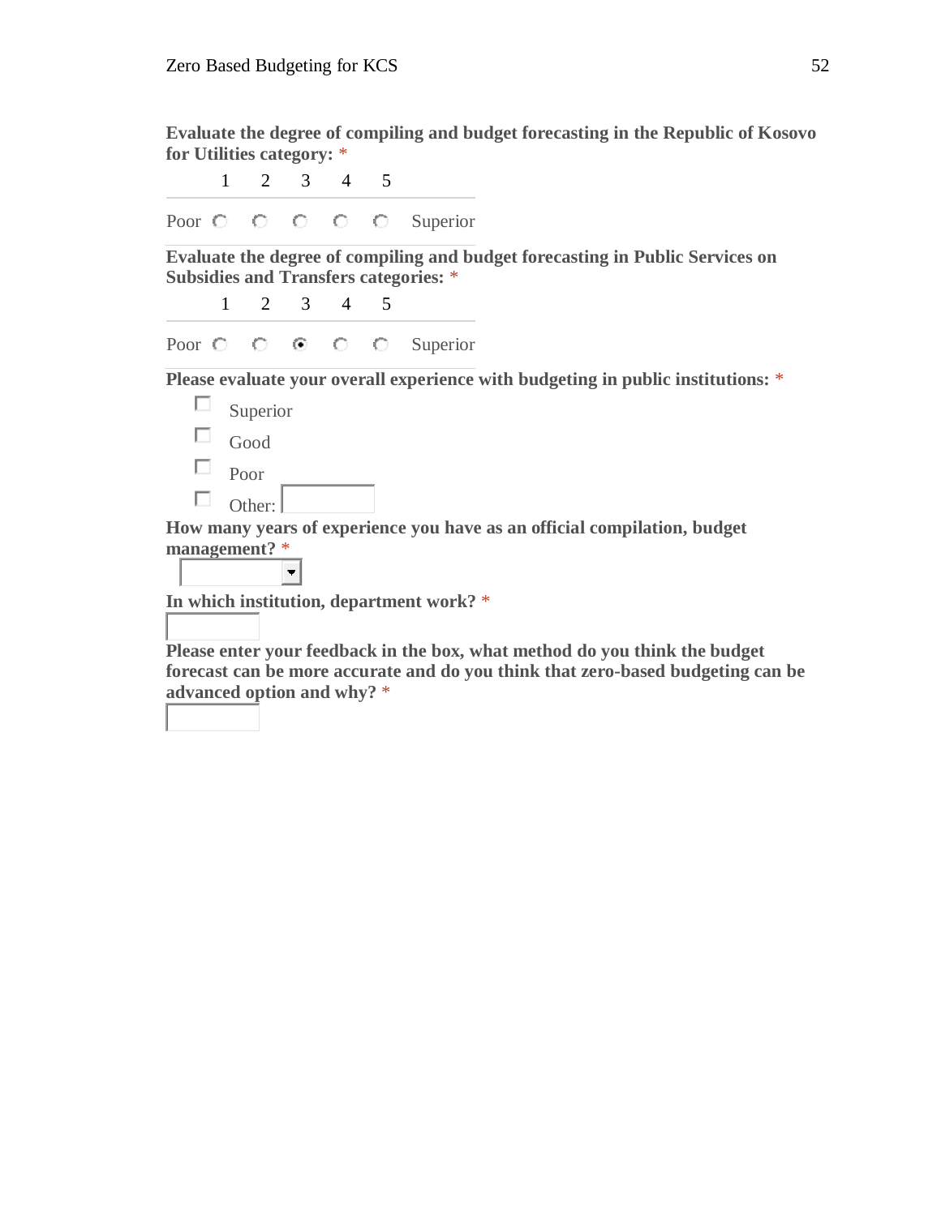**Evaluate the degree of compiling and budget forecasting in the Republic of Kosovo for Utilities category:** *

| | 1 | 2 | 3 | 4 | 5 | |
|---|---|---|---|---|---|---|
| Poor | ○ | ○ | ○ | ○ | ○ | Superior |

**Evaluate the degree of compiling and budget forecasting in Public Services on Subsidies and Transfers categories:** *

| | 1 | 2 | 3 | 4 | 5 | |
|---|---|---|---|---|---|---|
| Poor | ○ | ○ | ◉ | ○ | ○ | Superior |

**Please evaluate your overall experience with budgeting in public institutions:** *

- ☐ Superior
- ☐ Good
- ☐ Poor
- ☐ Other:

**How many years of experience you have as an official compilation, budget management?** *

**In which institution, department work?** *

**Please enter your feedback in the box, what method do you think the budget forecast can be more accurate and do you think that zero-based budgeting can be advanced option and why?** *